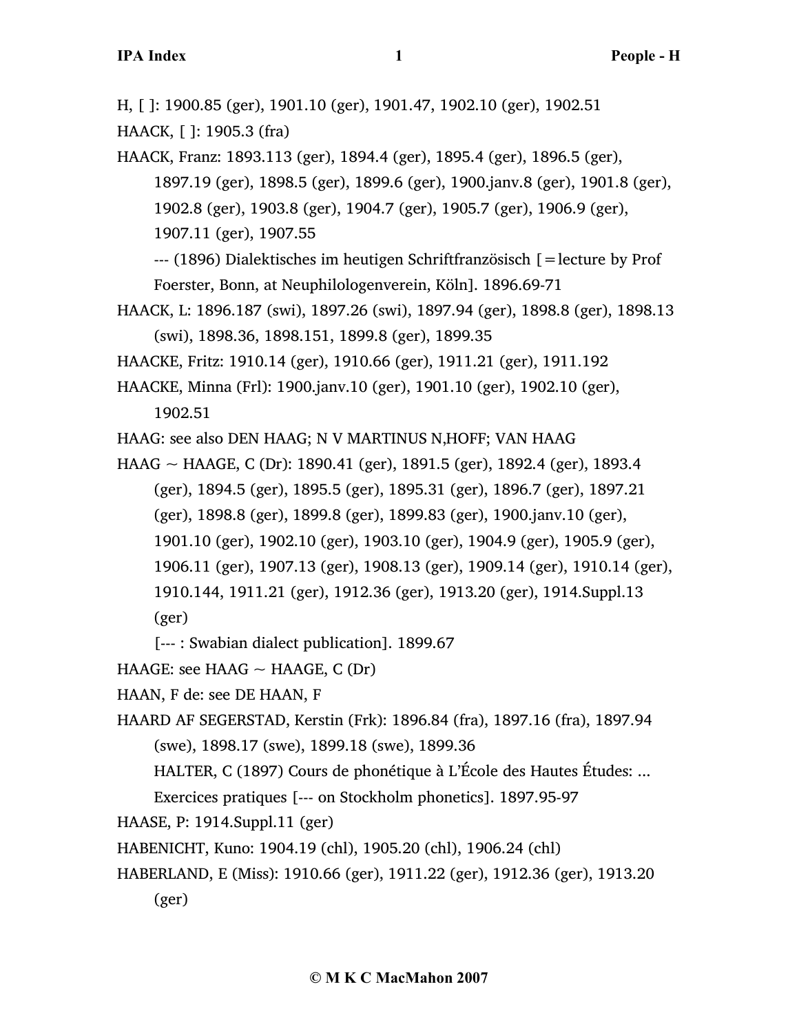H, [ ]: 1900.85 (ger), 1901.10 (ger), 1901.47, 1902.10 (ger), 1902.51

HAACK, [ ]: 1905.3 (fra)

HAACK, Franz: 1893.113 (ger), 1894.4 (ger), 1895.4 (ger), 1896.5 (ger), 1897.19 (ger), 1898.5 (ger), 1899.6 (ger), 1900.janv.8 (ger), 1901.8 (ger), 1902.8 (ger), 1903.8 (ger), 1904.7 (ger), 1905.7 (ger), 1906.9 (ger), 1907.11 (ger), 1907.55

--- (1896) Dialektisches im heutigen Schriftfranzösisch [=lecture by Prof Foerster, Bonn, at Neuphilologenverein, Köln]. 1896.69-71

HAACK, L: 1896.187 (swi), 1897.26 (swi), 1897.94 (ger), 1898.8 (ger), 1898.13 (swi), 1898.36, 1898.151, 1899.8 (ger), 1899.35

HAACKE, Fritz: 1910.14 (ger), 1910.66 (ger), 1911.21 (ger), 1911.192

HAACKE, Minna (Frl): 1900.janv.10 (ger), 1901.10 (ger), 1902.10 (ger), 1902.51

HAAG: see also DEN HAAG; N V MARTINUS N,HOFF; VAN HAAG

HAAG ~ HAAGE, C (Dr): 1890.41 (ger), 1891.5 (ger), 1892.4 (ger), 1893.4 (ger), 1894.5 (ger), 1895.5 (ger), 1895.31 (ger), 1896.7 (ger), 1897.21 (ger), 1898.8 (ger), 1899.8 (ger), 1899.83 (ger), 1900.janv.10 (ger), 1901.10 (ger), 1902.10 (ger), 1903.10 (ger), 1904.9 (ger), 1905.9 (ger), 1906.11 (ger), 1907.13 (ger), 1908.13 (ger), 1909.14 (ger), 1910.14 (ger), 1910.144, 1911.21 (ger), 1912.36 (ger), 1913.20 (ger), 1914.Suppl.13 (ger)

[--- : Swabian dialect publication]. 1899.67

HAAGE: see HAAG ~ HAAGE, C (Dr)

HAAN, F de: see DE HAAN, F

HAARD AF SEGERSTAD, Kerstin (Frk): 1896.84 (fra), 1897.16 (fra), 1897.94 (swe), 1898.17 (swe), 1899.18 (swe), 1899.36

HALTER, C (1897) Cours de phonétique à L'École des Hautes Études: ... Exercices pratiques [--- on Stockholm phonetics]. 1897.95-97

HAASE, P: 1914.Suppl.11 (ger)

HABENICHT, Kuno: 1904.19 (chl), 1905.20 (chl), 1906.24 (chl)

HABERLAND, E (Miss): 1910.66 (ger), 1911.22 (ger), 1912.36 (ger), 1913.20 (ger)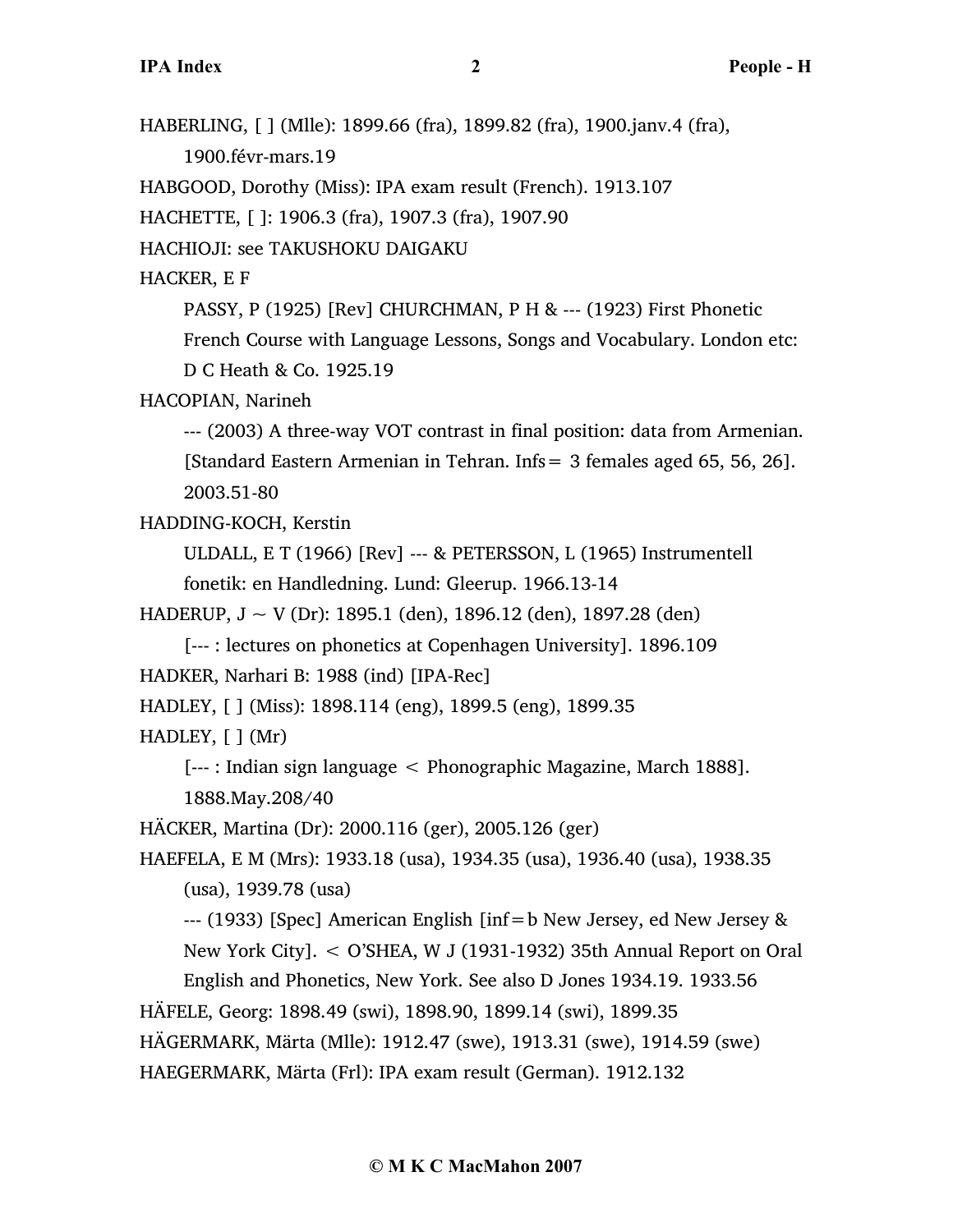HABERLING, [ ] (Mlle): 1899.66 (fra), 1899.82 (fra), 1900.janv.4 (fra), 1900.févr-mars.19

HABGOOD, Dorothy (Miss): IPA exam result (French). 1913.107

HACHETTE, [ ]: 1906.3 (fra), 1907.3 (fra), 1907.90

HACHIOJI: see TAKUSHOKU DAIGAKU

HACKER, E F

PASSY, P (1925) [Rev] CHURCHMAN, P H & --- (1923) First Phonetic French Course with Language Lessons, Songs and Vocabulary. London etc: D C Heath & Co. 1925.19

HACOPIAN, Narineh

--- (2003) A three-way VOT contrast in final position: data from Armenian. [Standard Eastern Armenian in Tehran. Infs = 3 females aged 65, 56, 26]. 2003.51-80

HADDING-KOCH, Kerstin

ULDALL, E T (1966) [Rev] --- & PETERSSON, L (1965) Instrumentell fonetik: en Handledning. Lund: Gleerup. 1966.13-14

HADERUP, J ~ V (Dr): 1895.1 (den), 1896.12 (den), 1897.28 (den)

[--- : lectures on phonetics at Copenhagen University]. 1896.109

HADKER, Narhari B: 1988 (ind) [IPA-Rec]

HADLEY, [ ] (Miss): 1898.114 (eng), 1899.5 (eng), 1899.35

HADLEY, [ ] (Mr)

[--- : Indian sign language < Phonographic Magazine, March 1888]. 1888.May.208/40

HÄCKER, Martina (Dr): 2000.116 (ger), 2005.126 (ger)

HAEFELA, E M (Mrs): 1933.18 (usa), 1934.35 (usa), 1936.40 (usa), 1938.35 (usa), 1939.78 (usa)

--- (1933) [Spec] American English [inf = b New Jersey, ed New Jersey & New York City]. < O'SHEA, W J (1931-1932) 35th Annual Report on Oral English and Phonetics, New York. See also D Jones 1934.19. 1933.56

HÄFELE, Georg: 1898.49 (swi), 1898.90, 1899.14 (swi), 1899.35

HÄGERMARK, Märta (Mlle): 1912.47 (swe), 1913.31 (swe), 1914.59 (swe)

HAEGERMARK, Märta (Frl): IPA exam result (German). 1912.132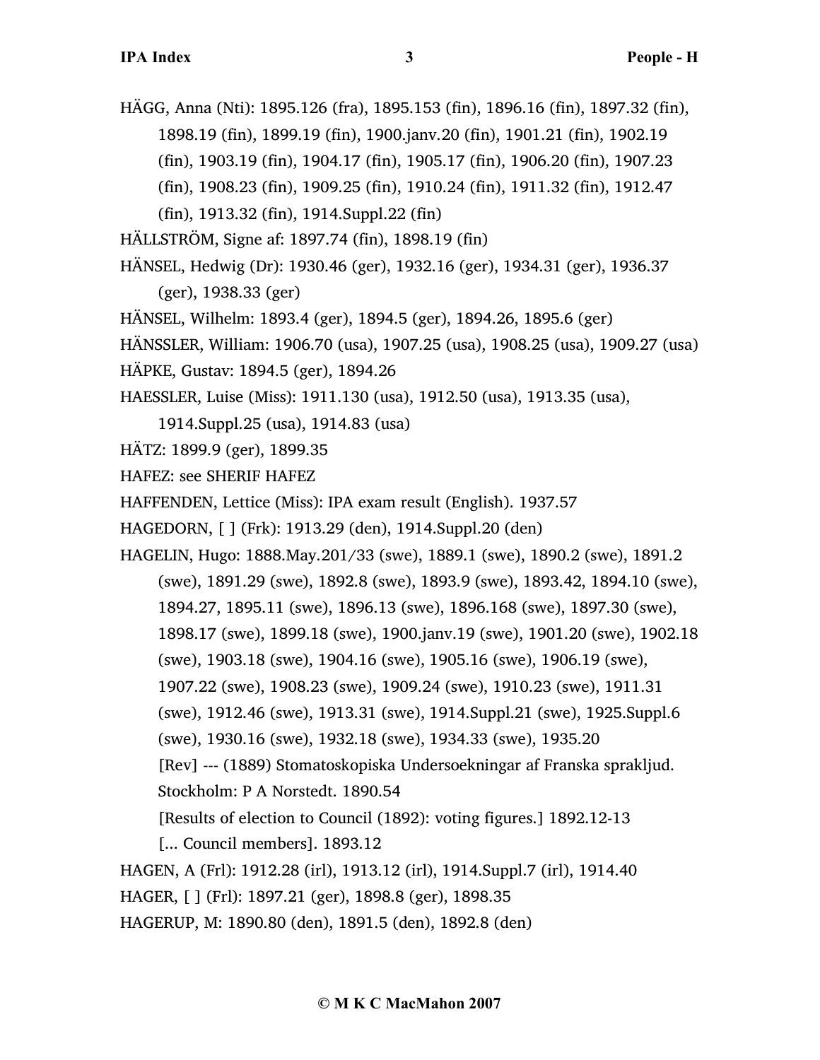HÄGG, Anna (Nti): 1895.126 (fra), 1895.153 (fin), 1896.16 (fin), 1897.32 (fin), 1898.19 (fin), 1899.19 (fin), 1900.janv.20 (fin), 1901.21 (fin), 1902.19 (fin), 1903.19 (fin), 1904.17 (fin), 1905.17 (fin), 1906.20 (fin), 1907.23 (fin), 1908.23 (fin), 1909.25 (fin), 1910.24 (fin), 1911.32 (fin), 1912.47 (fin), 1913.32 (fin), 1914.Suppl.22 (fin)

HÄLLSTRÖM, Signe af: 1897.74 (fin), 1898.19 (fin)

HÄNSEL, Hedwig (Dr): 1930.46 (ger), 1932.16 (ger), 1934.31 (ger), 1936.37 (ger), 1938.33 (ger)

HÄNSEL, Wilhelm: 1893.4 (ger), 1894.5 (ger), 1894.26, 1895.6 (ger)

HÄNSSLER, William: 1906.70 (usa), 1907.25 (usa), 1908.25 (usa), 1909.27 (usa)

HÄPKE, Gustav: 1894.5 (ger), 1894.26

HAESSLER, Luise (Miss): 1911.130 (usa), 1912.50 (usa), 1913.35 (usa), 1914.Suppl.25 (usa), 1914.83 (usa)

HÄTZ: 1899.9 (ger), 1899.35

HAFEZ: see SHERIF HAFEZ

HAFFENDEN, Lettice (Miss): IPA exam result (English). 1937.57

HAGEDORN, [ ] (Frk): 1913.29 (den), 1914.Suppl.20 (den)

HAGELIN, Hugo: 1888.May.201/33 (swe), 1889.1 (swe), 1890.2 (swe), 1891.2 (swe), 1891.29 (swe), 1892.8 (swe), 1893.9 (swe), 1893.42, 1894.10 (swe), 1894.27, 1895.11 (swe), 1896.13 (swe), 1896.168 (swe), 1897.30 (swe), 1898.17 (swe), 1899.18 (swe), 1900.janv.19 (swe), 1901.20 (swe), 1902.18 (swe), 1903.18 (swe), 1904.16 (swe), 1905.16 (swe), 1906.19 (swe), 1907.22 (swe), 1908.23 (swe), 1909.24 (swe), 1910.23 (swe), 1911.31 (swe), 1912.46 (swe), 1913.31 (swe), 1914.Suppl.21 (swe), 1925.Suppl.6 (swe), 1930.16 (swe), 1932.18 (swe), 1934.33 (swe), 1935.20
[Rev] --- (1889) Stomatoskopiska Undersoekningar af Franska sprakljud. Stockholm: P A Norstedt. 1890.54
[Results of election to Council (1892): voting figures.] 1892.12-13
[... Council members]. 1893.12

HAGEN, A (Frl): 1912.28 (irl), 1913.12 (irl), 1914.Suppl.7 (irl), 1914.40

HAGER, [ ] (Frl): 1897.21 (ger), 1898.8 (ger), 1898.35

HAGERUP, M: 1890.80 (den), 1891.5 (den), 1892.8 (den)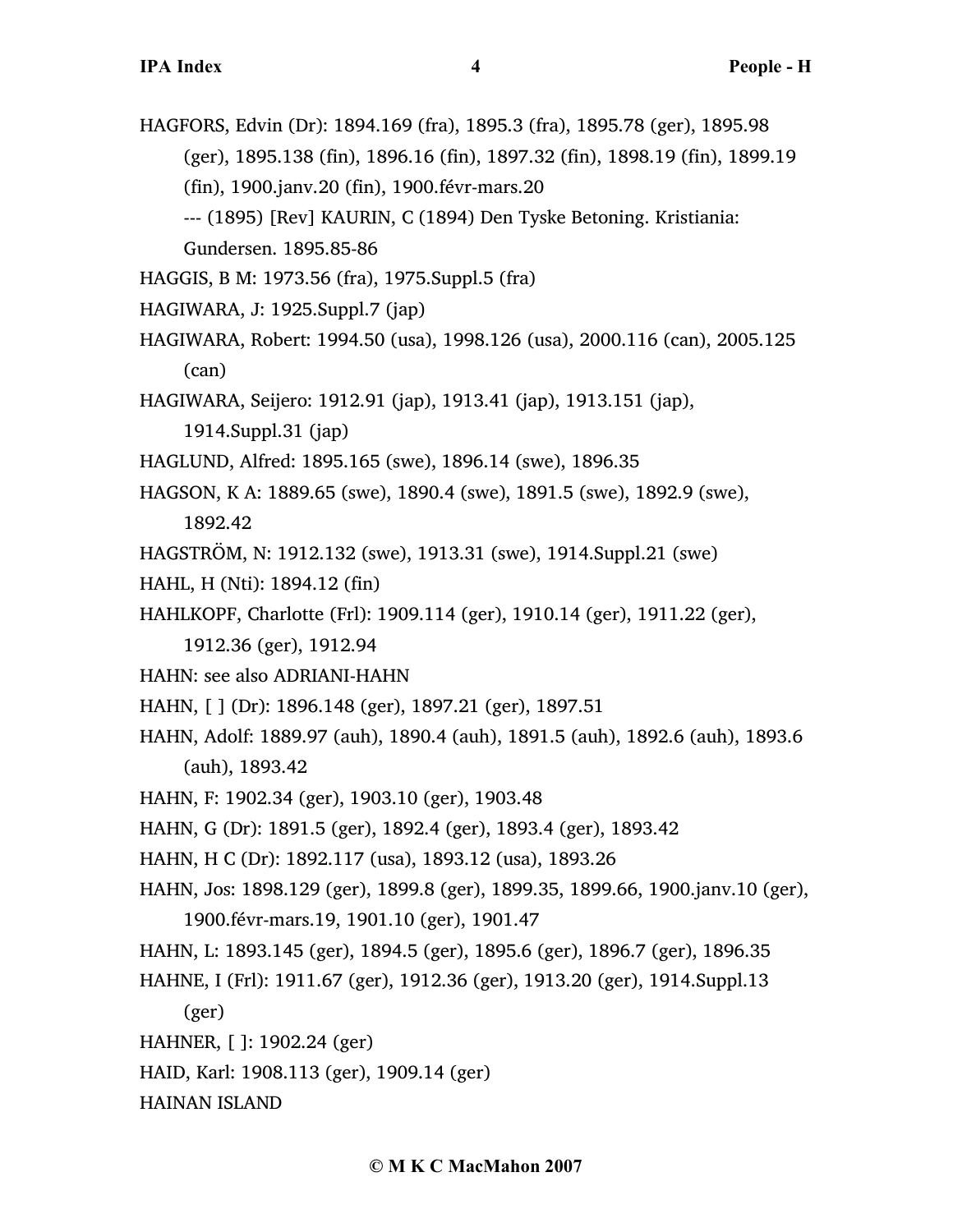HAGFORS, Edvin (Dr): 1894.169 (fra), 1895.3 (fra), 1895.78 (ger), 1895.98 (ger), 1895.138 (fin), 1896.16 (fin), 1897.32 (fin), 1898.19 (fin), 1899.19 (fin), 1900.janv.20 (fin), 1900.févr-mars.20

--- (1895) [Rev] KAURIN, C (1894) Den Tyske Betoning. Kristiania: Gundersen. 1895.85-86

HAGGIS, B M: 1973.56 (fra), 1975.Suppl.5 (fra)

HAGIWARA, J: 1925.Suppl.7 (jap)

HAGIWARA, Robert: 1994.50 (usa), 1998.126 (usa), 2000.116 (can), 2005.125 (can)

HAGIWARA, Seijero: 1912.91 (jap), 1913.41 (jap), 1913.151 (jap), 1914.Suppl.31 (jap)

HAGLUND, Alfred: 1895.165 (swe), 1896.14 (swe), 1896.35

HAGSON, K A: 1889.65 (swe), 1890.4 (swe), 1891.5 (swe), 1892.9 (swe), 1892.42

HAGSTRÖM, N: 1912.132 (swe), 1913.31 (swe), 1914.Suppl.21 (swe)

HAHL, H (Nti): 1894.12 (fin)

HAHLKOPF, Charlotte (Frl): 1909.114 (ger), 1910.14 (ger), 1911.22 (ger), 1912.36 (ger), 1912.94

HAHN: see also ADRIANI-HAHN

HAHN, [ ] (Dr): 1896.148 (ger), 1897.21 (ger), 1897.51

HAHN, Adolf: 1889.97 (auh), 1890.4 (auh), 1891.5 (auh), 1892.6 (auh), 1893.6 (auh), 1893.42

HAHN, F: 1902.34 (ger), 1903.10 (ger), 1903.48

HAHN, G (Dr): 1891.5 (ger), 1892.4 (ger), 1893.4 (ger), 1893.42

HAHN, H C (Dr): 1892.117 (usa), 1893.12 (usa), 1893.26

HAHN, Jos: 1898.129 (ger), 1899.8 (ger), 1899.35, 1899.66, 1900.janv.10 (ger), 1900.févr-mars.19, 1901.10 (ger), 1901.47

HAHN, L: 1893.145 (ger), 1894.5 (ger), 1895.6 (ger), 1896.7 (ger), 1896.35

HAHNE, I (Frl): 1911.67 (ger), 1912.36 (ger), 1913.20 (ger), 1914.Suppl.13 (ger)

HAHNER, [ ]: 1902.24 (ger)

HAID, Karl: 1908.113 (ger), 1909.14 (ger)

HAINAN ISLAND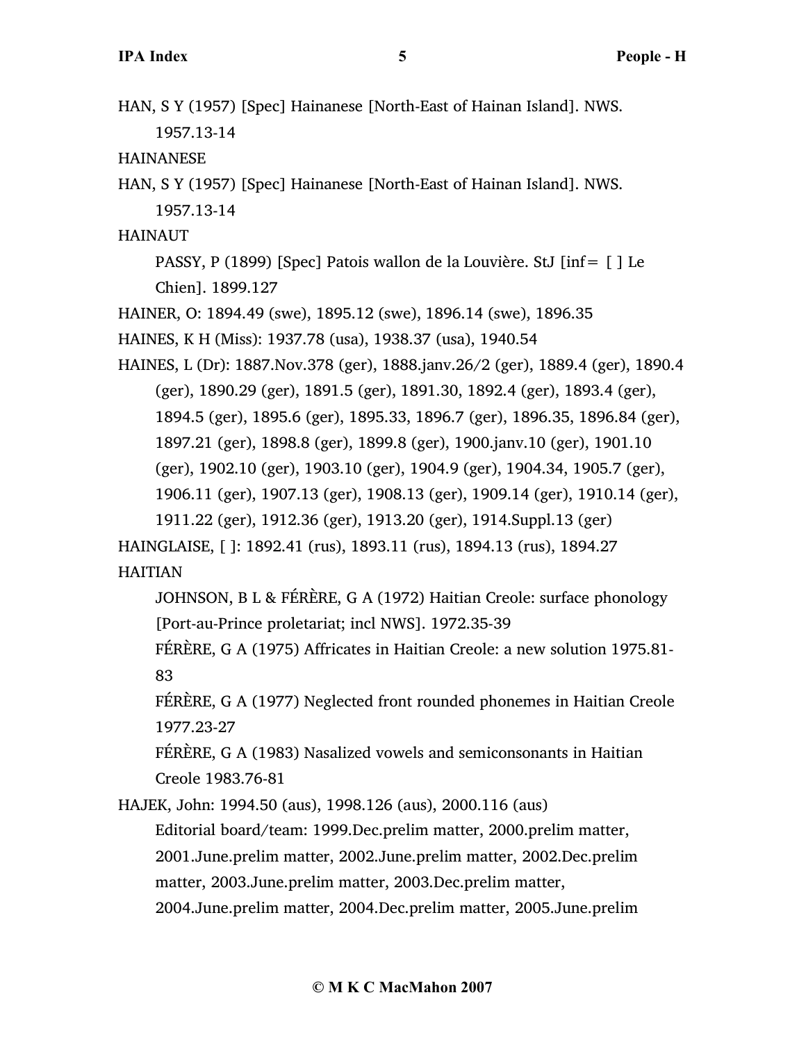HAN, S Y (1957) [Spec] Hainanese [North-East of Hainan Island]. NWS. 1957.13-14

HAINANESE

HAN, S Y (1957) [Spec] Hainanese [North-East of Hainan Island]. NWS. 1957.13-14

HAINAUT

PASSY, P (1899) [Spec] Patois wallon de la Louvière. StJ [inf= [ ] Le Chien]. 1899.127

HAINER, O: 1894.49 (swe), 1895.12 (swe), 1896.14 (swe), 1896.35

HAINES, K H (Miss): 1937.78 (usa), 1938.37 (usa), 1940.54

HAINES, L (Dr): 1887.Nov.378 (ger), 1888.janv.26/2 (ger), 1889.4 (ger), 1890.4 (ger), 1890.29 (ger), 1891.5 (ger), 1891.30, 1892.4 (ger), 1893.4 (ger), 1894.5 (ger), 1895.6 (ger), 1895.33, 1896.7 (ger), 1896.35, 1896.84 (ger), 1897.21 (ger), 1898.8 (ger), 1899.8 (ger), 1900.janv.10 (ger), 1901.10 (ger), 1902.10 (ger), 1903.10 (ger), 1904.9 (ger), 1904.34, 1905.7 (ger), 1906.11 (ger), 1907.13 (ger), 1908.13 (ger), 1909.14 (ger), 1910.14 (ger), 1911.22 (ger), 1912.36 (ger), 1913.20 (ger), 1914.Suppl.13 (ger)

HAINGLAISE, [ ]: 1892.41 (rus), 1893.11 (rus), 1894.13 (rus), 1894.27

HAITIAN

JOHNSON, B L & FÉRÈRE, G A (1972) Haitian Creole: surface phonology [Port-au-Prince proletariat; incl NWS]. 1972.35-39

FÉRÈRE, G A (1975) Affricates in Haitian Creole: a new solution 1975.81-83

FÉRÈRE, G A (1977) Neglected front rounded phonemes in Haitian Creole 1977.23-27

FÉRÈRE, G A (1983) Nasalized vowels and semiconsonants in Haitian Creole 1983.76-81

HAJEK, John: 1994.50 (aus), 1998.126 (aus), 2000.116 (aus)

Editorial board/team: 1999.Dec.prelim matter, 2000.prelim matter, 2001.June.prelim matter, 2002.June.prelim matter, 2002.Dec.prelim matter, 2003.June.prelim matter, 2003.Dec.prelim matter, 2004.June.prelim matter, 2004.Dec.prelim matter, 2005.June.prelim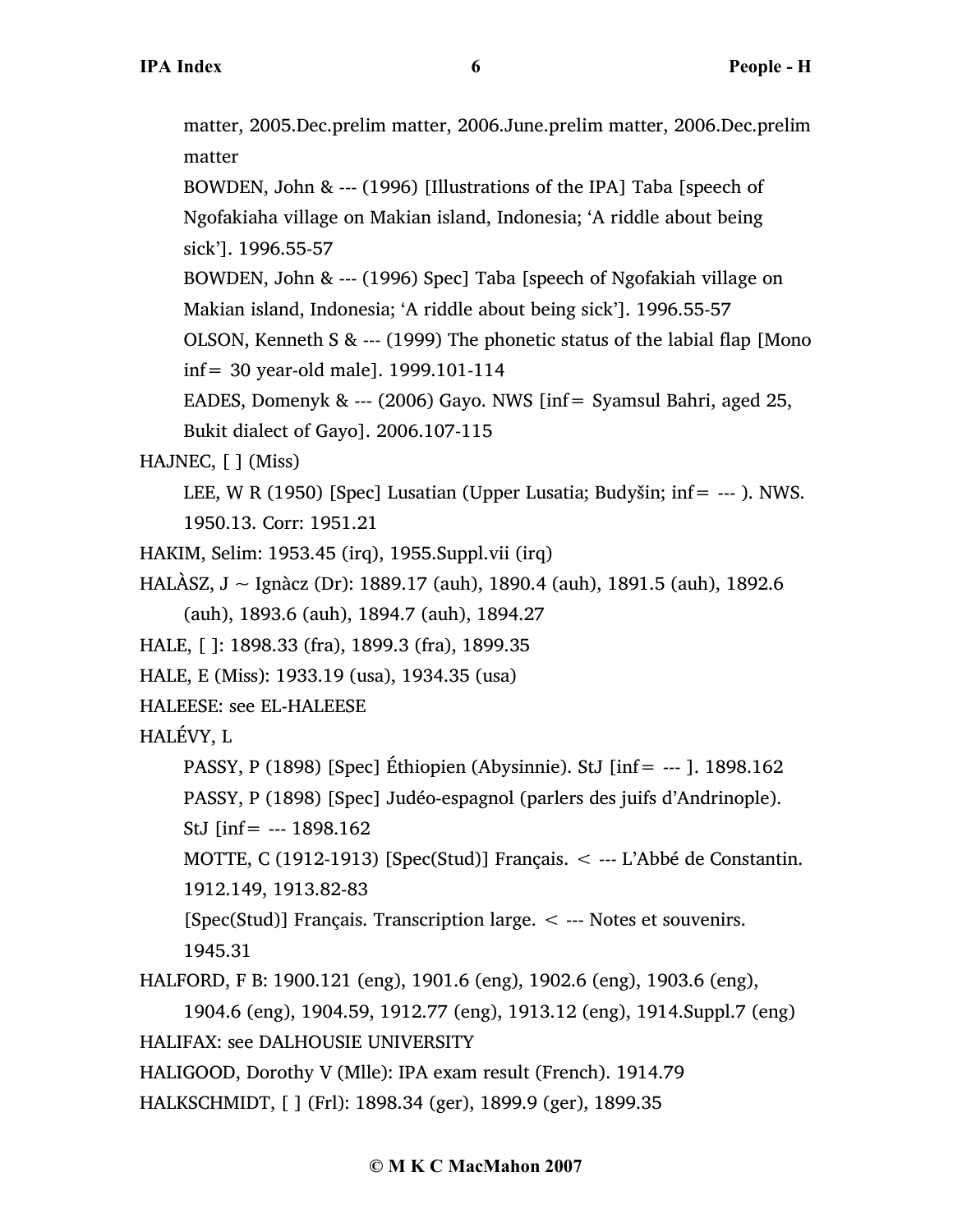matter, 2005.Dec.prelim matter, 2006.June.prelim matter, 2006.Dec.prelim matter

BOWDEN, John & --- (1996) [Illustrations of the IPA] Taba [speech of Ngofakiaha village on Makian island, Indonesia; 'A riddle about being sick']. 1996.55-57

BOWDEN, John & --- (1996) Spec] Taba [speech of Ngofakiah village on Makian island, Indonesia; 'A riddle about being sick']. 1996.55-57

OLSON, Kenneth S & --- (1999) The phonetic status of the labial flap [Mono inf= 30 year-old male]. 1999.101-114

EADES, Domenyk & --- (2006) Gayo. NWS [inf= Syamsul Bahri, aged 25, Bukit dialect of Gayo]. 2006.107-115

HAJNEC, [ ] (Miss)

LEE, W R (1950) [Spec] Lusatian (Upper Lusatia; Budyšin; inf= --- ). NWS. 1950.13. Corr: 1951.21

HAKIM, Selim: 1953.45 (irq), 1955.Suppl.vii (irq)

HALÀSZ, J ~ Ignàcz (Dr): 1889.17 (auh), 1890.4 (auh), 1891.5 (auh), 1892.6 (auh), 1893.6 (auh), 1894.7 (auh), 1894.27

HALE, [ ]: 1898.33 (fra), 1899.3 (fra), 1899.35

HALE, E (Miss): 1933.19 (usa), 1934.35 (usa)

HALEESE: see EL-HALEESE

HALÉVY, L

PASSY, P (1898) [Spec] Éthiopien (Abysinnie). StJ [inf= --- ]. 1898.162

PASSY, P (1898) [Spec] Judéo-espagnol (parlers des juifs d'Andrinople). StJ [inf= --- 1898.162

MOTTE, C (1912-1913) [Spec(Stud)] Français. < --- L'Abbé de Constantin. 1912.149, 1913.82-83

[Spec(Stud)] Français. Transcription large. < --- Notes et souvenirs. 1945.31

HALFORD, F B: 1900.121 (eng), 1901.6 (eng), 1902.6 (eng), 1903.6 (eng), 1904.6 (eng), 1904.59, 1912.77 (eng), 1913.12 (eng), 1914.Suppl.7 (eng)

HALIFAX: see DALHOUSIE UNIVERSITY

HALIGOOD, Dorothy V (Mlle): IPA exam result (French). 1914.79

HALKSCHMIDT, [ ] (Frl): 1898.34 (ger), 1899.9 (ger), 1899.35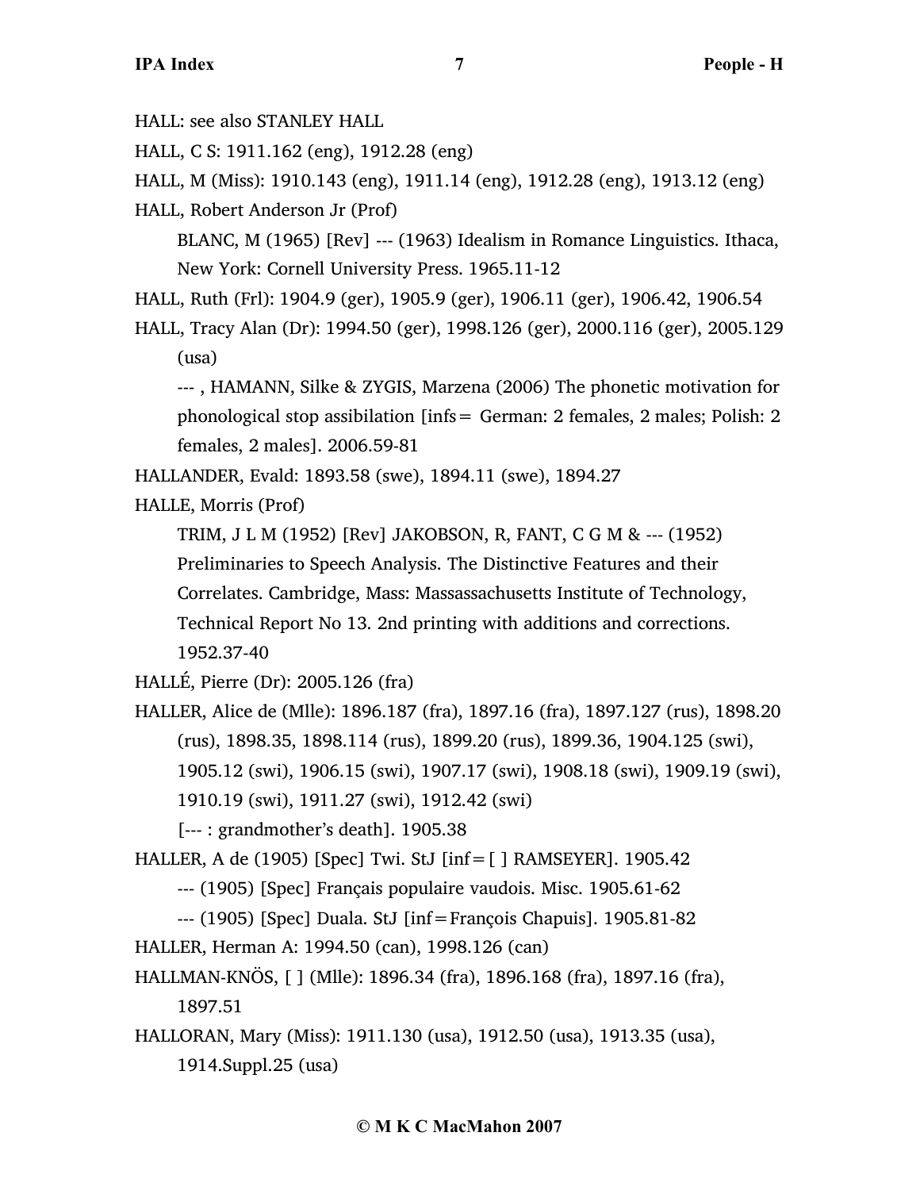HALL: see also STANLEY HALL

HALL, C S: 1911.162 (eng), 1912.28 (eng)

HALL, M (Miss): 1910.143 (eng), 1911.14 (eng), 1912.28 (eng), 1913.12 (eng)

HALL, Robert Anderson Jr (Prof)

BLANC, M (1965) [Rev] --- (1963) Idealism in Romance Linguistics. Ithaca, New York: Cornell University Press. 1965.11-12

HALL, Ruth (Frl): 1904.9 (ger), 1905.9 (ger), 1906.11 (ger), 1906.42, 1906.54

HALL, Tracy Alan (Dr): 1994.50 (ger), 1998.126 (ger), 2000.116 (ger), 2005.129 (usa)

--- , HAMANN, Silke & ZYGIS, Marzena (2006) The phonetic motivation for phonological stop assibilation [infs= German: 2 females, 2 males; Polish: 2 females, 2 males]. 2006.59-81

HALLANDER, Evald: 1893.58 (swe), 1894.11 (swe), 1894.27

HALLE, Morris (Prof)

TRIM, J L M (1952) [Rev] JAKOBSON, R, FANT, C G M & --- (1952) Preliminaries to Speech Analysis. The Distinctive Features and their Correlates. Cambridge, Mass: Massassachusetts Institute of Technology, Technical Report No 13. 2nd printing with additions and corrections. 1952.37-40

HALLÉ, Pierre (Dr): 2005.126 (fra)

HALLER, Alice de (Mlle): 1896.187 (fra), 1897.16 (fra), 1897.127 (rus), 1898.20 (rus), 1898.35, 1898.114 (rus), 1899.20 (rus), 1899.36, 1904.125 (swi), 1905.12 (swi), 1906.15 (swi), 1907.17 (swi), 1908.18 (swi), 1909.19 (swi), 1910.19 (swi), 1911.27 (swi), 1912.42 (swi)

[--- : grandmother's death]. 1905.38

HALLER, A de (1905) [Spec] Twi. StJ [inf=[ ] RAMSEYER]. 1905.42

--- (1905) [Spec] Français populaire vaudois. Misc. 1905.61-62

--- (1905) [Spec] Duala. StJ [inf=François Chapuis]. 1905.81-82

HALLER, Herman A: 1994.50 (can), 1998.126 (can)

HALLMAN-KNÖS, [ ] (Mlle): 1896.34 (fra), 1896.168 (fra), 1897.16 (fra), 1897.51

HALLORAN, Mary (Miss): 1911.130 (usa), 1912.50 (usa), 1913.35 (usa), 1914.Suppl.25 (usa)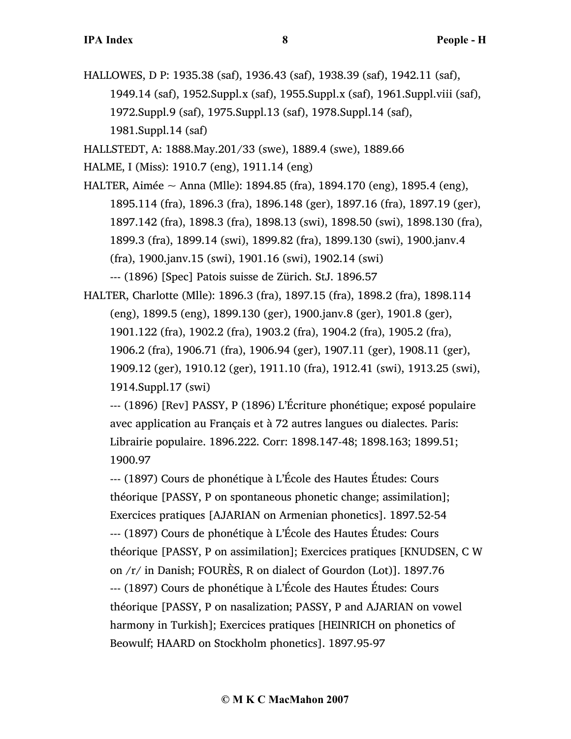HALLOWES, D P: 1935.38 (saf), 1936.43 (saf), 1938.39 (saf), 1942.11 (saf), 1949.14 (saf), 1952.Suppl.x (saf), 1955.Suppl.x (saf), 1961.Suppl.viii (saf), 1972.Suppl.9 (saf), 1975.Suppl.13 (saf), 1978.Suppl.14 (saf), 1981.Suppl.14 (saf)

HALLSTEDT, A: 1888.May.201/33 (swe), 1889.4 (swe), 1889.66

HALME, I (Miss): 1910.7 (eng), 1911.14 (eng)

HALTER, Aimée ~ Anna (Mlle): 1894.85 (fra), 1894.170 (eng), 1895.4 (eng), 1895.114 (fra), 1896.3 (fra), 1896.148 (ger), 1897.16 (fra), 1897.19 (ger), 1897.142 (fra), 1898.3 (fra), 1898.13 (swi), 1898.50 (swi), 1898.130 (fra), 1899.3 (fra), 1899.14 (swi), 1899.82 (fra), 1899.130 (swi), 1900.janv.4 (fra), 1900.janv.15 (swi), 1901.16 (swi), 1902.14 (swi)

--- (1896) [Spec] Patois suisse de Zürich. StJ. 1896.57

HALTER, Charlotte (Mlle): 1896.3 (fra), 1897.15 (fra), 1898.2 (fra), 1898.114 (eng), 1899.5 (eng), 1899.130 (ger), 1900.janv.8 (ger), 1901.8 (ger), 1901.122 (fra), 1902.2 (fra), 1903.2 (fra), 1904.2 (fra), 1905.2 (fra), 1906.2 (fra), 1906.71 (fra), 1906.94 (ger), 1907.11 (ger), 1908.11 (ger), 1909.12 (ger), 1910.12 (ger), 1911.10 (fra), 1912.41 (swi), 1913.25 (swi), 1914.Suppl.17 (swi)

--- (1896) [Rev] PASSY, P (1896) L'Écriture phonétique; exposé populaire avec application au Français et à 72 autres langues ou dialectes. Paris: Librairie populaire. 1896.222. Corr: 1898.147-48; 1898.163; 1899.51; 1900.97

--- (1897) Cours de phonétique à L'École des Hautes Études: Cours théorique [PASSY, P on spontaneous phonetic change; assimilation]; Exercices pratiques [AJARIAN on Armenian phonetics]. 1897.52-54

--- (1897) Cours de phonétique à L'École des Hautes Études: Cours théorique [PASSY, P on assimilation]; Exercices pratiques [KNUDSEN, C W on /r/ in Danish; FOURÈS, R on dialect of Gourdon (Lot)]. 1897.76

--- (1897) Cours de phonétique à L'École des Hautes Études: Cours théorique [PASSY, P on nasalization; PASSY, P and AJARIAN on vowel harmony in Turkish]; Exercices pratiques [HEINRICH on phonetics of Beowulf; HAARD on Stockholm phonetics]. 1897.95-97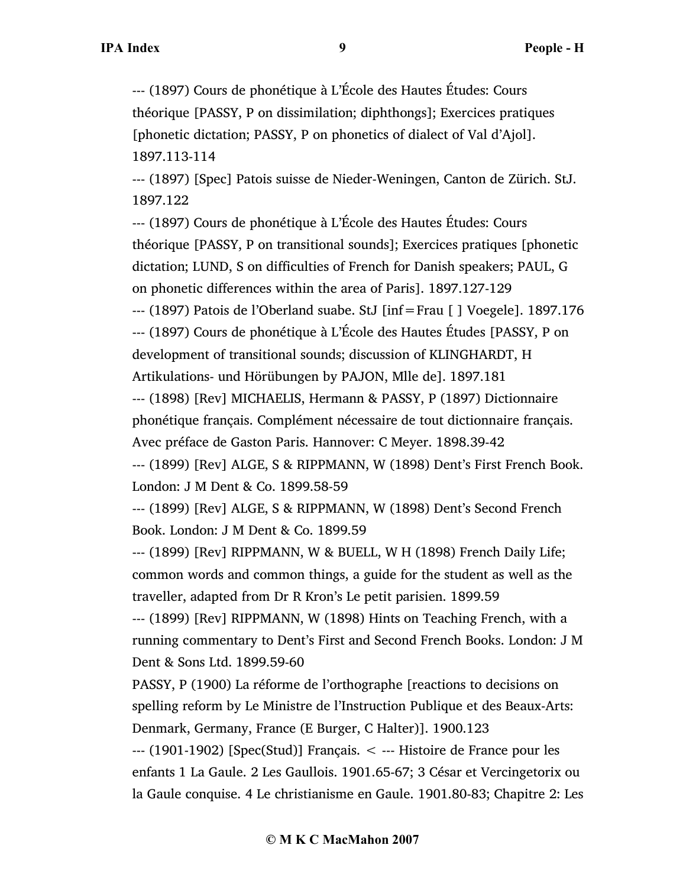--- (1897) Cours de phonétique à L'École des Hautes Études: Cours théorique [PASSY, P on dissimilation; diphthongs]; Exercices pratiques [phonetic dictation; PASSY, P on phonetics of dialect of Val d'Ajol]. 1897.113-114

--- (1897) [Spec] Patois suisse de Nieder-Weningen, Canton de Zürich. StJ. 1897.122

--- (1897) Cours de phonétique à L'École des Hautes Études: Cours théorique [PASSY, P on transitional sounds]; Exercices pratiques [phonetic dictation; LUND, S on difficulties of French for Danish speakers; PAUL, G on phonetic differences within the area of Paris]. 1897.127-129

--- (1897) Patois de l'Oberland suabe. StJ [inf=Frau [ ] Voegele]. 1897.176

--- (1897) Cours de phonétique à L'École des Hautes Études [PASSY, P on development of transitional sounds; discussion of KLINGHARDT, H Artikulations- und Hörübungen by PAJON, Mlle de]. 1897.181

--- (1898) [Rev] MICHAELIS, Hermann & PASSY, P (1897) Dictionnaire phonétique français. Complément nécessaire de tout dictionnaire français. Avec préface de Gaston Paris. Hannover: C Meyer. 1898.39-42

--- (1899) [Rev] ALGE, S & RIPPMANN, W (1898) Dent's First French Book. London: J M Dent & Co. 1899.58-59

--- (1899) [Rev] ALGE, S & RIPPMANN, W (1898) Dent's Second French Book. London: J M Dent & Co. 1899.59

--- (1899) [Rev] RIPPMANN, W & BUELL, W H (1898) French Daily Life; common words and common things, a guide for the student as well as the traveller, adapted from Dr R Kron's Le petit parisien. 1899.59

--- (1899) [Rev] RIPPMANN, W (1898) Hints on Teaching French, with a running commentary to Dent's First and Second French Books. London: J M Dent & Sons Ltd. 1899.59-60

PASSY, P (1900) La réforme de l'orthographe [reactions to decisions on spelling reform by Le Ministre de l'Instruction Publique et des Beaux-Arts: Denmark, Germany, France (E Burger, C Halter)]. 1900.123

--- (1901-1902) [Spec(Stud)] Français. < --- Histoire de France pour les enfants 1 La Gaule. 2 Les Gaullois. 1901.65-67; 3 César et Vercingetorix ou la Gaule conquise. 4 Le christianisme en Gaule. 1901.80-83; Chapitre 2: Les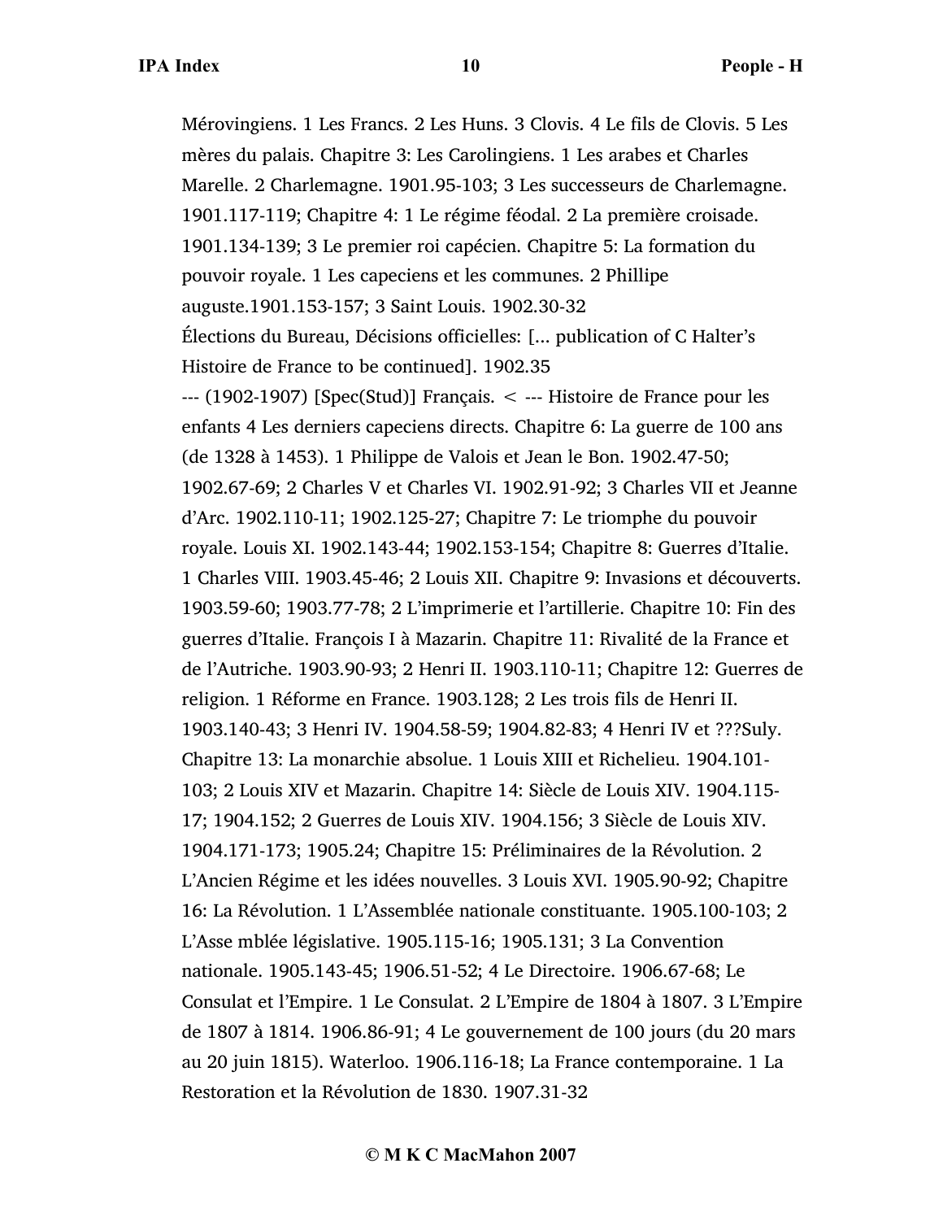Mérovingiens. 1 Les Francs. 2 Les Huns. 3 Clovis. 4 Le fils de Clovis. 5 Les mères du palais. Chapitre 3: Les Carolingiens. 1 Les arabes et Charles Marelle. 2 Charlemagne. 1901.95-103; 3 Les successeurs de Charlemagne. 1901.117-119; Chapitre 4: 1 Le régime féodal. 2 La première croisade. 1901.134-139; 3 Le premier roi capécien. Chapitre 5: La formation du pouvoir royale. 1 Les capeciens et les communes. 2 Phillipe auguste.1901.153-157; 3 Saint Louis. 1902.30-32

Élections du Bureau, Décisions officielles: [... publication of C Halter's Histoire de France to be continued]. 1902.35

--- (1902-1907) [Spec(Stud)] Français. < --- Histoire de France pour les enfants 4 Les derniers capeciens directs. Chapitre 6: La guerre de 100 ans (de 1328 à 1453). 1 Philippe de Valois et Jean le Bon. 1902.47-50; 1902.67-69; 2 Charles V et Charles VI. 1902.91-92; 3 Charles VII et Jeanne d'Arc. 1902.110-11; 1902.125-27; Chapitre 7: Le triomphe du pouvoir royale. Louis XI. 1902.143-44; 1902.153-154; Chapitre 8: Guerres d'Italie. 1 Charles VIII. 1903.45-46; 2 Louis XII. Chapitre 9: Invasions et découverts. 1903.59-60; 1903.77-78; 2 L'imprimerie et l'artillerie. Chapitre 10: Fin des guerres d'Italie. François I à Mazarin. Chapitre 11: Rivalité de la France et de l'Autriche. 1903.90-93; 2 Henri II. 1903.110-11; Chapitre 12: Guerres de religion. 1 Réforme en France. 1903.128; 2 Les trois fils de Henri II. 1903.140-43; 3 Henri IV. 1904.58-59; 1904.82-83; 4 Henri IV et ???Suly. Chapitre 13: La monarchie absolue. 1 Louis XIII et Richelieu. 1904.101-103; 2 Louis XIV et Mazarin. Chapitre 14: Siècle de Louis XIV. 1904.115-17; 1904.152; 2 Guerres de Louis XIV. 1904.156; 3 Siècle de Louis XIV. 1904.171-173; 1905.24; Chapitre 15: Préliminaires de la Révolution. 2 L'Ancien Régime et les idées nouvelles. 3 Louis XVI. 1905.90-92; Chapitre 16: La Révolution. 1 L'Assemblée nationale constituante. 1905.100-103; 2 L'Asse mblée législative. 1905.115-16; 1905.131; 3 La Convention nationale. 1905.143-45; 1906.51-52; 4 Le Directoire. 1906.67-68; Le Consulat et l'Empire. 1 Le Consulat. 2 L'Empire de 1804 à 1807. 3 L'Empire de 1807 à 1814. 1906.86-91; 4 Le gouvernement de 100 jours (du 20 mars au 20 juin 1815). Waterloo. 1906.116-18; La France contemporaine. 1 La Restoration et la Révolution de 1830. 1907.31-32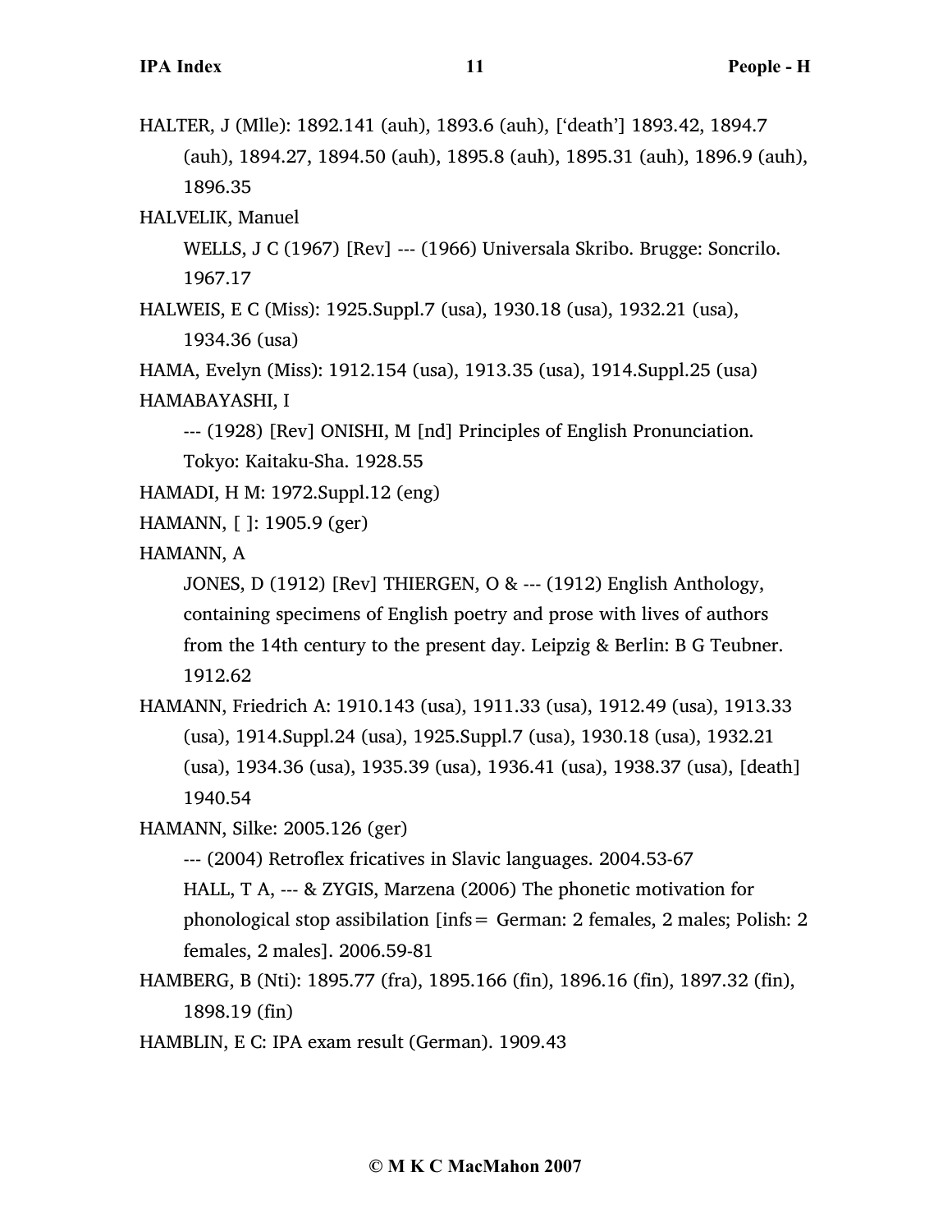HALTER, J (Mlle): 1892.141 (auh), 1893.6 (auh), ['death'] 1893.42, 1894.7 (auh), 1894.27, 1894.50 (auh), 1895.8 (auh), 1895.31 (auh), 1896.9 (auh), 1896.35

HALVELIK, Manuel

WELLS, J C (1967) [Rev] --- (1966) Universala Skribo. Brugge: Soncrilo. 1967.17

HALWEIS, E C (Miss): 1925.Suppl.7 (usa), 1930.18 (usa), 1932.21 (usa), 1934.36 (usa)

HAMA, Evelyn (Miss): 1912.154 (usa), 1913.35 (usa), 1914.Suppl.25 (usa)

HAMABAYASHI, I

--- (1928) [Rev] ONISHI, M [nd] Principles of English Pronunciation. Tokyo: Kaitaku-Sha. 1928.55

HAMADI, H M: 1972.Suppl.12 (eng)

HAMANN, [ ]: 1905.9 (ger)

HAMANN, A

JONES, D (1912) [Rev] THIERGEN, O & --- (1912) English Anthology, containing specimens of English poetry and prose with lives of authors from the 14th century to the present day. Leipzig & Berlin: B G Teubner. 1912.62

HAMANN, Friedrich A: 1910.143 (usa), 1911.33 (usa), 1912.49 (usa), 1913.33 (usa), 1914.Suppl.24 (usa), 1925.Suppl.7 (usa), 1930.18 (usa), 1932.21 (usa), 1934.36 (usa), 1935.39 (usa), 1936.41 (usa), 1938.37 (usa), [death] 1940.54

HAMANN, Silke: 2005.126 (ger)

--- (2004) Retroflex fricatives in Slavic languages. 2004.53-67

HALL, T A, --- & ZYGIS, Marzena (2006) The phonetic motivation for phonological stop assibilation [infs= German: 2 females, 2 males; Polish: 2 females, 2 males]. 2006.59-81

HAMBERG, B (Nti): 1895.77 (fra), 1895.166 (fin), 1896.16 (fin), 1897.32 (fin), 1898.19 (fin)

HAMBLIN, E C: IPA exam result (German). 1909.43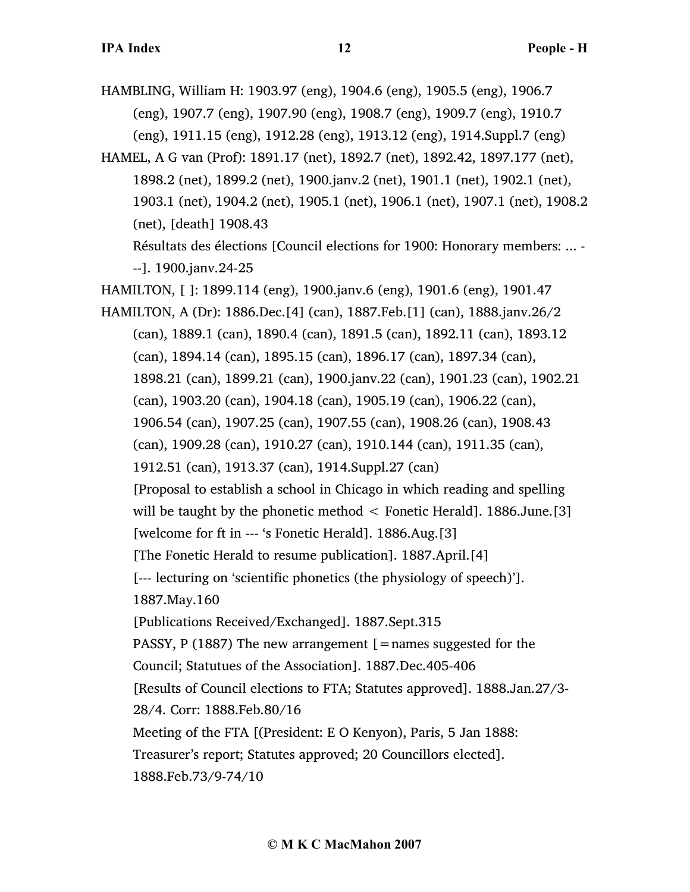HAMBLING, William H: 1903.97 (eng), 1904.6 (eng), 1905.5 (eng), 1906.7 (eng), 1907.7 (eng), 1907.90 (eng), 1908.7 (eng), 1909.7 (eng), 1910.7 (eng), 1911.15 (eng), 1912.28 (eng), 1913.12 (eng), 1914.Suppl.7 (eng)

HAMEL, A G van (Prof): 1891.17 (net), 1892.7 (net), 1892.42, 1897.177 (net), 1898.2 (net), 1899.2 (net), 1900.janv.2 (net), 1901.1 (net), 1902.1 (net), 1903.1 (net), 1904.2 (net), 1905.1 (net), 1906.1 (net), 1907.1 (net), 1908.2 (net), [death] 1908.43

Résultats des élections [Council elections for 1900: Honorary members: ... ---]. 1900.janv.24-25

HAMILTON, [ ]: 1899.114 (eng), 1900.janv.6 (eng), 1901.6 (eng), 1901.47

HAMILTON, A (Dr): 1886.Dec.[4] (can), 1887.Feb.[1] (can), 1888.janv.26/2 (can), 1889.1 (can), 1890.4 (can), 1891.5 (can), 1892.11 (can), 1893.12 (can), 1894.14 (can), 1895.15 (can), 1896.17 (can), 1897.34 (can), 1898.21 (can), 1899.21 (can), 1900.janv.22 (can), 1901.23 (can), 1902.21 (can), 1903.20 (can), 1904.18 (can), 1905.19 (can), 1906.22 (can), 1906.54 (can), 1907.25 (can), 1907.55 (can), 1908.26 (can), 1908.43 (can), 1909.28 (can), 1910.27 (can), 1910.144 (can), 1911.35 (can), 1912.51 (can), 1913.37 (can), 1914.Suppl.27 (can)

[Proposal to establish a school in Chicago in which reading and spelling will be taught by the phonetic method < Fonetic Herald]. 1886.June.[3]

[welcome for ft in --- 's Fonetic Herald]. 1886.Aug.[3]

[The Fonetic Herald to resume publication]. 1887.April.[4]

[--- lecturing on 'scientific phonetics (the physiology of speech)']. 1887.May.160

[Publications Received/Exchanged]. 1887.Sept.315

PASSY, P (1887) The new arrangement [=names suggested for the Council; Statutues of the Association]. 1887.Dec.405-406

[Results of Council elections to FTA; Statutes approved]. 1888.Jan.27/3-28/4. Corr: 1888.Feb.80/16

Meeting of the FTA [(President: E O Kenyon), Paris, 5 Jan 1888: Treasurer's report; Statutes approved; 20 Councillors elected]. 1888.Feb.73/9-74/10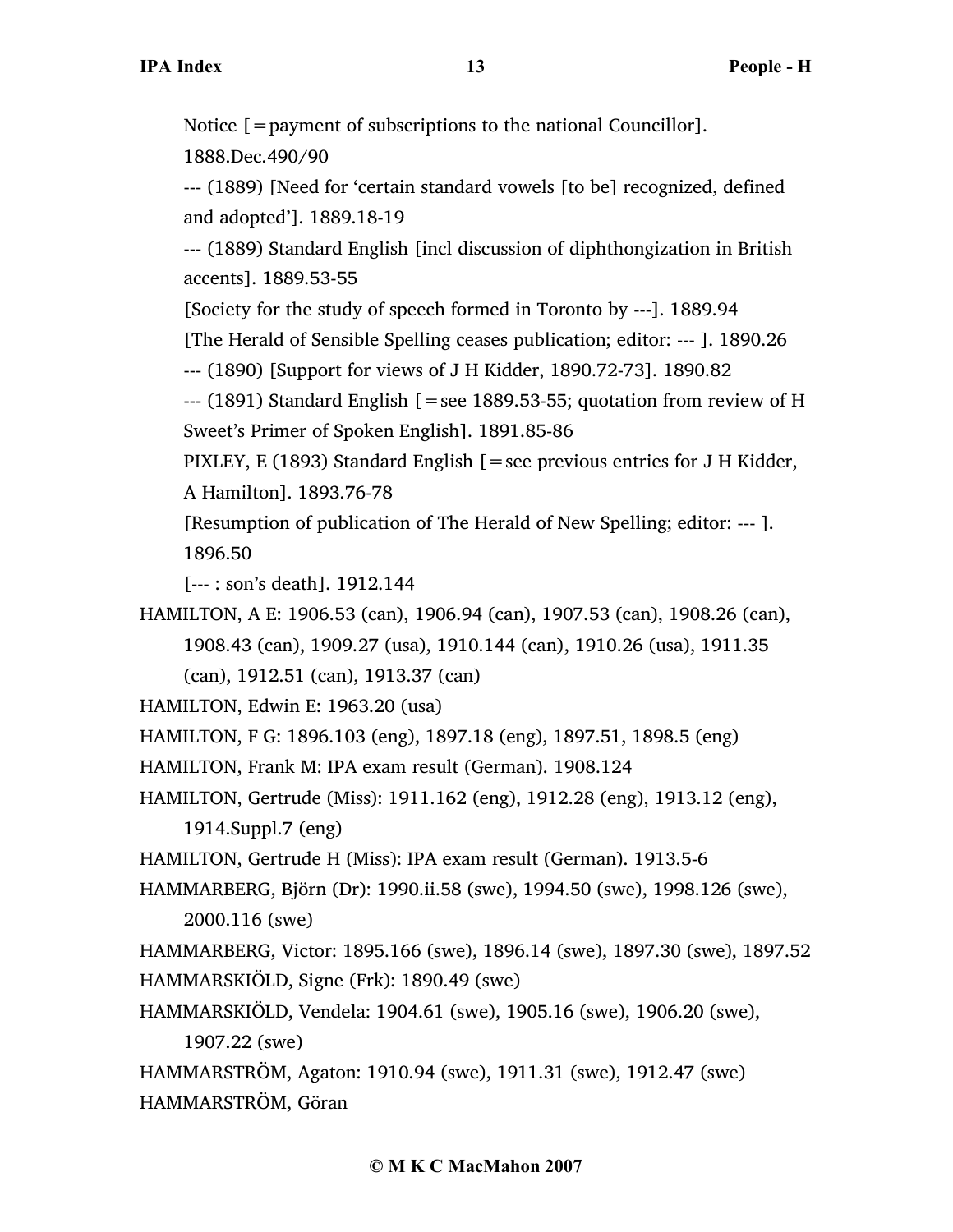Notice [=payment of subscriptions to the national Councillor]. 1888.Dec.490/90

--- (1889) [Need for 'certain standard vowels [to be] recognized, defined and adopted']. 1889.18-19

--- (1889) Standard English [incl discussion of diphthongization in British accents]. 1889.53-55

[Society for the study of speech formed in Toronto by ---]. 1889.94

[The Herald of Sensible Spelling ceases publication; editor: --- ]. 1890.26

--- (1890) [Support for views of J H Kidder, 1890.72-73]. 1890.82

--- (1891) Standard English [=see 1889.53-55; quotation from review of H Sweet's Primer of Spoken English]. 1891.85-86

PIXLEY, E (1893) Standard English [=see previous entries for J H Kidder, A Hamilton]. 1893.76-78

[Resumption of publication of The Herald of New Spelling; editor: --- ]. 1896.50

[--- : son's death]. 1912.144

HAMILTON, A E: 1906.53 (can), 1906.94 (can), 1907.53 (can), 1908.26 (can), 1908.43 (can), 1909.27 (usa), 1910.144 (can), 1910.26 (usa), 1911.35 (can), 1912.51 (can), 1913.37 (can)

HAMILTON, Edwin E: 1963.20 (usa)

HAMILTON, F G: 1896.103 (eng), 1897.18 (eng), 1897.51, 1898.5 (eng)

HAMILTON, Frank M: IPA exam result (German). 1908.124

HAMILTON, Gertrude (Miss): 1911.162 (eng), 1912.28 (eng), 1913.12 (eng), 1914.Suppl.7 (eng)

HAMILTON, Gertrude H (Miss): IPA exam result (German). 1913.5-6

HAMMARBERG, Björn (Dr): 1990.ii.58 (swe), 1994.50 (swe), 1998.126 (swe), 2000.116 (swe)

HAMMARBERG, Victor: 1895.166 (swe), 1896.14 (swe), 1897.30 (swe), 1897.52

HAMMARSKIÖLD, Signe (Frk): 1890.49 (swe)

HAMMARSKIÖLD, Vendela: 1904.61 (swe), 1905.16 (swe), 1906.20 (swe), 1907.22 (swe)

HAMMARSTRÖM, Agaton: 1910.94 (swe), 1911.31 (swe), 1912.47 (swe)

HAMMARSTRÖM, Göran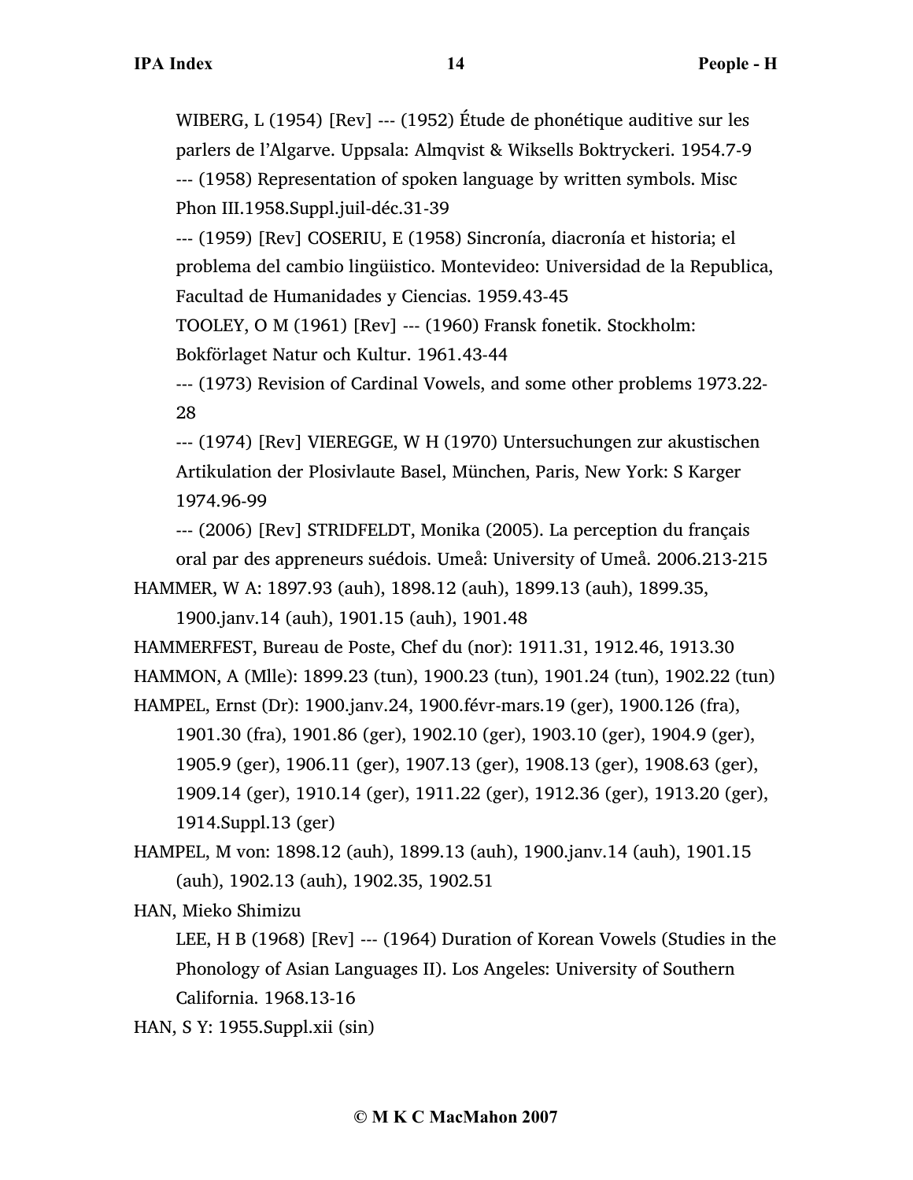WIBERG, L (1954) [Rev] --- (1952) Étude de phonétique auditive sur les parlers de l'Algarve. Uppsala: Almqvist & Wiksells Boktryckeri. 1954.7-9

--- (1958) Representation of spoken language by written symbols. Misc Phon III.1958.Suppl.juil-déc.31-39

--- (1959) [Rev] COSERIU, E (1958) Sincronía, diacronía et historia; el problema del cambio lingüistico. Montevideo: Universidad de la Republica, Facultad de Humanidades y Ciencias. 1959.43-45

TOOLEY, O M (1961) [Rev] --- (1960) Fransk fonetik. Stockholm: Bokförlaget Natur och Kultur. 1961.43-44

--- (1973) Revision of Cardinal Vowels, and some other problems 1973.22-28

--- (1974) [Rev] VIEREGGE, W H (1970) Untersuchungen zur akustischen Artikulation der Plosivlaute Basel, München, Paris, New York: S Karger 1974.96-99

--- (2006) [Rev] STRIDFELDT, Monika (2005). La perception du français oral par des appreneurs suédois. Umeå: University of Umeå. 2006.213-215

HAMMER, W A: 1897.93 (auh), 1898.12 (auh), 1899.13 (auh), 1899.35, 1900.janv.14 (auh), 1901.15 (auh), 1901.48

HAMMERFEST, Bureau de Poste, Chef du (nor): 1911.31, 1912.46, 1913.30

HAMMON, A (Mlle): 1899.23 (tun), 1900.23 (tun), 1901.24 (tun), 1902.22 (tun)

HAMPEL, Ernst (Dr): 1900.janv.24, 1900.févr-mars.19 (ger), 1900.126 (fra), 1901.30 (fra), 1901.86 (ger), 1902.10 (ger), 1903.10 (ger), 1904.9 (ger), 1905.9 (ger), 1906.11 (ger), 1907.13 (ger), 1908.13 (ger), 1908.63 (ger), 1909.14 (ger), 1910.14 (ger), 1911.22 (ger), 1912.36 (ger), 1913.20 (ger), 1914.Suppl.13 (ger)

HAMPEL, M von: 1898.12 (auh), 1899.13 (auh), 1900.janv.14 (auh), 1901.15 (auh), 1902.13 (auh), 1902.35, 1902.51

HAN, Mieko Shimizu

LEE, H B (1968) [Rev] --- (1964) Duration of Korean Vowels (Studies in the Phonology of Asian Languages II). Los Angeles: University of Southern California. 1968.13-16

HAN, S Y: 1955.Suppl.xii (sin)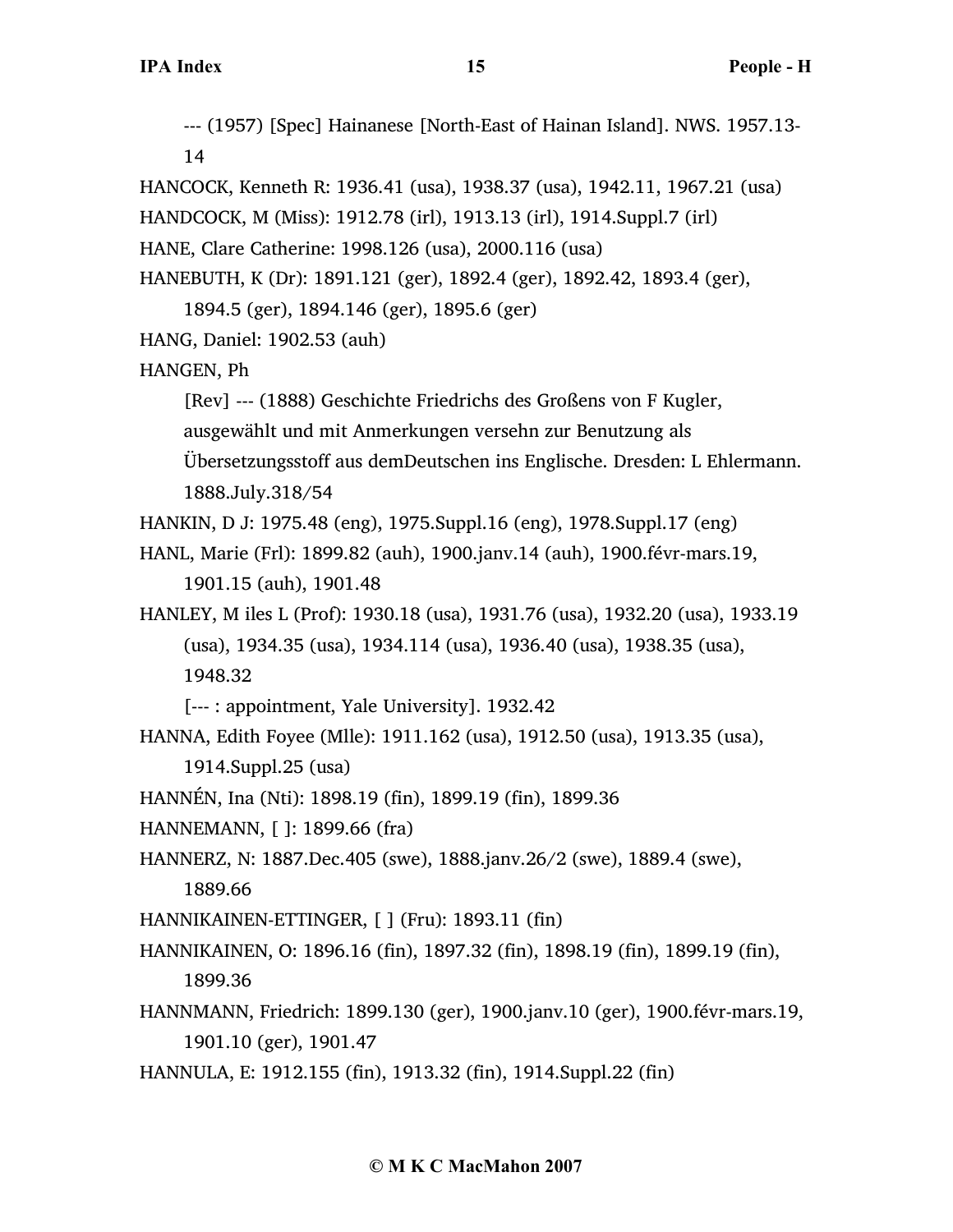--- (1957) [Spec] Hainanese [North-East of Hainan Island]. NWS. 1957.13-14

HANCOCK, Kenneth R: 1936.41 (usa), 1938.37 (usa), 1942.11, 1967.21 (usa)

HANDCOCK, M (Miss): 1912.78 (irl), 1913.13 (irl), 1914.Suppl.7 (irl)

HANE, Clare Catherine: 1998.126 (usa), 2000.116 (usa)

HANEBUTH, K (Dr): 1891.121 (ger), 1892.4 (ger), 1892.42, 1893.4 (ger), 1894.5 (ger), 1894.146 (ger), 1895.6 (ger)

HANG, Daniel: 1902.53 (auh)

HANGEN, Ph

[Rev] --- (1888) Geschichte Friedrichs des Großens von F Kugler, ausgewählt und mit Anmerkungen versehn zur Benutzung als Übersetzungsstoff aus demDeutschen ins Englische. Dresden: L Ehlermann. 1888.July.318/54

HANKIN, D J: 1975.48 (eng), 1975.Suppl.16 (eng), 1978.Suppl.17 (eng)

HANL, Marie (Frl): 1899.82 (auh), 1900.janv.14 (auh), 1900.févr-mars.19, 1901.15 (auh), 1901.48

HANLEY, M iles L (Prof): 1930.18 (usa), 1931.76 (usa), 1932.20 (usa), 1933.19 (usa), 1934.35 (usa), 1934.114 (usa), 1936.40 (usa), 1938.35 (usa), 1948.32

[--- : appointment, Yale University]. 1932.42

HANNA, Edith Foyee (Mlle): 1911.162 (usa), 1912.50 (usa), 1913.35 (usa), 1914.Suppl.25 (usa)

HANNÉN, Ina (Nti): 1898.19 (fin), 1899.19 (fin), 1899.36

HANNEMANN, [ ]: 1899.66 (fra)

HANNERZ, N: 1887.Dec.405 (swe), 1888.janv.26/2 (swe), 1889.4 (swe), 1889.66

HANNIKAINEN-ETTINGER, [ ] (Fru): 1893.11 (fin)

HANNIKAINEN, O: 1896.16 (fin), 1897.32 (fin), 1898.19 (fin), 1899.19 (fin), 1899.36

HANNMANN, Friedrich: 1899.130 (ger), 1900.janv.10 (ger), 1900.févr-mars.19, 1901.10 (ger), 1901.47

HANNULA, E: 1912.155 (fin), 1913.32 (fin), 1914.Suppl.22 (fin)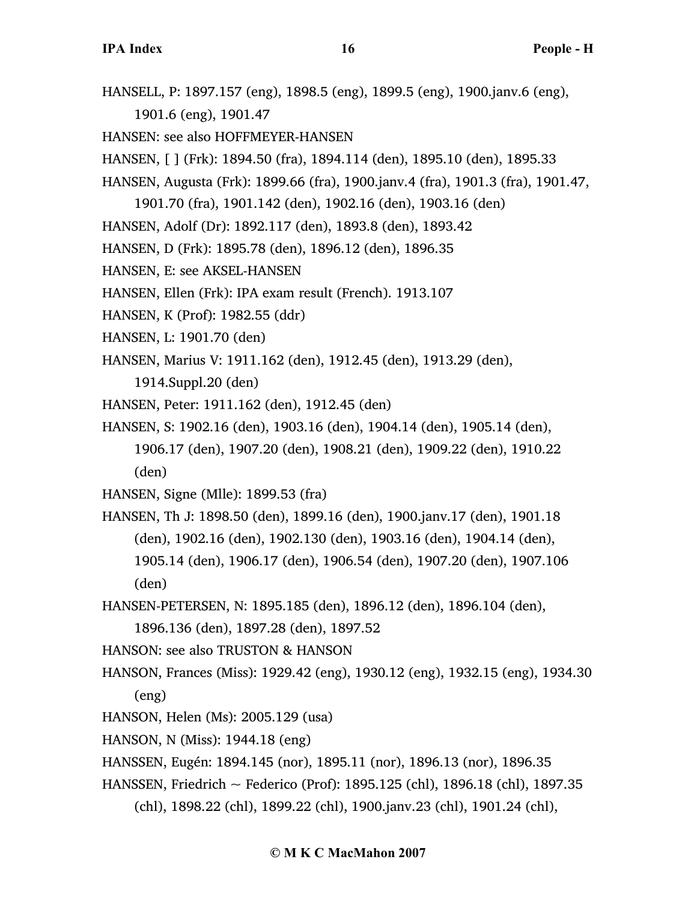HANSELL, P: 1897.157 (eng), 1898.5 (eng), 1899.5 (eng), 1900.janv.6 (eng), 1901.6 (eng), 1901.47

HANSEN: see also HOFFMEYER-HANSEN

HANSEN, [ ] (Frk): 1894.50 (fra), 1894.114 (den), 1895.10 (den), 1895.33

HANSEN, Augusta (Frk): 1899.66 (fra), 1900.janv.4 (fra), 1901.3 (fra), 1901.47, 1901.70 (fra), 1901.142 (den), 1902.16 (den), 1903.16 (den)

HANSEN, Adolf (Dr): 1892.117 (den), 1893.8 (den), 1893.42

HANSEN, D (Frk): 1895.78 (den), 1896.12 (den), 1896.35

HANSEN, E: see AKSEL-HANSEN

HANSEN, Ellen (Frk): IPA exam result (French). 1913.107

HANSEN, K (Prof): 1982.55 (ddr)

HANSEN, L: 1901.70 (den)

HANSEN, Marius V: 1911.162 (den), 1912.45 (den), 1913.29 (den), 1914.Suppl.20 (den)

HANSEN, Peter: 1911.162 (den), 1912.45 (den)

HANSEN, S: 1902.16 (den), 1903.16 (den), 1904.14 (den), 1905.14 (den), 1906.17 (den), 1907.20 (den), 1908.21 (den), 1909.22 (den), 1910.22 (den)

HANSEN, Signe (Mlle): 1899.53 (fra)

HANSEN, Th J: 1898.50 (den), 1899.16 (den), 1900.janv.17 (den), 1901.18 (den), 1902.16 (den), 1902.130 (den), 1903.16 (den), 1904.14 (den), 1905.14 (den), 1906.17 (den), 1906.54 (den), 1907.20 (den), 1907.106 (den)

HANSEN-PETERSEN, N: 1895.185 (den), 1896.12 (den), 1896.104 (den), 1896.136 (den), 1897.28 (den), 1897.52

HANSON: see also TRUSTON & HANSON

HANSON, Frances (Miss): 1929.42 (eng), 1930.12 (eng), 1932.15 (eng), 1934.30 (eng)

HANSON, Helen (Ms): 2005.129 (usa)

HANSON, N (Miss): 1944.18 (eng)

HANSSEN, Eugén: 1894.145 (nor), 1895.11 (nor), 1896.13 (nor), 1896.35

HANSSEN, Friedrich ~ Federico (Prof): 1895.125 (chl), 1896.18 (chl), 1897.35 (chl), 1898.22 (chl), 1899.22 (chl), 1900.janv.23 (chl), 1901.24 (chl),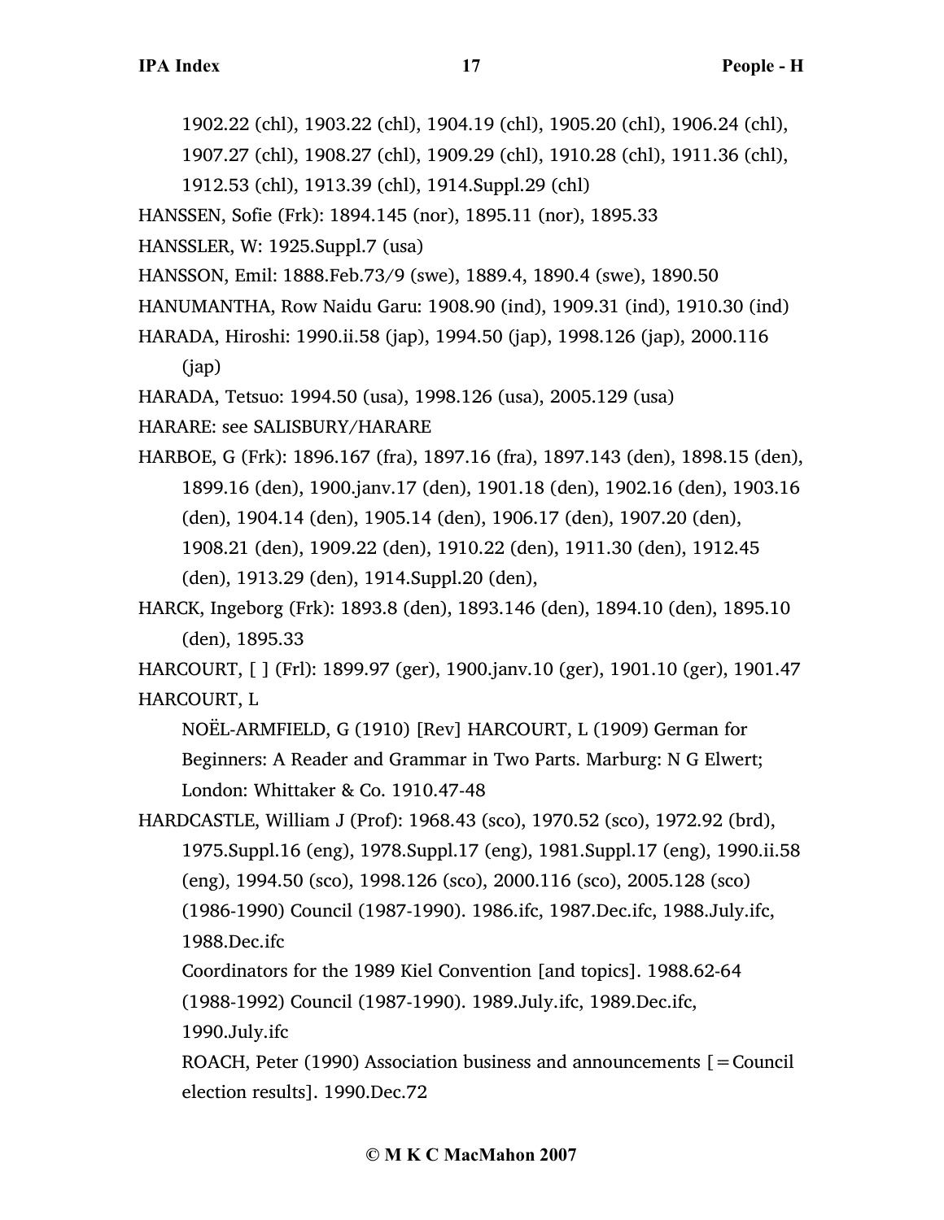1902.22 (chl), 1903.22 (chl), 1904.19 (chl), 1905.20 (chl), 1906.24 (chl), 1907.27 (chl), 1908.27 (chl), 1909.29 (chl), 1910.28 (chl), 1911.36 (chl), 1912.53 (chl), 1913.39 (chl), 1914.Suppl.29 (chl)

HANSSEN, Sofie (Frk): 1894.145 (nor), 1895.11 (nor), 1895.33

HANSSLER, W: 1925.Suppl.7 (usa)

HANSSON, Emil: 1888.Feb.73/9 (swe), 1889.4, 1890.4 (swe), 1890.50

HANUMANTHA, Row Naidu Garu: 1908.90 (ind), 1909.31 (ind), 1910.30 (ind)

HARADA, Hiroshi: 1990.ii.58 (jap), 1994.50 (jap), 1998.126 (jap), 2000.116 (jap)

HARADA, Tetsuo: 1994.50 (usa), 1998.126 (usa), 2005.129 (usa)

HARARE: see SALISBURY/HARARE

HARBOE, G (Frk): 1896.167 (fra), 1897.16 (fra), 1897.143 (den), 1898.15 (den), 1899.16 (den), 1900.janv.17 (den), 1901.18 (den), 1902.16 (den), 1903.16 (den), 1904.14 (den), 1905.14 (den), 1906.17 (den), 1907.20 (den), 1908.21 (den), 1909.22 (den), 1910.22 (den), 1911.30 (den), 1912.45 (den), 1913.29 (den), 1914.Suppl.20 (den),

HARCK, Ingeborg (Frk): 1893.8 (den), 1893.146 (den), 1894.10 (den), 1895.10 (den), 1895.33

HARCOURT, [ ] (Frl): 1899.97 (ger), 1900.janv.10 (ger), 1901.10 (ger), 1901.47

HARCOURT, L

NOËL-ARMFIELD, G (1910) [Rev] HARCOURT, L (1909) German for Beginners: A Reader and Grammar in Two Parts. Marburg: N G Elwert; London: Whittaker & Co. 1910.47-48

HARDCASTLE, William J (Prof): 1968.43 (sco), 1970.52 (sco), 1972.92 (brd), 1975.Suppl.16 (eng), 1978.Suppl.17 (eng), 1981.Suppl.17 (eng), 1990.ii.58 (eng), 1994.50 (sco), 1998.126 (sco), 2000.116 (sco), 2005.128 (sco)

(1986-1990) Council (1987-1990). 1986.ifc, 1987.Dec.ifc, 1988.July.ifc, 1988.Dec.ifc

Coordinators for the 1989 Kiel Convention [and topics]. 1988.62-64

(1988-1992) Council (1987-1990). 1989.July.ifc, 1989.Dec.ifc, 1990.July.ifc

ROACH, Peter (1990) Association business and announcements [=Council election results]. 1990.Dec.72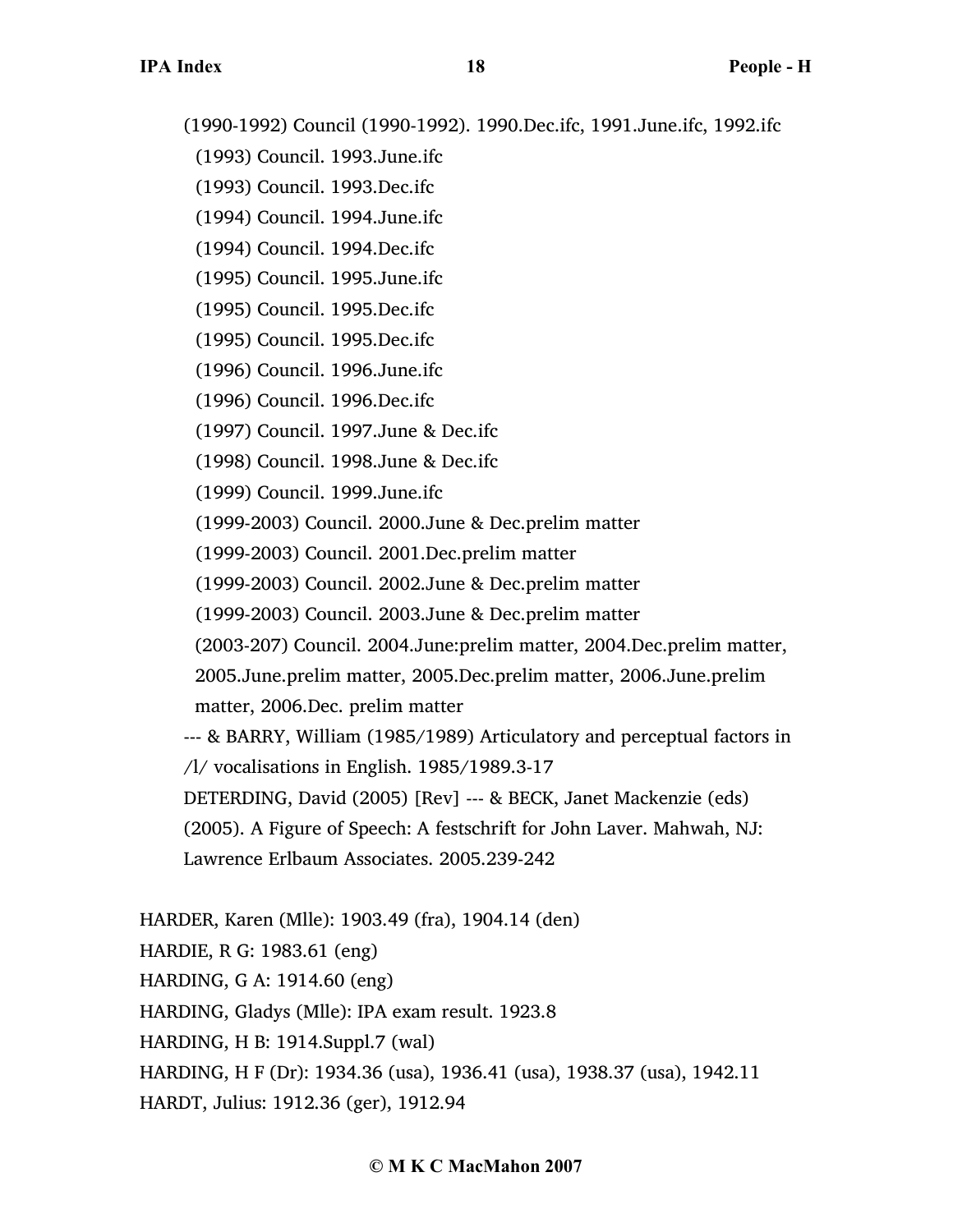(1990-1992) Council (1990-1992). 1990.Dec.ifc, 1991.June.ifc, 1992.ifc

(1993) Council. 1993.June.ifc

(1993) Council. 1993.Dec.ifc

(1994) Council. 1994.June.ifc

(1994) Council. 1994.Dec.ifc

(1995) Council. 1995.June.ifc

(1995) Council. 1995.Dec.ifc

(1995) Council. 1995.Dec.ifc

(1996) Council. 1996.June.ifc

(1996) Council. 1996.Dec.ifc

(1997) Council. 1997.June & Dec.ifc

(1998) Council. 1998.June & Dec.ifc

(1999) Council. 1999.June.ifc

(1999-2003) Council. 2000.June & Dec.prelim matter

(1999-2003) Council. 2001.Dec.prelim matter

(1999-2003) Council. 2002.June & Dec.prelim matter

(1999-2003) Council. 2003.June & Dec.prelim matter

(2003-207) Council. 2004.June:prelim matter, 2004.Dec.prelim matter, 2005.June.prelim matter, 2005.Dec.prelim matter, 2006.June.prelim matter, 2006.Dec. prelim matter

--- & BARRY, William (1985/1989) Articulatory and perceptual factors in /l/ vocalisations in English. 1985/1989.3-17

DETERDING, David (2005) [Rev] --- & BECK, Janet Mackenzie (eds) (2005). A Figure of Speech: A festschrift for John Laver. Mahwah, NJ: Lawrence Erlbaum Associates. 2005.239-242

HARDER, Karen (Mlle): 1903.49 (fra), 1904.14 (den)

HARDIE, R G: 1983.61 (eng)

HARDING, G A: 1914.60 (eng)

HARDING, Gladys (Mlle): IPA exam result. 1923.8

HARDING, H B: 1914.Suppl.7 (wal)

HARDING, H F (Dr): 1934.36 (usa), 1936.41 (usa), 1938.37 (usa), 1942.11

HARDT, Julius: 1912.36 (ger), 1912.94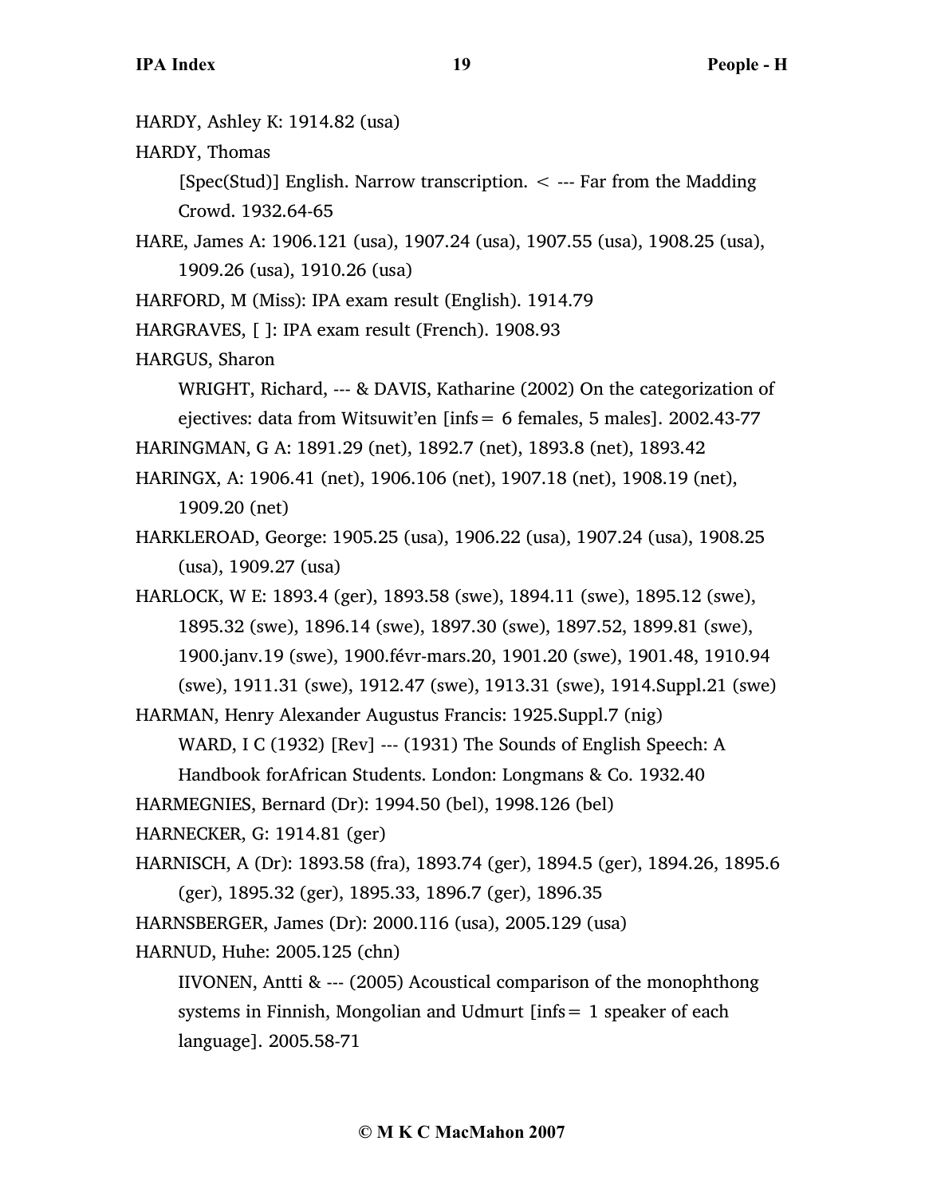HARDY, Ashley K: 1914.82 (usa)

HARDY, Thomas

[Spec(Stud)] English. Narrow transcription. < --- Far from the Madding Crowd. 1932.64-65

HARE, James A: 1906.121 (usa), 1907.24 (usa), 1907.55 (usa), 1908.25 (usa), 1909.26 (usa), 1910.26 (usa)

HARFORD, M (Miss): IPA exam result (English). 1914.79

HARGRAVES, [ ]: IPA exam result (French). 1908.93

HARGUS, Sharon

WRIGHT, Richard, --- & DAVIS, Katharine (2002) On the categorization of ejectives: data from Witsuwit'en [infs = 6 females, 5 males]. 2002.43-77

HARINGMAN, G A: 1891.29 (net), 1892.7 (net), 1893.8 (net), 1893.42

HARINGX, A: 1906.41 (net), 1906.106 (net), 1907.18 (net), 1908.19 (net), 1909.20 (net)

HARKLEROAD, George: 1905.25 (usa), 1906.22 (usa), 1907.24 (usa), 1908.25 (usa), 1909.27 (usa)

HARLOCK, W E: 1893.4 (ger), 1893.58 (swe), 1894.11 (swe), 1895.12 (swe), 1895.32 (swe), 1896.14 (swe), 1897.30 (swe), 1897.52, 1899.81 (swe), 1900.janv.19 (swe), 1900.févr-mars.20, 1901.20 (swe), 1901.48, 1910.94 (swe), 1911.31 (swe), 1912.47 (swe), 1913.31 (swe), 1914.Suppl.21 (swe)

HARMAN, Henry Alexander Augustus Francis: 1925.Suppl.7 (nig)

WARD, I C (1932) [Rev] --- (1931) The Sounds of English Speech: A Handbook forAfrican Students. London: Longmans & Co. 1932.40

HARMEGNIES, Bernard (Dr): 1994.50 (bel), 1998.126 (bel)

HARNECKER, G: 1914.81 (ger)

HARNISCH, A (Dr): 1893.58 (fra), 1893.74 (ger), 1894.5 (ger), 1894.26, 1895.6 (ger), 1895.32 (ger), 1895.33, 1896.7 (ger), 1896.35

HARNSBERGER, James (Dr): 2000.116 (usa), 2005.129 (usa)

HARNUD, Huhe: 2005.125 (chn)

IIVONEN, Antti & --- (2005) Acoustical comparison of the monophthong systems in Finnish, Mongolian and Udmurt [infs = 1 speaker of each language]. 2005.58-71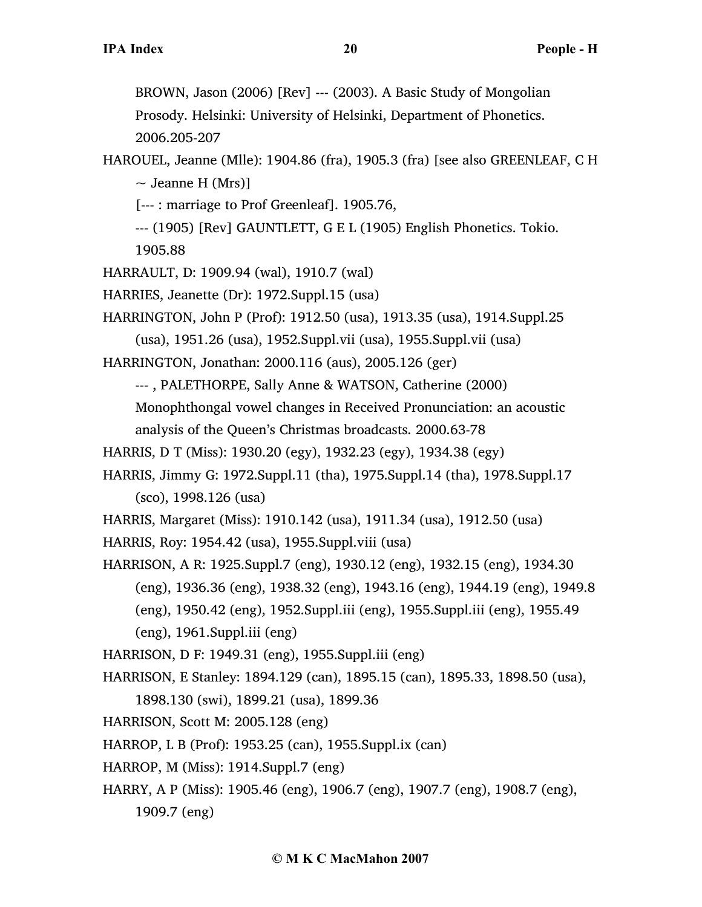BROWN, Jason (2006) [Rev] --- (2003). A Basic Study of Mongolian Prosody. Helsinki: University of Helsinki, Department of Phonetics. 2006.205-207

HAROUEL, Jeanne (Mlle): 1904.86 (fra), 1905.3 (fra) [see also GREENLEAF, C H ~ Jeanne H (Mrs)]

[--- : marriage to Prof Greenleaf]. 1905.76,

--- (1905) [Rev] GAUNTLETT, G E L (1905) English Phonetics. Tokio. 1905.88

HARRAULT, D: 1909.94 (wal), 1910.7 (wal)

HARRIES, Jeanette (Dr): 1972.Suppl.15 (usa)

HARRINGTON, John P (Prof): 1912.50 (usa), 1913.35 (usa), 1914.Suppl.25 (usa), 1951.26 (usa), 1952.Suppl.vii (usa), 1955.Suppl.vii (usa)

HARRINGTON, Jonathan: 2000.116 (aus), 2005.126 (ger)

--- , PALETHORPE, Sally Anne & WATSON, Catherine (2000) Monophthongal vowel changes in Received Pronunciation: an acoustic analysis of the Queen's Christmas broadcasts. 2000.63-78

HARRIS, D T (Miss): 1930.20 (egy), 1932.23 (egy), 1934.38 (egy)

HARRIS, Jimmy G: 1972.Suppl.11 (tha), 1975.Suppl.14 (tha), 1978.Suppl.17 (sco), 1998.126 (usa)

HARRIS, Margaret (Miss): 1910.142 (usa), 1911.34 (usa), 1912.50 (usa)

HARRIS, Roy: 1954.42 (usa), 1955.Suppl.viii (usa)

HARRISON, A R: 1925.Suppl.7 (eng), 1930.12 (eng), 1932.15 (eng), 1934.30 (eng), 1936.36 (eng), 1938.32 (eng), 1943.16 (eng), 1944.19 (eng), 1949.8 (eng), 1950.42 (eng), 1952.Suppl.iii (eng), 1955.Suppl.iii (eng), 1955.49 (eng), 1961.Suppl.iii (eng)

HARRISON, D F: 1949.31 (eng), 1955.Suppl.iii (eng)

HARRISON, E Stanley: 1894.129 (can), 1895.15 (can), 1895.33, 1898.50 (usa), 1898.130 (swi), 1899.21 (usa), 1899.36

HARRISON, Scott M: 2005.128 (eng)

HARROP, L B (Prof): 1953.25 (can), 1955.Suppl.ix (can)

HARROP, M (Miss): 1914.Suppl.7 (eng)

HARRY, A P (Miss): 1905.46 (eng), 1906.7 (eng), 1907.7 (eng), 1908.7 (eng), 1909.7 (eng)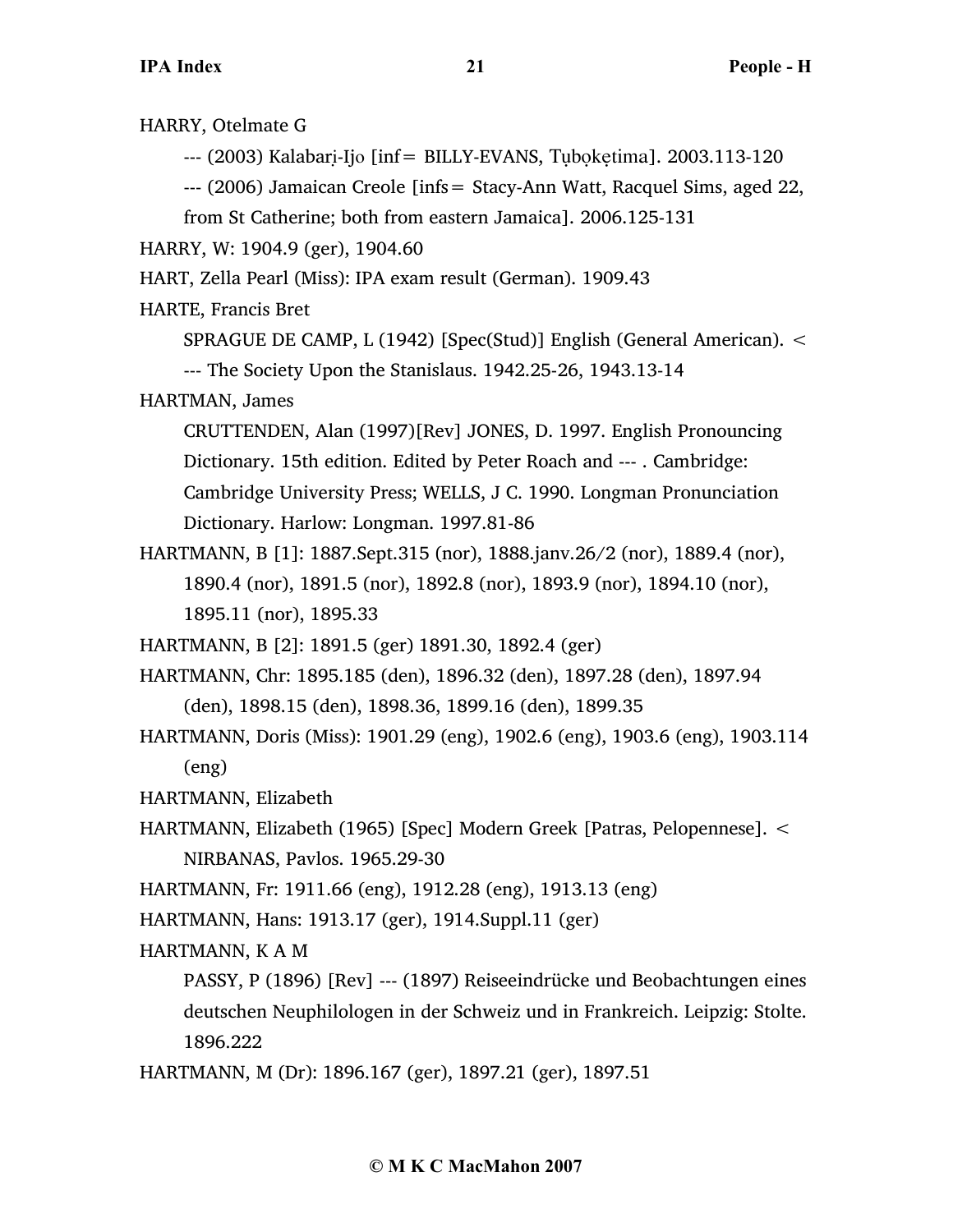HARRY, Otelmate G

--- (2003) Kalabaṛi-Ijo [inf= BILLY-EVANS, Tụbọkẹtima]. 2003.113-120

--- (2006) Jamaican Creole [infs= Stacy-Ann Watt, Racquel Sims, aged 22, from St Catherine; both from eastern Jamaica]. 2006.125-131

HARRY, W: 1904.9 (ger), 1904.60

HART, Zella Pearl (Miss): IPA exam result (German). 1909.43

HARTE, Francis Bret

SPRAGUE DE CAMP, L (1942) [Spec(Stud)] English (General American). <

--- The Society Upon the Stanislaus. 1942.25-26, 1943.13-14

HARTMAN, James

CRUTTENDEN, Alan (1997)[Rev] JONES, D. 1997. English Pronouncing Dictionary. 15th edition. Edited by Peter Roach and --- . Cambridge: Cambridge University Press; WELLS, J C. 1990. Longman Pronunciation Dictionary. Harlow: Longman. 1997.81-86

HARTMANN, B [1]: 1887.Sept.315 (nor), 1888.janv.26/2 (nor), 1889.4 (nor), 1890.4 (nor), 1891.5 (nor), 1892.8 (nor), 1893.9 (nor), 1894.10 (nor), 1895.11 (nor), 1895.33

HARTMANN, B [2]: 1891.5 (ger) 1891.30, 1892.4 (ger)

HARTMANN, Chr: 1895.185 (den), 1896.32 (den), 1897.28 (den), 1897.94 (den), 1898.15 (den), 1898.36, 1899.16 (den), 1899.35

HARTMANN, Doris (Miss): 1901.29 (eng), 1902.6 (eng), 1903.6 (eng), 1903.114 (eng)

HARTMANN, Elizabeth

HARTMANN, Elizabeth (1965) [Spec] Modern Greek [Patras, Pelopennese]. < NIRBANAS, Pavlos. 1965.29-30

HARTMANN, Fr: 1911.66 (eng), 1912.28 (eng), 1913.13 (eng)

HARTMANN, Hans: 1913.17 (ger), 1914.Suppl.11 (ger)

HARTMANN, K A M

PASSY, P (1896) [Rev] --- (1897) Reiseeindrücke und Beobachtungen eines deutschen Neuphilologen in der Schweiz und in Frankreich. Leipzig: Stolte. 1896.222

HARTMANN, M (Dr): 1896.167 (ger), 1897.21 (ger), 1897.51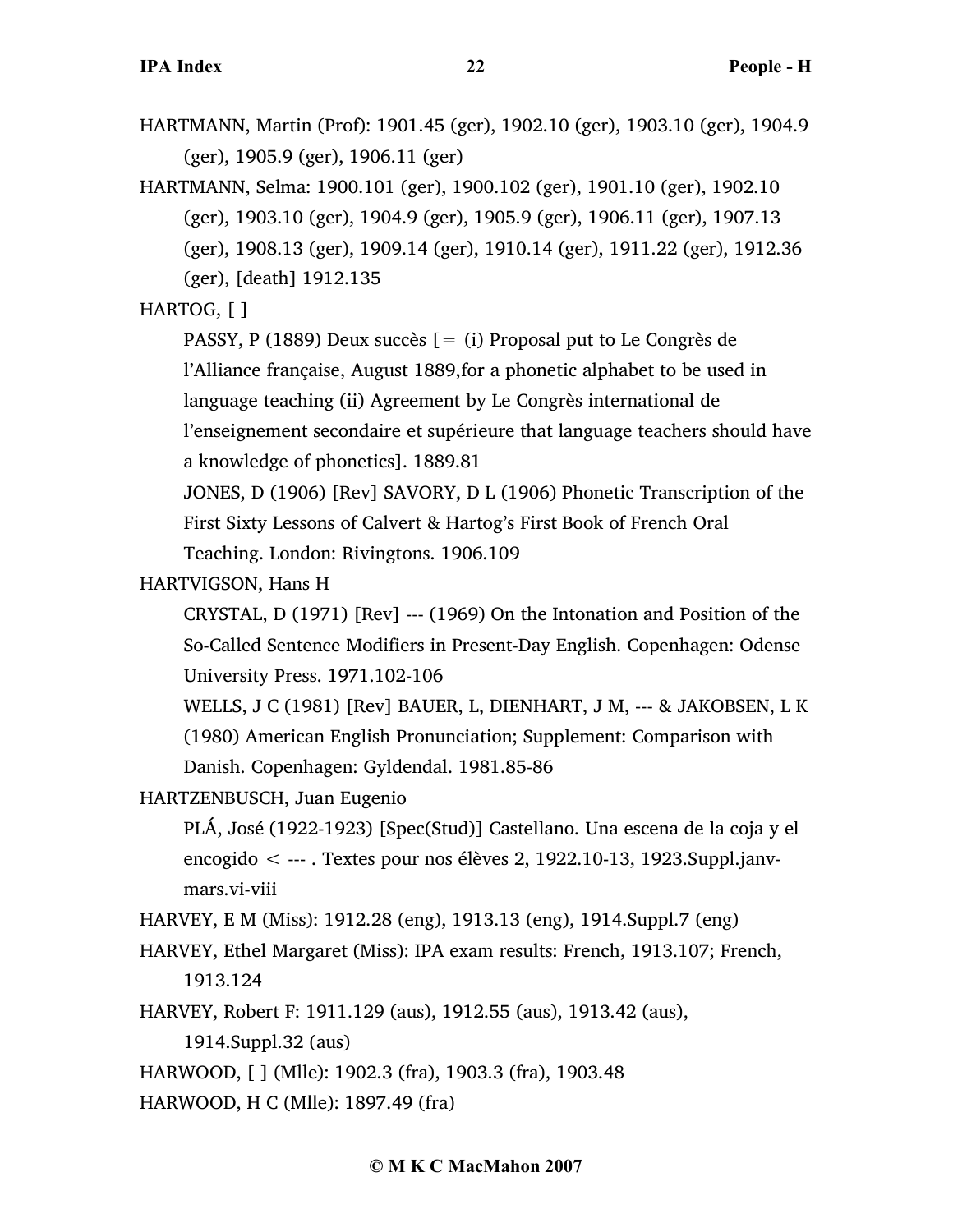HARTMANN, Martin (Prof): 1901.45 (ger), 1902.10 (ger), 1903.10 (ger), 1904.9 (ger), 1905.9 (ger), 1906.11 (ger)

HARTMANN, Selma: 1900.101 (ger), 1900.102 (ger), 1901.10 (ger), 1902.10 (ger), 1903.10 (ger), 1904.9 (ger), 1905.9 (ger), 1906.11 (ger), 1907.13 (ger), 1908.13 (ger), 1909.14 (ger), 1910.14 (ger), 1911.22 (ger), 1912.36 (ger), [death] 1912.135

HARTOG, [ ]

PASSY, P (1889) Deux succès [= (i) Proposal put to Le Congrès de l'Alliance française, August 1889,for a phonetic alphabet to be used in language teaching (ii) Agreement by Le Congrès international de l'enseignement secondaire et supérieure that language teachers should have a knowledge of phonetics]. 1889.81

JONES, D (1906) [Rev] SAVORY, D L (1906) Phonetic Transcription of the First Sixty Lessons of Calvert & Hartog's First Book of French Oral Teaching. London: Rivingtons. 1906.109

HARTVIGSON, Hans H

CRYSTAL, D (1971) [Rev] --- (1969) On the Intonation and Position of the So-Called Sentence Modifiers in Present-Day English. Copenhagen: Odense University Press. 1971.102-106

WELLS, J C (1981) [Rev] BAUER, L, DIENHART, J M, --- & JAKOBSEN, L K (1980) American English Pronunciation; Supplement: Comparison with Danish. Copenhagen: Gyldendal. 1981.85-86

HARTZENBUSCH, Juan Eugenio

PLÁ, José (1922-1923) [Spec(Stud)] Castellano. Una escena de la coja y el encogido < --- . Textes pour nos élèves 2, 1922.10-13, 1923.Suppl.janv-mars.vi-viii

HARVEY, E M (Miss): 1912.28 (eng), 1913.13 (eng), 1914.Suppl.7 (eng)

HARVEY, Ethel Margaret (Miss): IPA exam results: French, 1913.107; French, 1913.124

HARVEY, Robert F: 1911.129 (aus), 1912.55 (aus), 1913.42 (aus), 1914.Suppl.32 (aus)

HARWOOD, [ ] (Mlle): 1902.3 (fra), 1903.3 (fra), 1903.48

HARWOOD, H C (Mlle): 1897.49 (fra)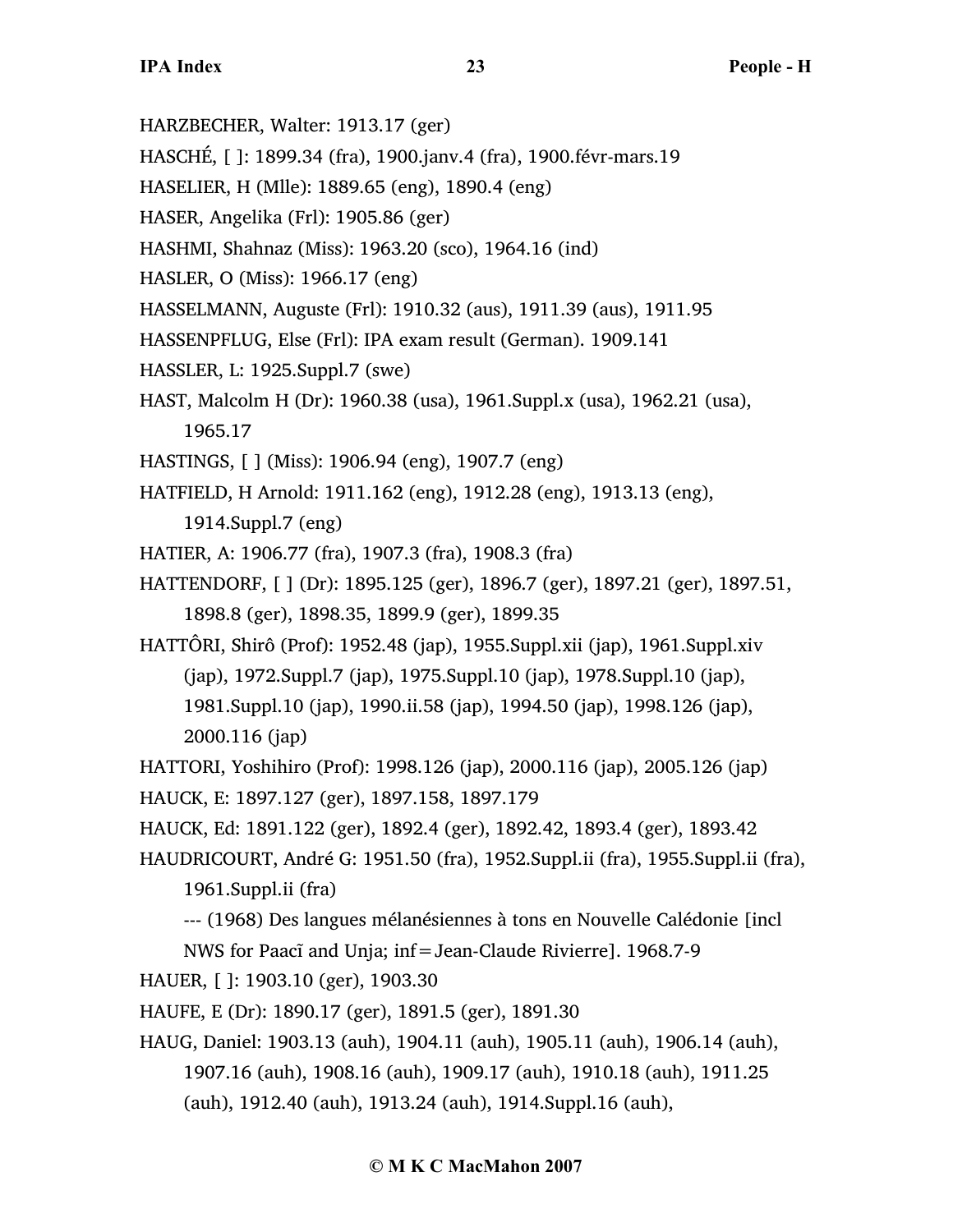HARZBECHER, Walter: 1913.17 (ger)

HASCHÉ, [ ]: 1899.34 (fra), 1900.janv.4 (fra), 1900.févr-mars.19

HASELIER, H (Mlle): 1889.65 (eng), 1890.4 (eng)

HASER, Angelika (Frl): 1905.86 (ger)

HASHMI, Shahnaz (Miss): 1963.20 (sco), 1964.16 (ind)

HASLER, O (Miss): 1966.17 (eng)

HASSELMANN, Auguste (Frl): 1910.32 (aus), 1911.39 (aus), 1911.95

HASSENPFLUG, Else (Frl): IPA exam result (German). 1909.141

HASSLER, L: 1925.Suppl.7 (swe)

HAST, Malcolm H (Dr): 1960.38 (usa), 1961.Suppl.x (usa), 1962.21 (usa), 1965.17

HASTINGS, [ ] (Miss): 1906.94 (eng), 1907.7 (eng)

HATFIELD, H Arnold: 1911.162 (eng), 1912.28 (eng), 1913.13 (eng), 1914.Suppl.7 (eng)

HATIER, A: 1906.77 (fra), 1907.3 (fra), 1908.3 (fra)

HATTENDORF, [ ] (Dr): 1895.125 (ger), 1896.7 (ger), 1897.21 (ger), 1897.51, 1898.8 (ger), 1898.35, 1899.9 (ger), 1899.35

HATTÔRI, Shirô (Prof): 1952.48 (jap), 1955.Suppl.xii (jap), 1961.Suppl.xiv (jap), 1972.Suppl.7 (jap), 1975.Suppl.10 (jap), 1978.Suppl.10 (jap), 1981.Suppl.10 (jap), 1990.ii.58 (jap), 1994.50 (jap), 1998.126 (jap), 2000.116 (jap)

HATTORI, Yoshihiro (Prof): 1998.126 (jap), 2000.116 (jap), 2005.126 (jap)

HAUCK, E: 1897.127 (ger), 1897.158, 1897.179

HAUCK, Ed: 1891.122 (ger), 1892.4 (ger), 1892.42, 1893.4 (ger), 1893.42

HAUDRICOURT, André G: 1951.50 (fra), 1952.Suppl.ii (fra), 1955.Suppl.ii (fra), 1961.Suppl.ii (fra)

--- (1968) Des langues mélanésiennes à tons en Nouvelle Calédonie [incl NWS for Paacĩ and Unja; inf=Jean-Claude Rivierre]. 1968.7-9

HAUER, [ ]: 1903.10 (ger), 1903.30

HAUFE, E (Dr): 1890.17 (ger), 1891.5 (ger), 1891.30

HAUG, Daniel: 1903.13 (auh), 1904.11 (auh), 1905.11 (auh), 1906.14 (auh), 1907.16 (auh), 1908.16 (auh), 1909.17 (auh), 1910.18 (auh), 1911.25 (auh), 1912.40 (auh), 1913.24 (auh), 1914.Suppl.16 (auh),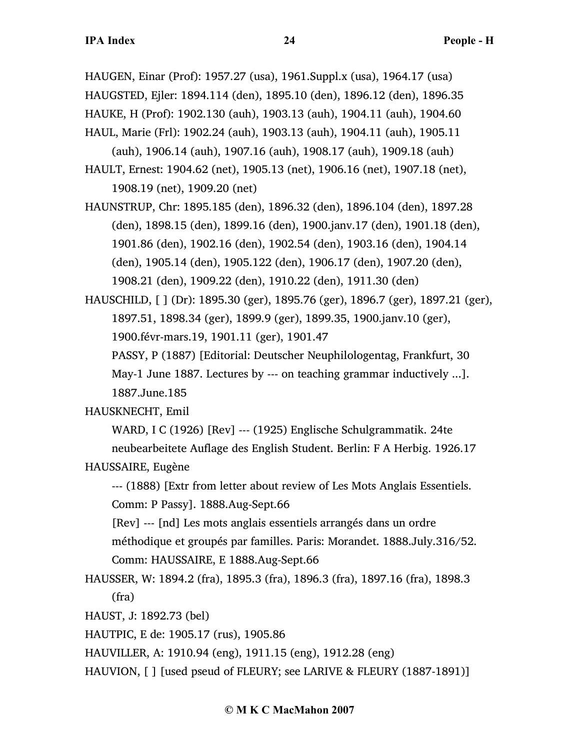HAUGEN, Einar (Prof): 1957.27 (usa), 1961.Suppl.x (usa), 1964.17 (usa)

HAUGSTED, Ejler: 1894.114 (den), 1895.10 (den), 1896.12 (den), 1896.35

HAUKE, H (Prof): 1902.130 (auh), 1903.13 (auh), 1904.11 (auh), 1904.60

HAUL, Marie (Frl): 1902.24 (auh), 1903.13 (auh), 1904.11 (auh), 1905.11 (auh), 1906.14 (auh), 1907.16 (auh), 1908.17 (auh), 1909.18 (auh)

HAULT, Ernest: 1904.62 (net), 1905.13 (net), 1906.16 (net), 1907.18 (net), 1908.19 (net), 1909.20 (net)

HAUNSTRUP, Chr: 1895.185 (den), 1896.32 (den), 1896.104 (den), 1897.28 (den), 1898.15 (den), 1899.16 (den), 1900.janv.17 (den), 1901.18 (den), 1901.86 (den), 1902.16 (den), 1902.54 (den), 1903.16 (den), 1904.14 (den), 1905.14 (den), 1905.122 (den), 1906.17 (den), 1907.20 (den), 1908.21 (den), 1909.22 (den), 1910.22 (den), 1911.30 (den)

HAUSCHILD, [ ] (Dr): 1895.30 (ger), 1895.76 (ger), 1896.7 (ger), 1897.21 (ger), 1897.51, 1898.34 (ger), 1899.9 (ger), 1899.35, 1900.janv.10 (ger), 1900.févr-mars.19, 1901.11 (ger), 1901.47

PASSY, P (1887) [Editorial: Deutscher Neuphilologentag, Frankfurt, 30 May-1 June 1887. Lectures by --- on teaching grammar inductively ...]. 1887.June.185

HAUSKNECHT, Emil

WARD, I C (1926) [Rev] --- (1925) Englische Schulgrammatik. 24te neubearbeitete Auflage des English Student. Berlin: F A Herbig. 1926.17

HAUSSAIRE, Eugène

--- (1888) [Extr from letter about review of Les Mots Anglais Essentiels. Comm: P Passy]. 1888.Aug-Sept.66

[Rev] --- [nd] Les mots anglais essentiels arrangés dans un ordre méthodique et groupés par familles. Paris: Morandet. 1888.July.316/52. Comm: HAUSSAIRE, E 1888.Aug-Sept.66

HAUSSER, W: 1894.2 (fra), 1895.3 (fra), 1896.3 (fra), 1897.16 (fra), 1898.3 (fra)

HAUST, J: 1892.73 (bel)

HAUTPIC, E de: 1905.17 (rus), 1905.86

HAUVILLER, A: 1910.94 (eng), 1911.15 (eng), 1912.28 (eng)

HAUVION, [ ] [used pseud of FLEURY; see LARIVE & FLEURY (1887-1891)]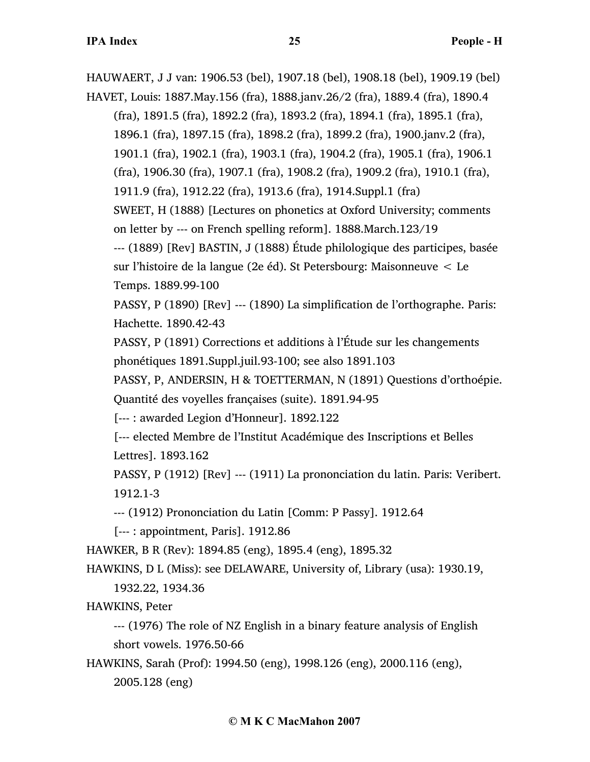HAUWAERT, J J van: 1906.53 (bel), 1907.18 (bel), 1908.18 (bel), 1909.19 (bel)

HAVET, Louis: 1887.May.156 (fra), 1888.janv.26/2 (fra), 1889.4 (fra), 1890.4 (fra), 1891.5 (fra), 1892.2 (fra), 1893.2 (fra), 1894.1 (fra), 1895.1 (fra), 1896.1 (fra), 1897.15 (fra), 1898.2 (fra), 1899.2 (fra), 1900.janv.2 (fra), 1901.1 (fra), 1902.1 (fra), 1903.1 (fra), 1904.2 (fra), 1905.1 (fra), 1906.1 (fra), 1906.30 (fra), 1907.1 (fra), 1908.2 (fra), 1909.2 (fra), 1910.1 (fra), 1911.9 (fra), 1912.22 (fra), 1913.6 (fra), 1914.Suppl.1 (fra)

SWEET, H (1888) [Lectures on phonetics at Oxford University; comments on letter by --- on French spelling reform]. 1888.March.123/19

--- (1889) [Rev] BASTIN, J (1888) Étude philologique des participes, basée sur l'histoire de la langue (2e éd). St Petersbourg: Maisonneuve < Le Temps. 1889.99-100

PASSY, P (1890) [Rev] --- (1890) La simplification de l'orthographe. Paris: Hachette. 1890.42-43

PASSY, P (1891) Corrections et additions à l'Étude sur les changements phonétiques 1891.Suppl.juil.93-100; see also 1891.103

PASSY, P, ANDERSIN, H & TOETTERMAN, N (1891) Questions d'orthoépie. Quantité des voyelles françaises (suite). 1891.94-95

[--- : awarded Legion d'Honneur]. 1892.122

[--- elected Membre de l'Institut Académique des Inscriptions et Belles Lettres]. 1893.162

PASSY, P (1912) [Rev] --- (1911) La prononciation du latin. Paris: Veribert. 1912.1-3

--- (1912) Prononciation du Latin [Comm: P Passy]. 1912.64

[--- : appointment, Paris]. 1912.86

HAWKER, B R (Rev): 1894.85 (eng), 1895.4 (eng), 1895.32

HAWKINS, D L (Miss): see DELAWARE, University of, Library (usa): 1930.19, 1932.22, 1934.36

HAWKINS, Peter

--- (1976) The role of NZ English in a binary feature analysis of English short vowels. 1976.50-66

HAWKINS, Sarah (Prof): 1994.50 (eng), 1998.126 (eng), 2000.116 (eng), 2005.128 (eng)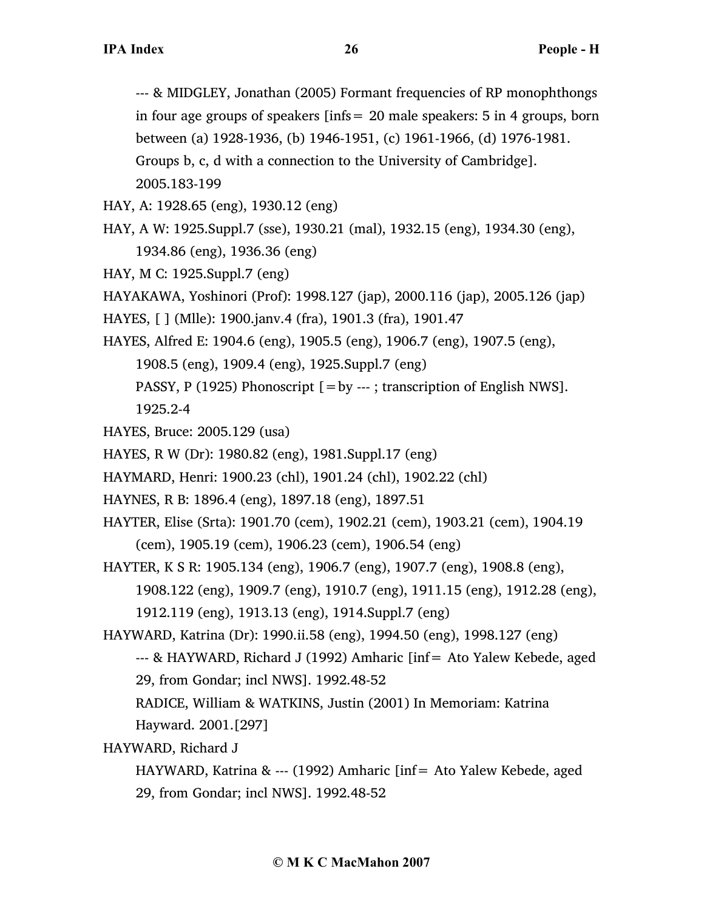--- & MIDGLEY, Jonathan (2005) Formant frequencies of RP monophthongs in four age groups of speakers [infs= 20 male speakers: 5 in 4 groups, born between (a) 1928-1936, (b) 1946-1951, (c) 1961-1966, (d) 1976-1981. Groups b, c, d with a connection to the University of Cambridge]. 2005.183-199

HAY, A: 1928.65 (eng), 1930.12 (eng)

HAY, A W: 1925.Suppl.7 (sse), 1930.21 (mal), 1932.15 (eng), 1934.30 (eng), 1934.86 (eng), 1936.36 (eng)

HAY, M C: 1925.Suppl.7 (eng)

HAYAKAWA, Yoshinori (Prof): 1998.127 (jap), 2000.116 (jap), 2005.126 (jap)

HAYES, [ ] (Mlle): 1900.janv.4 (fra), 1901.3 (fra), 1901.47

HAYES, Alfred E: 1904.6 (eng), 1905.5 (eng), 1906.7 (eng), 1907.5 (eng), 1908.5 (eng), 1909.4 (eng), 1925.Suppl.7 (eng)

PASSY, P (1925) Phonoscript [=by --- ; transcription of English NWS]. 1925.2-4

HAYES, Bruce: 2005.129 (usa)

HAYES, R W (Dr): 1980.82 (eng), 1981.Suppl.17 (eng)

HAYMARD, Henri: 1900.23 (chl), 1901.24 (chl), 1902.22 (chl)

HAYNES, R B: 1896.4 (eng), 1897.18 (eng), 1897.51

HAYTER, Elise (Srta): 1901.70 (cem), 1902.21 (cem), 1903.21 (cem), 1904.19 (cem), 1905.19 (cem), 1906.23 (cem), 1906.54 (eng)

HAYTER, K S R: 1905.134 (eng), 1906.7 (eng), 1907.7 (eng), 1908.8 (eng), 1908.122 (eng), 1909.7 (eng), 1910.7 (eng), 1911.15 (eng), 1912.28 (eng), 1912.119 (eng), 1913.13 (eng), 1914.Suppl.7 (eng)

HAYWARD, Katrina (Dr): 1990.ii.58 (eng), 1994.50 (eng), 1998.127 (eng)

--- & HAYWARD, Richard J (1992) Amharic [inf= Ato Yalew Kebede, aged 29, from Gondar; incl NWS]. 1992.48-52

RADICE, William & WATKINS, Justin (2001) In Memoriam: Katrina Hayward. 2001.[297]

HAYWARD, Richard J

HAYWARD, Katrina & --- (1992) Amharic [inf= Ato Yalew Kebede, aged 29, from Gondar; incl NWS]. 1992.48-52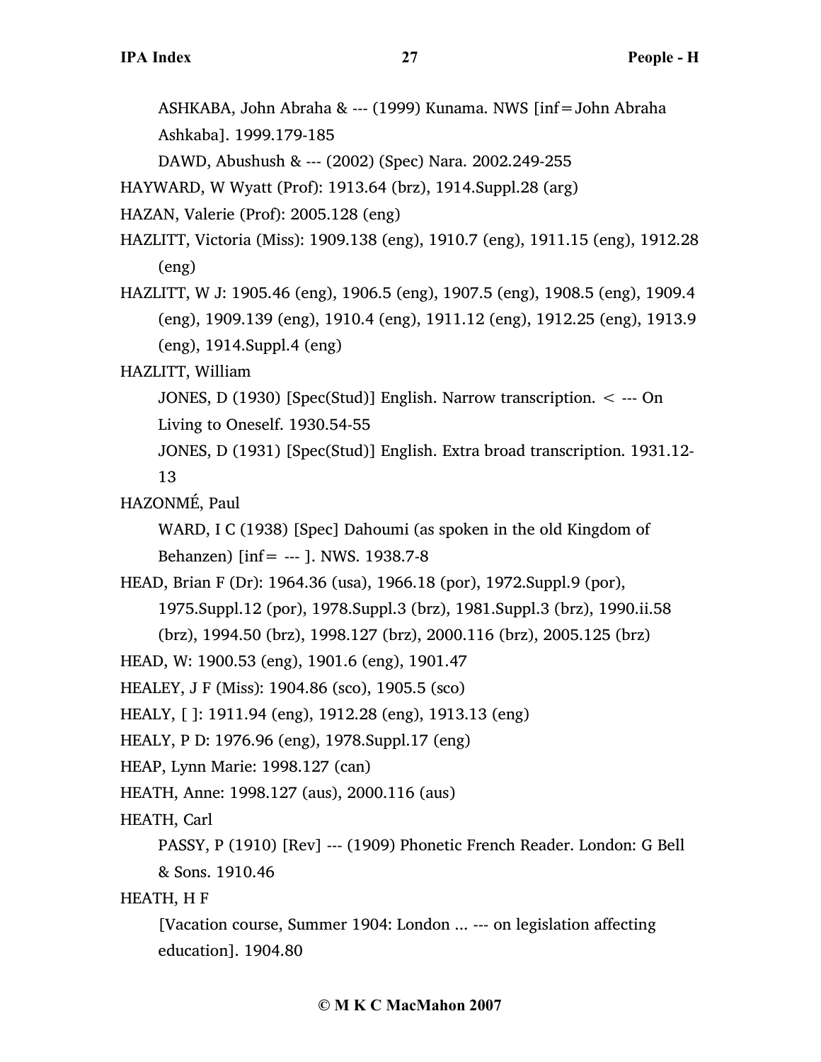ASHKABA, John Abraha & --- (1999) Kunama. NWS [inf=John Abraha Ashkaba]. 1999.179-185

DAWD, Abushush & --- (2002) (Spec) Nara. 2002.249-255

HAYWARD, W Wyatt (Prof): 1913.64 (brz), 1914.Suppl.28 (arg)

HAZAN, Valerie (Prof): 2005.128 (eng)

HAZLITT, Victoria (Miss): 1909.138 (eng), 1910.7 (eng), 1911.15 (eng), 1912.28 (eng)

HAZLITT, W J: 1905.46 (eng), 1906.5 (eng), 1907.5 (eng), 1908.5 (eng), 1909.4 (eng), 1909.139 (eng), 1910.4 (eng), 1911.12 (eng), 1912.25 (eng), 1913.9 (eng), 1914.Suppl.4 (eng)

HAZLITT, William

JONES, D (1930) [Spec(Stud)] English. Narrow transcription. < --- On Living to Oneself. 1930.54-55

JONES, D (1931) [Spec(Stud)] English. Extra broad transcription. 1931.12-13

HAZONMÉ, Paul

WARD, I C (1938) [Spec] Dahoumi (as spoken in the old Kingdom of Behanzen) [inf= --- ]. NWS. 1938.7-8

HEAD, Brian F (Dr): 1964.36 (usa), 1966.18 (por), 1972.Suppl.9 (por), 1975.Suppl.12 (por), 1978.Suppl.3 (brz), 1981.Suppl.3 (brz), 1990.ii.58 (brz), 1994.50 (brz), 1998.127 (brz), 2000.116 (brz), 2005.125 (brz)

HEAD, W: 1900.53 (eng), 1901.6 (eng), 1901.47

HEALEY, J F (Miss): 1904.86 (sco), 1905.5 (sco)

HEALY, [ ]: 1911.94 (eng), 1912.28 (eng), 1913.13 (eng)

HEALY, P D: 1976.96 (eng), 1978.Suppl.17 (eng)

HEAP, Lynn Marie: 1998.127 (can)

HEATH, Anne: 1998.127 (aus), 2000.116 (aus)

HEATH, Carl

PASSY, P (1910) [Rev] --- (1909) Phonetic French Reader. London: G Bell & Sons. 1910.46

HEATH, H F

[Vacation course, Summer 1904: London ... --- on legislation affecting education]. 1904.80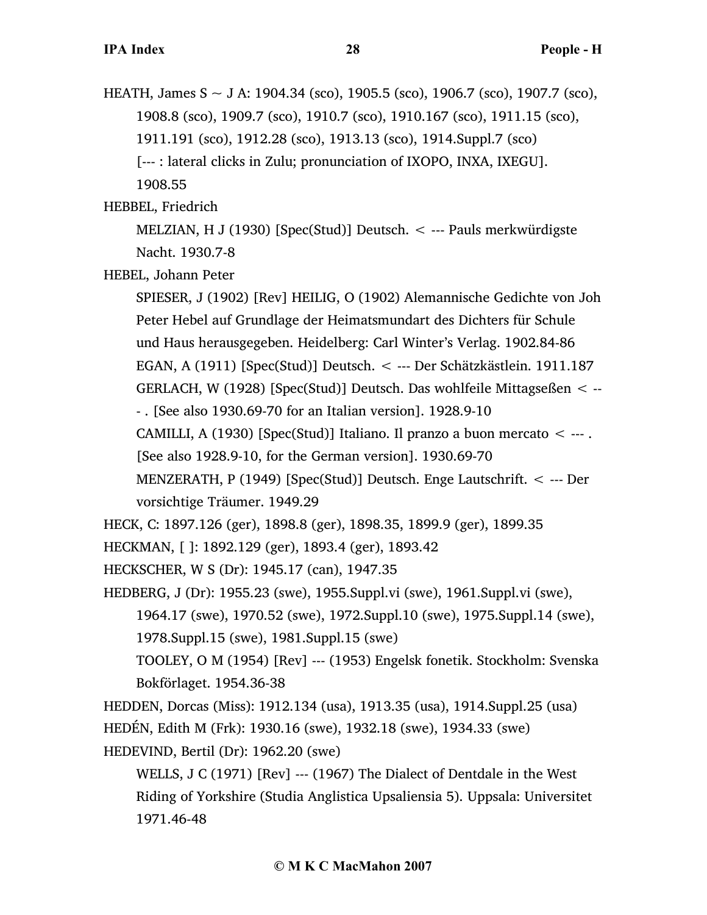HEATH, James S ~ J A: 1904.34 (sco), 1905.5 (sco), 1906.7 (sco), 1907.7 (sco), 1908.8 (sco), 1909.7 (sco), 1910.7 (sco), 1910.167 (sco), 1911.15 (sco), 1911.191 (sco), 1912.28 (sco), 1913.13 (sco), 1914.Suppl.7 (sco)

[--- : lateral clicks in Zulu; pronunciation of IXOPO, INXA, IXEGU]. 1908.55

HEBBEL, Friedrich

MELZIAN, H J (1930) [Spec(Stud)] Deutsch. < --- Pauls merkwürdigste Nacht. 1930.7-8

HEBEL, Johann Peter

SPIESER, J (1902) [Rev] HEILIG, O (1902) Alemannische Gedichte von Joh Peter Hebel auf Grundlage der Heimatsmundart des Dichters für Schule und Haus herausgegeben. Heidelberg: Carl Winter's Verlag. 1902.84-86

EGAN, A (1911) [Spec(Stud)] Deutsch. < --- Der Schätzkästlein. 1911.187

GERLACH, W (1928) [Spec(Stud)] Deutsch. Das wohlfeile Mittagseßen < --- . [See also 1930.69-70 for an Italian version]. 1928.9-10

CAMILLI, A (1930) [Spec(Stud)] Italiano. Il pranzo a buon mercato < --- . [See also 1928.9-10, for the German version]. 1930.69-70

MENZERATH, P (1949) [Spec(Stud)] Deutsch. Enge Lautschrift. < --- Der vorsichtige Träumer. 1949.29

HECK, C: 1897.126 (ger), 1898.8 (ger), 1898.35, 1899.9 (ger), 1899.35

HECKMAN, [ ]: 1892.129 (ger), 1893.4 (ger), 1893.42

HECKSCHER, W S (Dr): 1945.17 (can), 1947.35

HEDBERG, J (Dr): 1955.23 (swe), 1955.Suppl.vi (swe), 1961.Suppl.vi (swe), 1964.17 (swe), 1970.52 (swe), 1972.Suppl.10 (swe), 1975.Suppl.14 (swe), 1978.Suppl.15 (swe), 1981.Suppl.15 (swe)

TOOLEY, O M (1954) [Rev] --- (1953) Engelsk fonetik. Stockholm: Svenska Bokförlaget. 1954.36-38

HEDDEN, Dorcas (Miss): 1912.134 (usa), 1913.35 (usa), 1914.Suppl.25 (usa)

HEDÉN, Edith M (Frk): 1930.16 (swe), 1932.18 (swe), 1934.33 (swe)

HEDEVIND, Bertil (Dr): 1962.20 (swe)

WELLS, J C (1971) [Rev] --- (1967) The Dialect of Dentdale in the West Riding of Yorkshire (Studia Anglistica Upsaliensia 5). Uppsala: Universitet 1971.46-48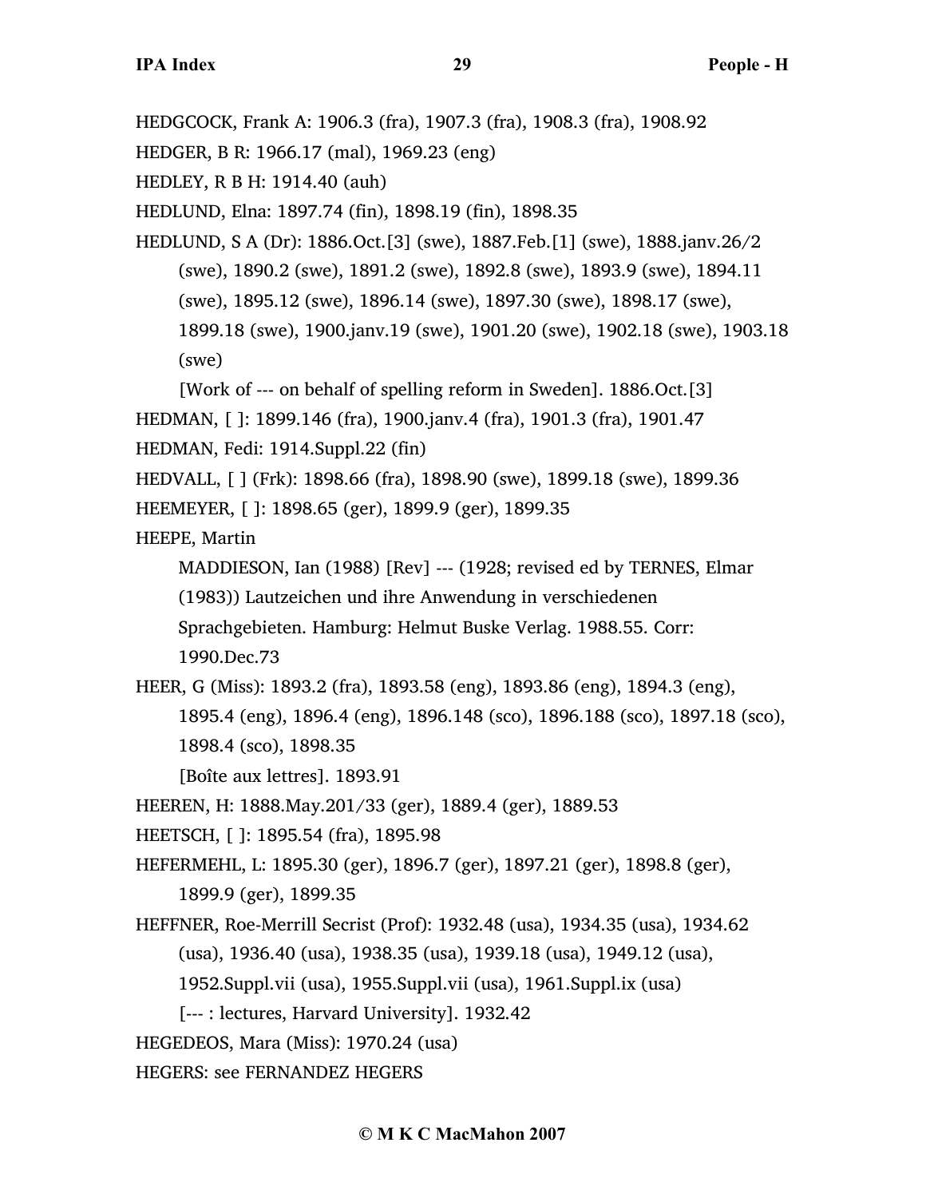HEDGCOCK, Frank A: 1906.3 (fra), 1907.3 (fra), 1908.3 (fra), 1908.92

HEDGER, B R: 1966.17 (mal), 1969.23 (eng)

HEDLEY, R B H: 1914.40 (auh)

HEDLUND, Elna: 1897.74 (fin), 1898.19 (fin), 1898.35

HEDLUND, S A (Dr): 1886.Oct.[3] (swe), 1887.Feb.[1] (swe), 1888.janv.26/2 (swe), 1890.2 (swe), 1891.2 (swe), 1892.8 (swe), 1893.9 (swe), 1894.11 (swe), 1895.12 (swe), 1896.14 (swe), 1897.30 (swe), 1898.17 (swe), 1899.18 (swe), 1900.janv.19 (swe), 1901.20 (swe), 1902.18 (swe), 1903.18 (swe)

    [Work of --- on behalf of spelling reform in Sweden]. 1886.Oct.[3]

HEDMAN, [ ]: 1899.146 (fra), 1900.janv.4 (fra), 1901.3 (fra), 1901.47

HEDMAN, Fedi: 1914.Suppl.22 (fin)

HEDVALL, [ ] (Frk): 1898.66 (fra), 1898.90 (swe), 1899.18 (swe), 1899.36

HEEMEYER, [ ]: 1898.65 (ger), 1899.9 (ger), 1899.35

HEEPE, Martin

    MADDIESON, Ian (1988) [Rev] --- (1928; revised ed by TERNES, Elmar (1983)) Lautzeichen und ihre Anwendung in verschiedenen Sprachgebieten. Hamburg: Helmut Buske Verlag. 1988.55. Corr: 1990.Dec.73

HEER, G (Miss): 1893.2 (fra), 1893.58 (eng), 1893.86 (eng), 1894.3 (eng), 1895.4 (eng), 1896.4 (eng), 1896.148 (sco), 1896.188 (sco), 1897.18 (sco), 1898.4 (sco), 1898.35

    [Boîte aux lettres]. 1893.91

HEEREN, H: 1888.May.201/33 (ger), 1889.4 (ger), 1889.53

HEETSCH, [ ]: 1895.54 (fra), 1895.98

HEFERMEHL, L: 1895.30 (ger), 1896.7 (ger), 1897.21 (ger), 1898.8 (ger), 1899.9 (ger), 1899.35

HEFFNER, Roe-Merrill Secrist (Prof): 1932.48 (usa), 1934.35 (usa), 1934.62 (usa), 1936.40 (usa), 1938.35 (usa), 1939.18 (usa), 1949.12 (usa), 1952.Suppl.vii (usa), 1955.Suppl.vii (usa), 1961.Suppl.ix (usa)

    [--- : lectures, Harvard University]. 1932.42

HEGEDEOS, Mara (Miss): 1970.24 (usa)

HEGERS: see FERNANDEZ HEGERS

© M K C MacMahon 2007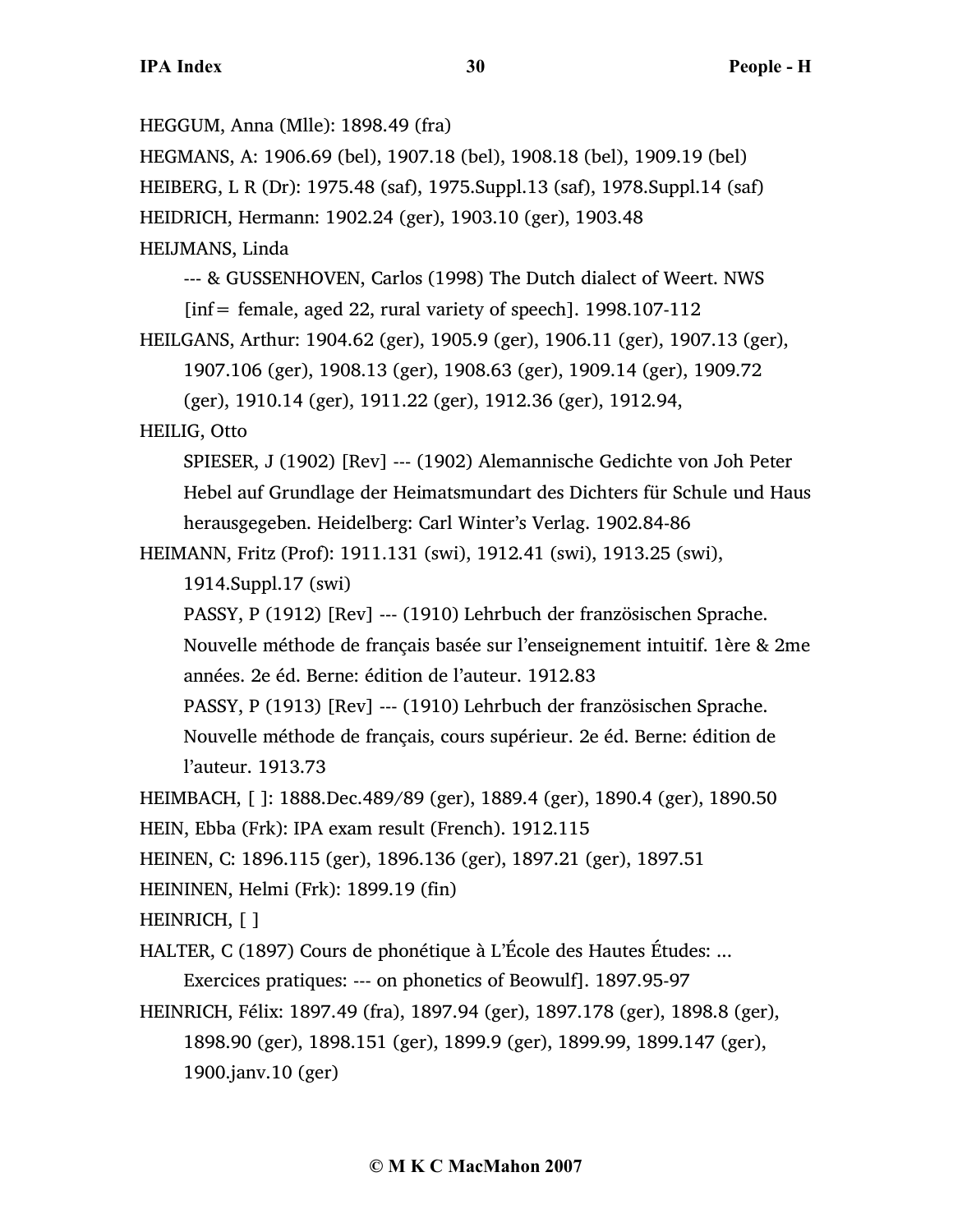HEGGUM, Anna (Mlle): 1898.49 (fra)

HEGMANS, A: 1906.69 (bel), 1907.18 (bel), 1908.18 (bel), 1909.19 (bel)

HEIBERG, L R (Dr): 1975.48 (saf), 1975.Suppl.13 (saf), 1978.Suppl.14 (saf)

HEIDRICH, Hermann: 1902.24 (ger), 1903.10 (ger), 1903.48

HEIJMANS, Linda

 --- & GUSSENHOVEN, Carlos (1998) The Dutch dialect of Weert. NWS [inf= female, aged 22, rural variety of speech]. 1998.107-112

HEILGANS, Arthur: 1904.62 (ger), 1905.9 (ger), 1906.11 (ger), 1907.13 (ger), 1907.106 (ger), 1908.13 (ger), 1908.63 (ger), 1909.14 (ger), 1909.72 (ger), 1910.14 (ger), 1911.22 (ger), 1912.36 (ger), 1912.94,

HEILIG, Otto

 SPIESER, J (1902) [Rev] --- (1902) Alemannische Gedichte von Joh Peter Hebel auf Grundlage der Heimatsmundart des Dichters für Schule und Haus herausgegeben. Heidelberg: Carl Winter's Verlag. 1902.84-86

HEIMANN, Fritz (Prof): 1911.131 (swi), 1912.41 (swi), 1913.25 (swi), 1914.Suppl.17 (swi)

 PASSY, P (1912) [Rev] --- (1910) Lehrbuch der französischen Sprache. Nouvelle méthode de français basée sur l'enseignement intuitif. 1ère & 2me années. 2e éd. Berne: édition de l'auteur. 1912.83

 PASSY, P (1913) [Rev] --- (1910) Lehrbuch der französischen Sprache. Nouvelle méthode de français, cours supérieur. 2e éd. Berne: édition de l'auteur. 1913.73

HEIMBACH, [ ]: 1888.Dec.489/89 (ger), 1889.4 (ger), 1890.4 (ger), 1890.50

HEIN, Ebba (Frk): IPA exam result (French). 1912.115

HEINEN, C: 1896.115 (ger), 1896.136 (ger), 1897.21 (ger), 1897.51

HEININEN, Helmi (Frk): 1899.19 (fin)

HEINRICH, [ ]

HALTER, C (1897) Cours de phonétique à L'École des Hautes Études: ... Exercices pratiques: --- on phonetics of Beowulf]. 1897.95-97

HEINRICH, Félix: 1897.49 (fra), 1897.94 (ger), 1897.178 (ger), 1898.8 (ger), 1898.90 (ger), 1898.151 (ger), 1899.9 (ger), 1899.99, 1899.147 (ger), 1900.janv.10 (ger)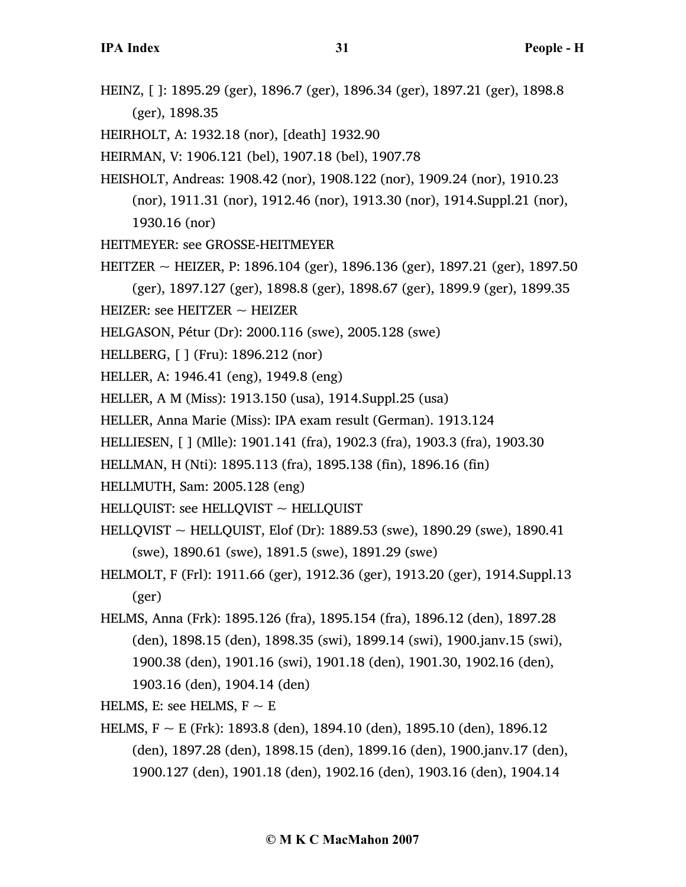HEINZ, [ ]: 1895.29 (ger), 1896.7 (ger), 1896.34 (ger), 1897.21 (ger), 1898.8 (ger), 1898.35

HEIRHOLT, A: 1932.18 (nor), [death] 1932.90

HEIRMAN, V: 1906.121 (bel), 1907.18 (bel), 1907.78

HEISHOLT, Andreas: 1908.42 (nor), 1908.122 (nor), 1909.24 (nor), 1910.23 (nor), 1911.31 (nor), 1912.46 (nor), 1913.30 (nor), 1914.Suppl.21 (nor), 1930.16 (nor)

HEITMEYER: see GROSSE-HEITMEYER

HEITZER ~ HEIZER, P: 1896.104 (ger), 1896.136 (ger), 1897.21 (ger), 1897.50 (ger), 1897.127 (ger), 1898.8 (ger), 1898.67 (ger), 1899.9 (ger), 1899.35

HEIZER: see HEITZER ~ HEIZER

HELGASON, Pétur (Dr): 2000.116 (swe), 2005.128 (swe)

HELLBERG, [ ] (Fru): 1896.212 (nor)

HELLER, A: 1946.41 (eng), 1949.8 (eng)

HELLER, A M (Miss): 1913.150 (usa), 1914.Suppl.25 (usa)

HELLER, Anna Marie (Miss): IPA exam result (German). 1913.124

HELLIESEN, [ ] (Mlle): 1901.141 (fra), 1902.3 (fra), 1903.3 (fra), 1903.30

HELLMAN, H (Nti): 1895.113 (fra), 1895.138 (fin), 1896.16 (fin)

HELLMUTH, Sam: 2005.128 (eng)

HELLQUIST: see HELLQVIST ~ HELLQUIST

HELLQVIST ~ HELLQUIST, Elof (Dr): 1889.53 (swe), 1890.29 (swe), 1890.41 (swe), 1890.61 (swe), 1891.5 (swe), 1891.29 (swe)

HELMOLT, F (Frl): 1911.66 (ger), 1912.36 (ger), 1913.20 (ger), 1914.Suppl.13 (ger)

HELMS, Anna (Frk): 1895.126 (fra), 1895.154 (fra), 1896.12 (den), 1897.28 (den), 1898.15 (den), 1898.35 (swi), 1899.14 (swi), 1900.janv.15 (swi), 1900.38 (den), 1901.16 (swi), 1901.18 (den), 1901.30, 1902.16 (den), 1903.16 (den), 1904.14 (den)

HELMS, E: see HELMS, F ~ E

HELMS, F ~ E (Frk): 1893.8 (den), 1894.10 (den), 1895.10 (den), 1896.12 (den), 1897.28 (den), 1898.15 (den), 1899.16 (den), 1900.janv.17 (den), 1900.127 (den), 1901.18 (den), 1902.16 (den), 1903.16 (den), 1904.14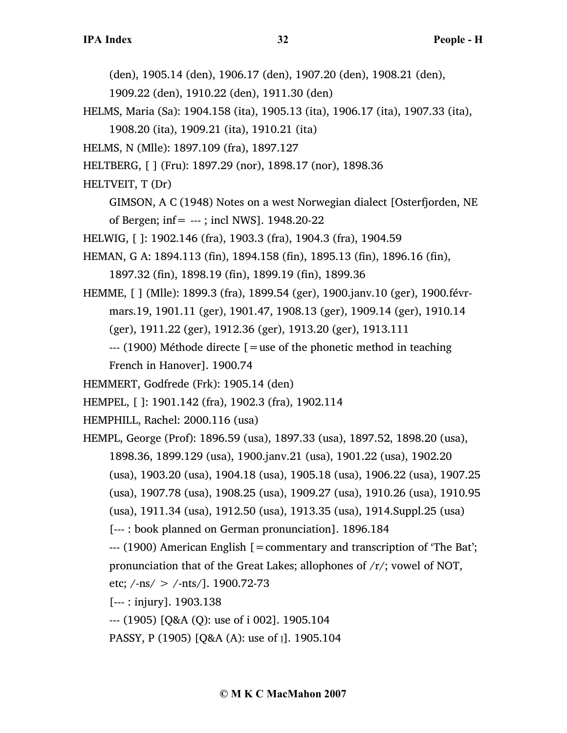(den), 1905.14 (den), 1906.17 (den), 1907.20 (den), 1908.21 (den), 1909.22 (den), 1910.22 (den), 1911.30 (den)

HELMS, Maria (Sa): 1904.158 (ita), 1905.13 (ita), 1906.17 (ita), 1907.33 (ita), 1908.20 (ita), 1909.21 (ita), 1910.21 (ita)

HELMS, N (Mlle): 1897.109 (fra), 1897.127

HELTBERG, [ ] (Fru): 1897.29 (nor), 1898.17 (nor), 1898.36

HELTVEIT, T (Dr)

GIMSON, A C (1948) Notes on a west Norwegian dialect [Osterfjorden, NE of Bergen; inf= --- ; incl NWS]. 1948.20-22

HELWIG, [ ]: 1902.146 (fra), 1903.3 (fra), 1904.3 (fra), 1904.59

HEMAN, G A: 1894.113 (fin), 1894.158 (fin), 1895.13 (fin), 1896.16 (fin), 1897.32 (fin), 1898.19 (fin), 1899.19 (fin), 1899.36

HEMME, [ ] (Mlle): 1899.3 (fra), 1899.54 (ger), 1900.janv.10 (ger), 1900.févr-mars.19, 1901.11 (ger), 1901.47, 1908.13 (ger), 1909.14 (ger), 1910.14 (ger), 1911.22 (ger), 1912.36 (ger), 1913.20 (ger), 1913.111

--- (1900) Méthode directe [=use of the phonetic method in teaching French in Hanover]. 1900.74

HEMMERT, Godfrede (Frk): 1905.14 (den)

HEMPEL, [ ]: 1901.142 (fra), 1902.3 (fra), 1902.114

HEMPHILL, Rachel: 2000.116 (usa)

HEMPL, George (Prof): 1896.59 (usa), 1897.33 (usa), 1897.52, 1898.20 (usa), 1898.36, 1899.129 (usa), 1900.janv.21 (usa), 1901.22 (usa), 1902.20 (usa), 1903.20 (usa), 1904.18 (usa), 1905.18 (usa), 1906.22 (usa), 1907.25 (usa), 1907.78 (usa), 1908.25 (usa), 1909.27 (usa), 1910.26 (usa), 1910.95 (usa), 1911.34 (usa), 1912.50 (usa), 1913.35 (usa), 1914.Suppl.25 (usa)

[--- : book planned on German pronunciation]. 1896.184

--- (1900) American English [=commentary and transcription of 'The Bat'; pronunciation that of the Great Lakes; allophones of /r/; vowel of NOT, etc; /-ns/ > /-nts/]. 1900.72-73

[--- : injury]. 1903.138

--- (1905) [Q&A (Q): use of i 002]. 1905.104

PASSY, P (1905) [Q&A (A): use of ɪ]. 1905.104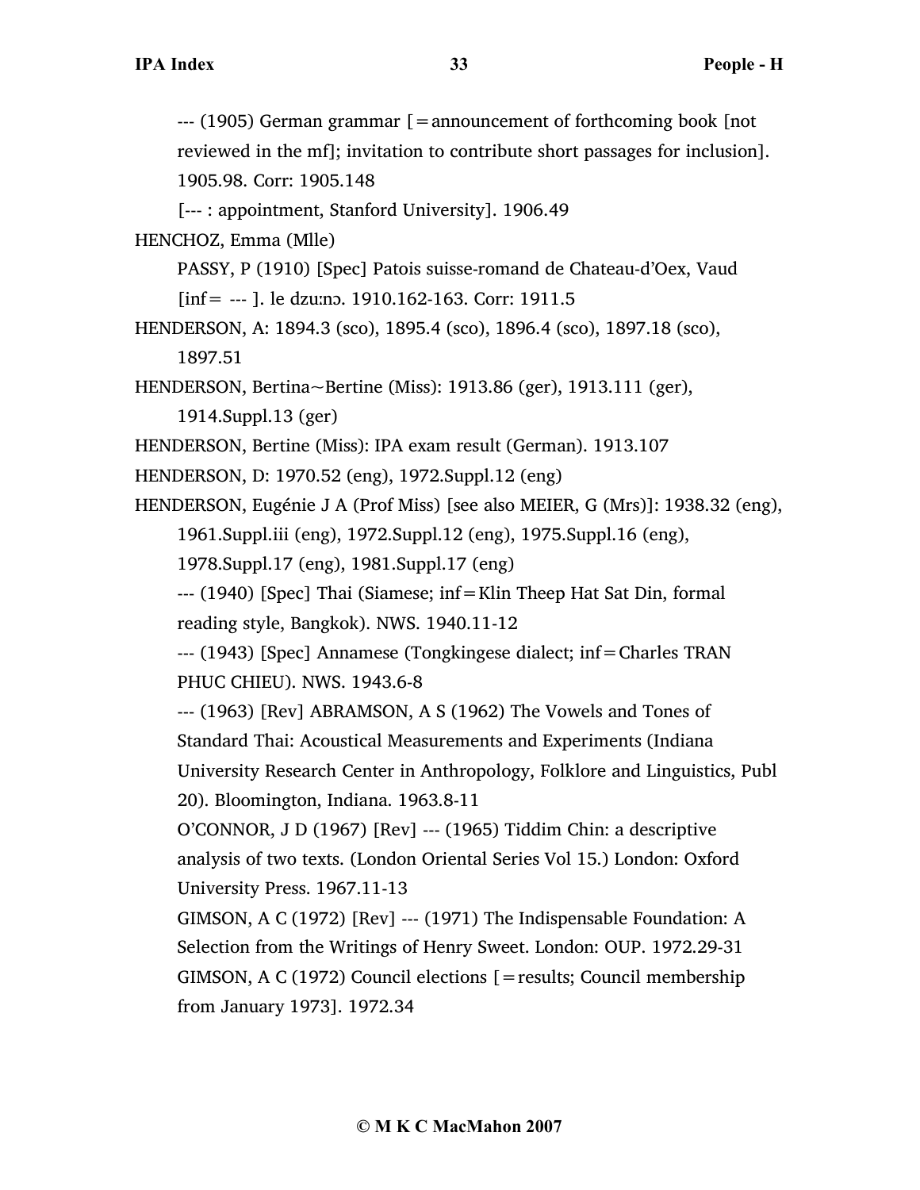--- (1905) German grammar [=announcement of forthcoming book [not reviewed in the mf]; invitation to contribute short passages for inclusion]. 1905.98. Corr: 1905.148

[--- : appointment, Stanford University]. 1906.49

HENCHOZ, Emma (Mlle)

PASSY, P (1910) [Spec] Patois suisse-romand de Chateau-d'Oex, Vaud [inf= --- ]. le dzuːnɔ. 1910.162-163. Corr: 1911.5

HENDERSON, A: 1894.3 (sco), 1895.4 (sco), 1896.4 (sco), 1897.18 (sco), 1897.51

HENDERSON, Bertina~Bertine (Miss): 1913.86 (ger), 1913.111 (ger), 1914.Suppl.13 (ger)

HENDERSON, Bertine (Miss): IPA exam result (German). 1913.107

HENDERSON, D: 1970.52 (eng), 1972.Suppl.12 (eng)

HENDERSON, Eugénie J A (Prof Miss) [see also MEIER, G (Mrs)]: 1938.32 (eng), 1961.Suppl.iii (eng), 1972.Suppl.12 (eng), 1975.Suppl.16 (eng), 1978.Suppl.17 (eng), 1981.Suppl.17 (eng)

--- (1940) [Spec] Thai (Siamese; inf=Klin Theep Hat Sat Din, formal reading style, Bangkok). NWS. 1940.11-12

--- (1943) [Spec] Annamese (Tongkingese dialect; inf=Charles TRAN PHUC CHIEU). NWS. 1943.6-8

--- (1963) [Rev] ABRAMSON, A S (1962) The Vowels and Tones of Standard Thai: Acoustical Measurements and Experiments (Indiana University Research Center in Anthropology, Folklore and Linguistics, Publ 20). Bloomington, Indiana. 1963.8-11

O'CONNOR, J D (1967) [Rev] --- (1965) Tiddim Chin: a descriptive analysis of two texts. (London Oriental Series Vol 15.) London: Oxford University Press. 1967.11-13

GIMSON, A C (1972) [Rev] --- (1971) The Indispensable Foundation: A Selection from the Writings of Henry Sweet. London: OUP. 1972.29-31

GIMSON, A C (1972) Council elections [=results; Council membership from January 1973]. 1972.34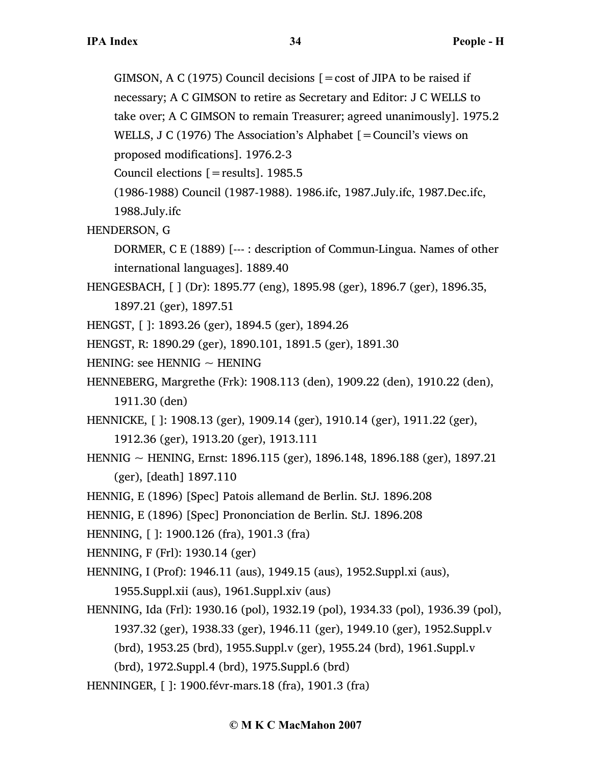GIMSON, A C (1975) Council decisions [=cost of JIPA to be raised if necessary; A C GIMSON to retire as Secretary and Editor: J C WELLS to take over; A C GIMSON to remain Treasurer; agreed unanimously]. 1975.2

WELLS, J C (1976) The Association's Alphabet [=Council's views on proposed modifications]. 1976.2-3

Council elections [=results]. 1985.5

(1986-1988) Council (1987-1988). 1986.ifc, 1987.July.ifc, 1987.Dec.ifc, 1988.July.ifc

HENDERSON, G

DORMER, C E (1889) [--- : description of Commun-Lingua. Names of other international languages]. 1889.40

HENGESBACH, [ ] (Dr): 1895.77 (eng), 1895.98 (ger), 1896.7 (ger), 1896.35, 1897.21 (ger), 1897.51

HENGST, [ ]: 1893.26 (ger), 1894.5 (ger), 1894.26

HENGST, R: 1890.29 (ger), 1890.101, 1891.5 (ger), 1891.30

HENING: see HENNIG ~ HENING

HENNEBERG, Margrethe (Frk): 1908.113 (den), 1909.22 (den), 1910.22 (den), 1911.30 (den)

HENNICKE, [ ]: 1908.13 (ger), 1909.14 (ger), 1910.14 (ger), 1911.22 (ger), 1912.36 (ger), 1913.20 (ger), 1913.111

HENNIG ~ HENING, Ernst: 1896.115 (ger), 1896.148, 1896.188 (ger), 1897.21 (ger), [death] 1897.110

HENNIG, E (1896) [Spec] Patois allemand de Berlin. StJ. 1896.208

HENNIG, E (1896) [Spec] Prononciation de Berlin. StJ. 1896.208

HENNING, [ ]: 1900.126 (fra), 1901.3 (fra)

HENNING, F (Frl): 1930.14 (ger)

HENNING, I (Prof): 1946.11 (aus), 1949.15 (aus), 1952.Suppl.xi (aus), 1955.Suppl.xii (aus), 1961.Suppl.xiv (aus)

HENNING, Ida (Frl): 1930.16 (pol), 1932.19 (pol), 1934.33 (pol), 1936.39 (pol), 1937.32 (ger), 1938.33 (ger), 1946.11 (ger), 1949.10 (ger), 1952.Suppl.v (brd), 1953.25 (brd), 1955.Suppl.v (ger), 1955.24 (brd), 1961.Suppl.v (brd), 1972.Suppl.4 (brd), 1975.Suppl.6 (brd)

HENNINGER, [ ]: 1900.févr-mars.18 (fra), 1901.3 (fra)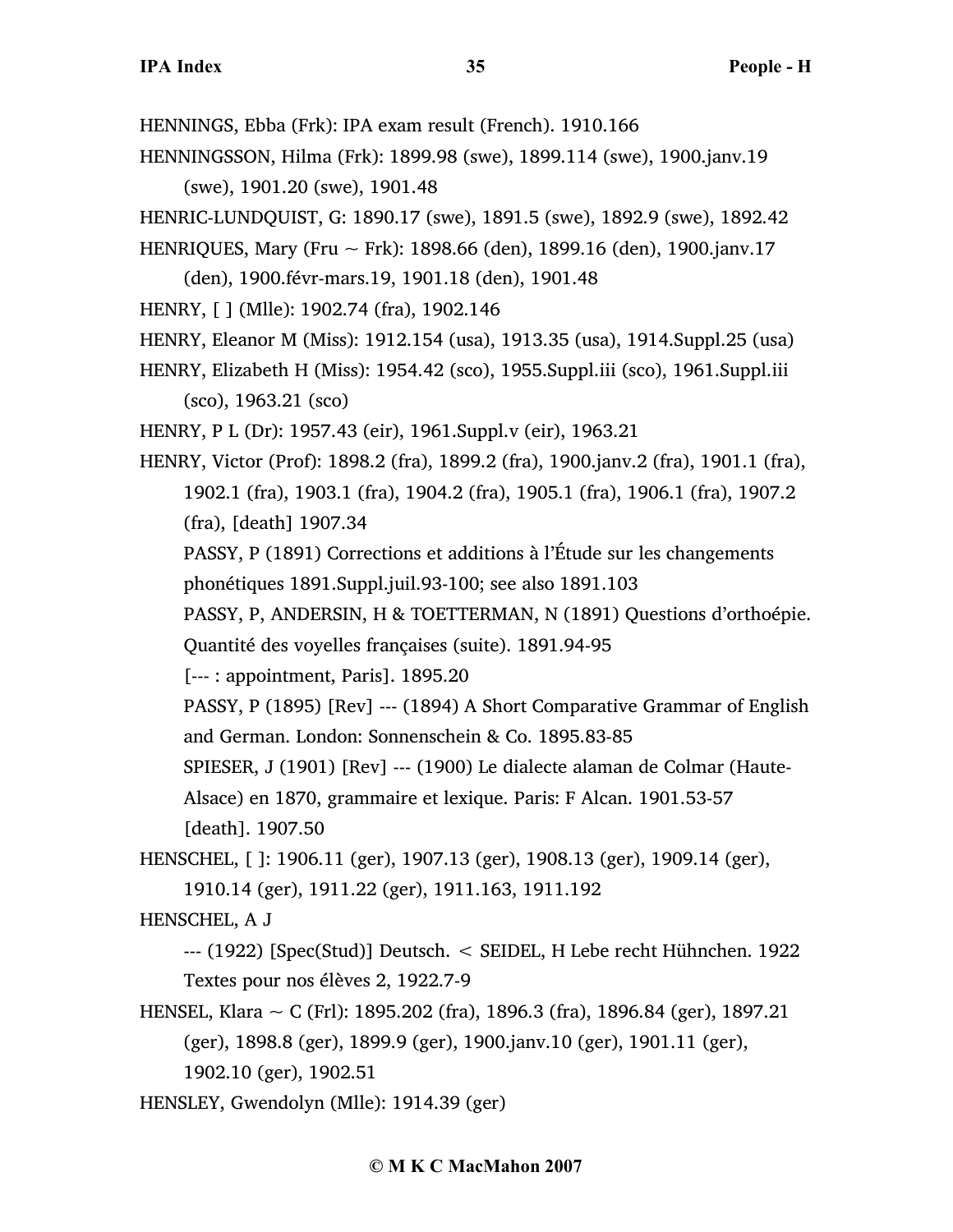HENNINGS, Ebba (Frk): IPA exam result (French). 1910.166

HENNINGSSON, Hilma (Frk): 1899.98 (swe), 1899.114 (swe), 1900.janv.19 (swe), 1901.20 (swe), 1901.48

HENRIC-LUNDQUIST, G: 1890.17 (swe), 1891.5 (swe), 1892.9 (swe), 1892.42

HENRIQUES, Mary (Fru ~ Frk): 1898.66 (den), 1899.16 (den), 1900.janv.17 (den), 1900.févr-mars.19, 1901.18 (den), 1901.48

HENRY, [ ] (Mlle): 1902.74 (fra), 1902.146

HENRY, Eleanor M (Miss): 1912.154 (usa), 1913.35 (usa), 1914.Suppl.25 (usa)

HENRY, Elizabeth H (Miss): 1954.42 (sco), 1955.Suppl.iii (sco), 1961.Suppl.iii (sco), 1963.21 (sco)

HENRY, P L (Dr): 1957.43 (eir), 1961.Suppl.v (eir), 1963.21

HENRY, Victor (Prof): 1898.2 (fra), 1899.2 (fra), 1900.janv.2 (fra), 1901.1 (fra), 1902.1 (fra), 1903.1 (fra), 1904.2 (fra), 1905.1 (fra), 1906.1 (fra), 1907.2 (fra), [death] 1907.34

PASSY, P (1891) Corrections et additions à l'Étude sur les changements phonétiques 1891.Suppl.juil.93-100; see also 1891.103

PASSY, P, ANDERSIN, H & TOETTERMAN, N (1891) Questions d'orthoépie. Quantité des voyelles françaises (suite). 1891.94-95

[--- : appointment, Paris]. 1895.20

PASSY, P (1895) [Rev] --- (1894) A Short Comparative Grammar of English and German. London: Sonnenschein & Co. 1895.83-85

SPIESER, J (1901) [Rev] --- (1900) Le dialecte alaman de Colmar (Haute-Alsace) en 1870, grammaire et lexique. Paris: F Alcan. 1901.53-57

[death]. 1907.50

HENSCHEL, [ ]: 1906.11 (ger), 1907.13 (ger), 1908.13 (ger), 1909.14 (ger), 1910.14 (ger), 1911.22 (ger), 1911.163, 1911.192

HENSCHEL, A J

--- (1922) [Spec(Stud)] Deutsch. < SEIDEL, H Lebe recht Hühnchen. 1922 Textes pour nos élèves 2, 1922.7-9

HENSEL, Klara ~ C (Frl): 1895.202 (fra), 1896.3 (fra), 1896.84 (ger), 1897.21 (ger), 1898.8 (ger), 1899.9 (ger), 1900.janv.10 (ger), 1901.11 (ger), 1902.10 (ger), 1902.51

HENSLEY, Gwendolyn (Mlle): 1914.39 (ger)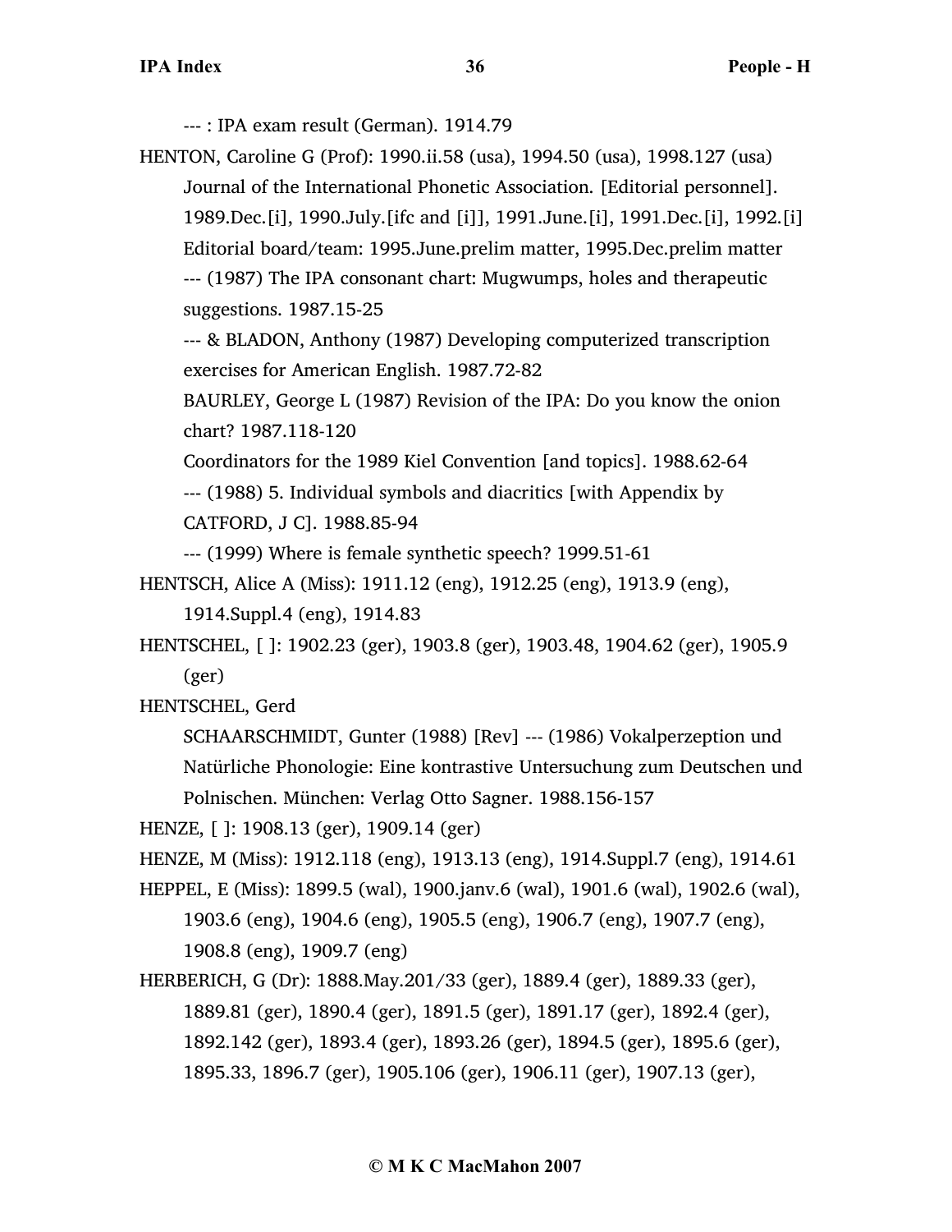--- : IPA exam result (German). 1914.79

HENTON, Caroline G (Prof): 1990.ii.58 (usa), 1994.50 (usa), 1998.127 (usa)

Journal of the International Phonetic Association. [Editorial personnel]. 1989.Dec.[i], 1990.July.[ifc and [i]], 1991.June.[i], 1991.Dec.[i], 1992.[i]

Editorial board/team: 1995.June.prelim matter, 1995.Dec.prelim matter

--- (1987) The IPA consonant chart: Mugwumps, holes and therapeutic suggestions. 1987.15-25

--- & BLADON, Anthony (1987) Developing computerized transcription exercises for American English. 1987.72-82

BAURLEY, George L (1987) Revision of the IPA: Do you know the onion chart? 1987.118-120

Coordinators for the 1989 Kiel Convention [and topics]. 1988.62-64

--- (1988) 5. Individual symbols and diacritics [with Appendix by CATFORD, J C]. 1988.85-94

--- (1999) Where is female synthetic speech? 1999.51-61

HENTSCH, Alice A (Miss): 1911.12 (eng), 1912.25 (eng), 1913.9 (eng), 1914.Suppl.4 (eng), 1914.83

HENTSCHEL, [ ]: 1902.23 (ger), 1903.8 (ger), 1903.48, 1904.62 (ger), 1905.9 (ger)

HENTSCHEL, Gerd

SCHAARSCHMIDT, Gunter (1988) [Rev] --- (1986) Vokalperzeption und Natürliche Phonologie: Eine kontrastive Untersuchung zum Deutschen und Polnischen. München: Verlag Otto Sagner. 1988.156-157

HENZE, [ ]: 1908.13 (ger), 1909.14 (ger)

HENZE, M (Miss): 1912.118 (eng), 1913.13 (eng), 1914.Suppl.7 (eng), 1914.61

HEPPEL, E (Miss): 1899.5 (wal), 1900.janv.6 (wal), 1901.6 (wal), 1902.6 (wal), 1903.6 (eng), 1904.6 (eng), 1905.5 (eng), 1906.7 (eng), 1907.7 (eng), 1908.8 (eng), 1909.7 (eng)

HERBERICH, G (Dr): 1888.May.201/33 (ger), 1889.4 (ger), 1889.33 (ger), 1889.81 (ger), 1890.4 (ger), 1891.5 (ger), 1891.17 (ger), 1892.4 (ger), 1892.142 (ger), 1893.4 (ger), 1893.26 (ger), 1894.5 (ger), 1895.6 (ger), 1895.33, 1896.7 (ger), 1905.106 (ger), 1906.11 (ger), 1907.13 (ger),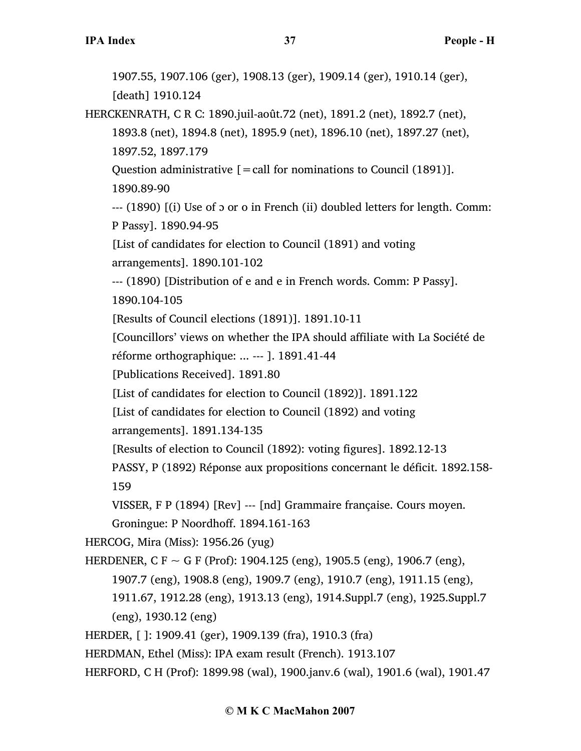1907.55, 1907.106 (ger), 1908.13 (ger), 1909.14 (ger), 1910.14 (ger), [death] 1910.124

HERCKENRATH, C R C: 1890.juil-août.72 (net), 1891.2 (net), 1892.7 (net), 1893.8 (net), 1894.8 (net), 1895.9 (net), 1896.10 (net), 1897.27 (net), 1897.52, 1897.179

Question administrative [=call for nominations to Council (1891)]. 1890.89-90

--- (1890) [(i) Use of ɔ or o in French (ii) doubled letters for length. Comm: P Passy]. 1890.94-95

[List of candidates for election to Council (1891) and voting arrangements]. 1890.101-102

--- (1890) [Distribution of e and e in French words. Comm: P Passy]. 1890.104-105

[Results of Council elections (1891)]. 1891.10-11

[Councillors' views on whether the IPA should affiliate with La Société de réforme orthographique: ... --- ]. 1891.41-44

[Publications Received]. 1891.80

[List of candidates for election to Council (1892)]. 1891.122

[List of candidates for election to Council (1892) and voting arrangements]. 1891.134-135

[Results of election to Council (1892): voting figures]. 1892.12-13

PASSY, P (1892) Réponse aux propositions concernant le déficit. 1892.158-159

VISSER, F P (1894) [Rev] --- [nd] Grammaire française. Cours moyen. Groningue: P Noordhoff. 1894.161-163

HERCOG, Mira (Miss): 1956.26 (yug)

HERDENER, C F ~ G F (Prof): 1904.125 (eng), 1905.5 (eng), 1906.7 (eng), 1907.7 (eng), 1908.8 (eng), 1909.7 (eng), 1910.7 (eng), 1911.15 (eng), 1911.67, 1912.28 (eng), 1913.13 (eng), 1914.Suppl.7 (eng), 1925.Suppl.7 (eng), 1930.12 (eng)

HERDER, [ ]: 1909.41 (ger), 1909.139 (fra), 1910.3 (fra)

HERDMAN, Ethel (Miss): IPA exam result (French). 1913.107

HERFORD, C H (Prof): 1899.98 (wal), 1900.janv.6 (wal), 1901.6 (wal), 1901.47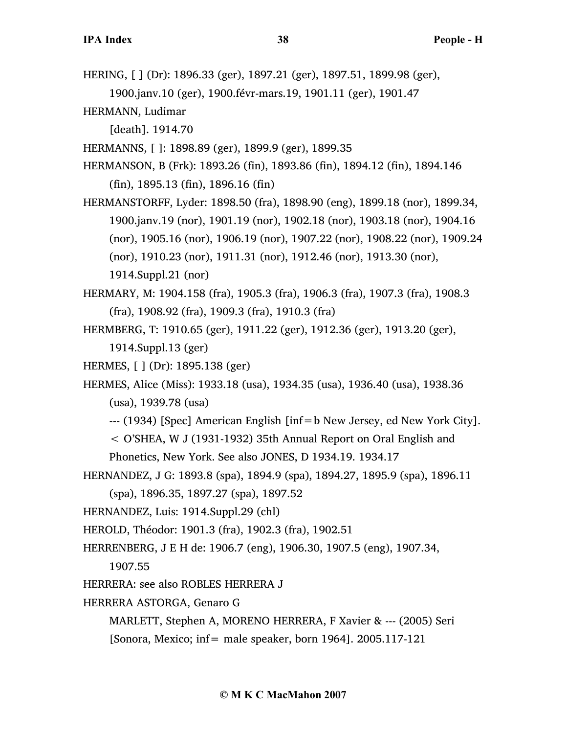HERING, [ ] (Dr): 1896.33 (ger), 1897.21 (ger), 1897.51, 1899.98 (ger), 1900.janv.10 (ger), 1900.févr-mars.19, 1901.11 (ger), 1901.47

HERMANN, Ludimar

[death]. 1914.70

HERMANNS, [ ]: 1898.89 (ger), 1899.9 (ger), 1899.35

HERMANSON, B (Frk): 1893.26 (fin), 1893.86 (fin), 1894.12 (fin), 1894.146 (fin), 1895.13 (fin), 1896.16 (fin)

HERMANSTORFF, Lyder: 1898.50 (fra), 1898.90 (eng), 1899.18 (nor), 1899.34, 1900.janv.19 (nor), 1901.19 (nor), 1902.18 (nor), 1903.18 (nor), 1904.16 (nor), 1905.16 (nor), 1906.19 (nor), 1907.22 (nor), 1908.22 (nor), 1909.24 (nor), 1910.23 (nor), 1911.31 (nor), 1912.46 (nor), 1913.30 (nor), 1914.Suppl.21 (nor)

HERMARY, M: 1904.158 (fra), 1905.3 (fra), 1906.3 (fra), 1907.3 (fra), 1908.3 (fra), 1908.92 (fra), 1909.3 (fra), 1910.3 (fra)

HERMBERG, T: 1910.65 (ger), 1911.22 (ger), 1912.36 (ger), 1913.20 (ger), 1914.Suppl.13 (ger)

HERMES, [ ] (Dr): 1895.138 (ger)

HERMES, Alice (Miss): 1933.18 (usa), 1934.35 (usa), 1936.40 (usa), 1938.36 (usa), 1939.78 (usa)

--- (1934) [Spec] American English [inf = b New Jersey, ed New York City]. < O'SHEA, W J (1931-1932) 35th Annual Report on Oral English and Phonetics, New York. See also JONES, D 1934.19. 1934.17

HERNANDEZ, J G: 1893.8 (spa), 1894.9 (spa), 1894.27, 1895.9 (spa), 1896.11 (spa), 1896.35, 1897.27 (spa), 1897.52

HERNANDEZ, Luis: 1914.Suppl.29 (chl)

HEROLD, Théodor: 1901.3 (fra), 1902.3 (fra), 1902.51

HERRENBERG, J E H de: 1906.7 (eng), 1906.30, 1907.5 (eng), 1907.34, 1907.55

HERRERA: see also ROBLES HERRERA J

HERRERA ASTORGA, Genaro G

MARLETT, Stephen A, MORENO HERRERA, F Xavier & --- (2005) Seri [Sonora, Mexico; inf = male speaker, born 1964]. 2005.117-121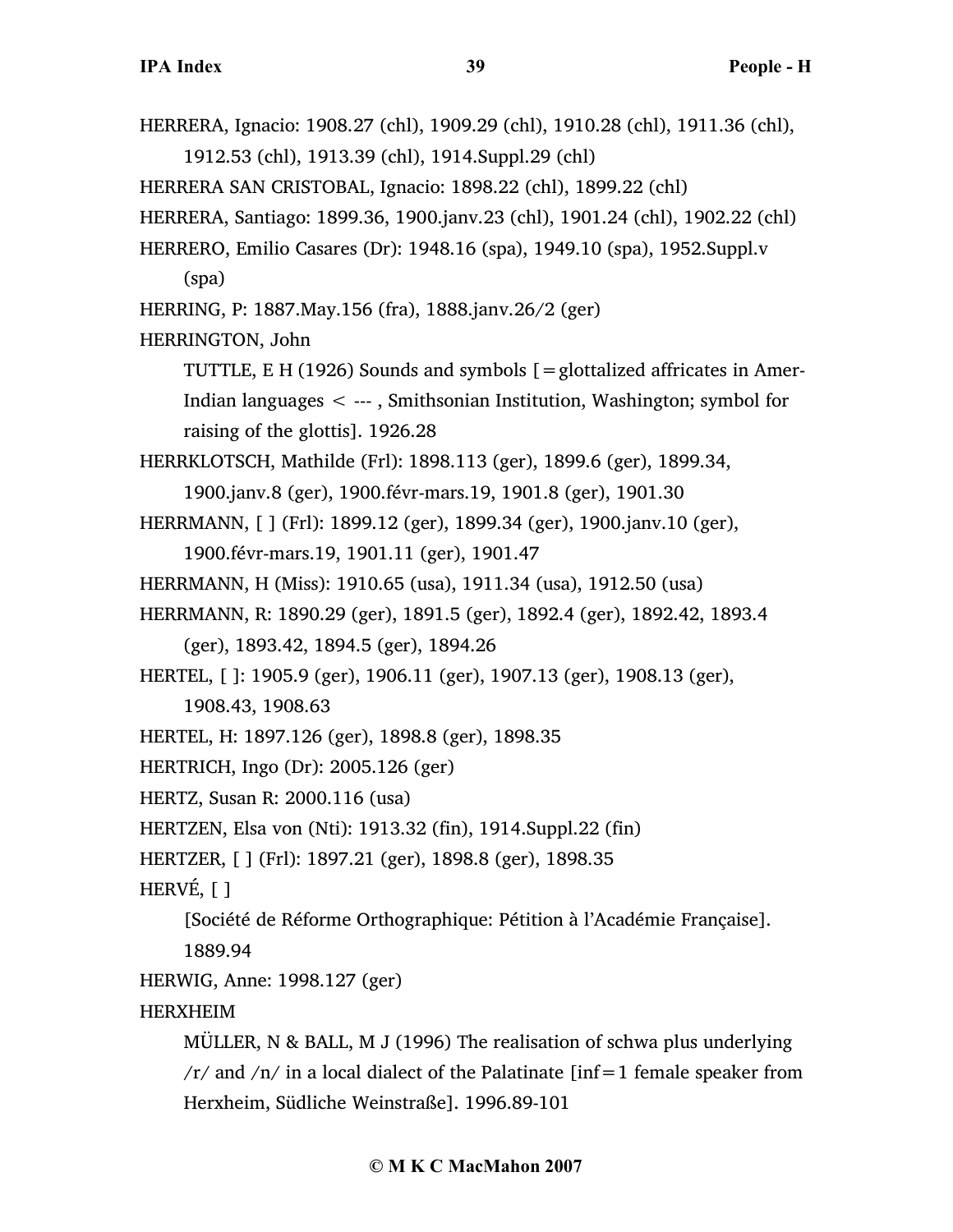HERRERA, Ignacio: 1908.27 (chl), 1909.29 (chl), 1910.28 (chl), 1911.36 (chl), 1912.53 (chl), 1913.39 (chl), 1914.Suppl.29 (chl)

HERRERA SAN CRISTOBAL, Ignacio: 1898.22 (chl), 1899.22 (chl)

HERRERA, Santiago: 1899.36, 1900.janv.23 (chl), 1901.24 (chl), 1902.22 (chl)

HERRERO, Emilio Casares (Dr): 1948.16 (spa), 1949.10 (spa), 1952.Suppl.v (spa)

HERRING, P: 1887.May.156 (fra), 1888.janv.26/2 (ger)

HERRINGTON, John

> TUTTLE, E H (1926) Sounds and symbols [=glottalized affricates in Amer-Indian languages < --- , Smithsonian Institution, Washington; symbol for raising of the glottis]. 1926.28

HERRKLOTSCH, Mathilde (Frl): 1898.113 (ger), 1899.6 (ger), 1899.34, 1900.janv.8 (ger), 1900.févr-mars.19, 1901.8 (ger), 1901.30

HERRMANN, [ ] (Frl): 1899.12 (ger), 1899.34 (ger), 1900.janv.10 (ger), 1900.févr-mars.19, 1901.11 (ger), 1901.47

HERRMANN, H (Miss): 1910.65 (usa), 1911.34 (usa), 1912.50 (usa)

HERRMANN, R: 1890.29 (ger), 1891.5 (ger), 1892.4 (ger), 1892.42, 1893.4 (ger), 1893.42, 1894.5 (ger), 1894.26

HERTEL, [ ]: 1905.9 (ger), 1906.11 (ger), 1907.13 (ger), 1908.13 (ger), 1908.43, 1908.63

HERTEL, H: 1897.126 (ger), 1898.8 (ger), 1898.35

HERTRICH, Ingo (Dr): 2005.126 (ger)

HERTZ, Susan R: 2000.116 (usa)

HERTZEN, Elsa von (Nti): 1913.32 (fin), 1914.Suppl.22 (fin)

HERTZER, [ ] (Frl): 1897.21 (ger), 1898.8 (ger), 1898.35

HERVÉ, [ ]

> [Société de Réforme Orthographique: Pétition à l'Académie Française]. 1889.94

HERWIG, Anne: 1998.127 (ger)

HERXHEIM

> MÜLLER, N & BALL, M J (1996) The realisation of schwa plus underlying /r/ and /n/ in a local dialect of the Palatinate [inf=1 female speaker from Herxheim, Südliche Weinstraße]. 1996.89-101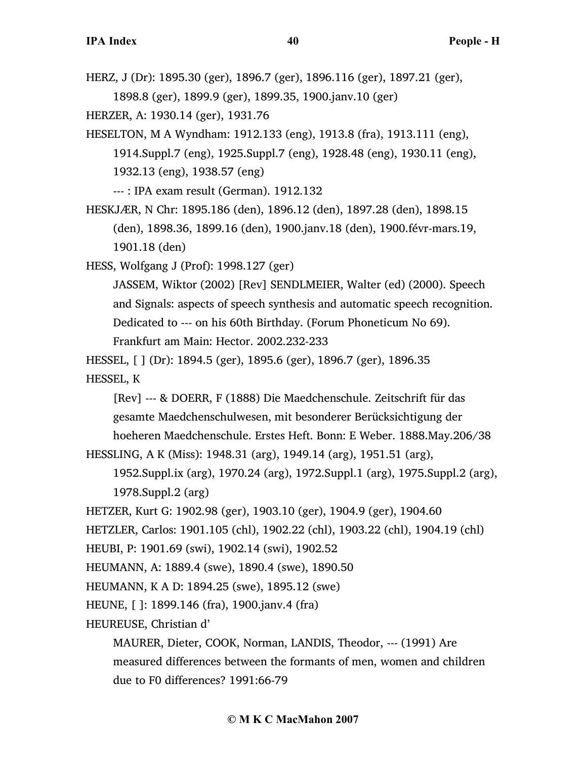HERZ, J (Dr): 1895.30 (ger), 1896.7 (ger), 1896.116 (ger), 1897.21 (ger), 1898.8 (ger), 1899.9 (ger), 1899.35, 1900.janv.10 (ger)

HERZER, A: 1930.14 (ger), 1931.76

HESELTON, M A Wyndham: 1912.133 (eng), 1913.8 (fra), 1913.111 (eng), 1914.Suppl.7 (eng), 1925.Suppl.7 (eng), 1928.48 (eng), 1930.11 (eng), 1932.13 (eng), 1938.57 (eng)

--- : IPA exam result (German). 1912.132

HESKJÆR, N Chr: 1895.186 (den), 1896.12 (den), 1897.28 (den), 1898.15 (den), 1898.36, 1899.16 (den), 1900.janv.18 (den), 1900.févr-mars.19, 1901.18 (den)

HESS, Wolfgang J (Prof): 1998.127 (ger)

JASSEM, Wiktor (2002) [Rev] SENDLMEIER, Walter (ed) (2000). Speech and Signals: aspects of speech synthesis and automatic speech recognition. Dedicated to --- on his 60th Birthday. (Forum Phoneticum No 69). Frankfurt am Main: Hector. 2002.232-233

HESSEL, [ ] (Dr): 1894.5 (ger), 1895.6 (ger), 1896.7 (ger), 1896.35

HESSEL, K

[Rev] --- & DOERR, F (1888) Die Maedchenschule. Zeitschrift für das gesamte Maedchenschulwesen, mit besonderer Berücksichtigung der hoeheren Maedchenschule. Erstes Heft. Bonn: E Weber. 1888.May.206/38

HESSLING, A K (Miss): 1948.31 (arg), 1949.14 (arg), 1951.51 (arg), 1952.Suppl.ix (arg), 1970.24 (arg), 1972.Suppl.1 (arg), 1975.Suppl.2 (arg), 1978.Suppl.2 (arg)

HETZER, Kurt G: 1902.98 (ger), 1903.10 (ger), 1904.9 (ger), 1904.60

HETZLER, Carlos: 1901.105 (chl), 1902.22 (chl), 1903.22 (chl), 1904.19 (chl)

HEUBI, P: 1901.69 (swi), 1902.14 (swi), 1902.52

HEUMANN, A: 1889.4 (swe), 1890.4 (swe), 1890.50

HEUMANN, K A D: 1894.25 (swe), 1895.12 (swe)

HEUNE, [ ]: 1899.146 (fra), 1900.janv.4 (fra)

HEUREUSE, Christian d'

MAURER, Dieter, COOK, Norman, LANDIS, Theodor, --- (1991) Are measured differences between the formants of men, women and children due to F0 differences? 1991:66-79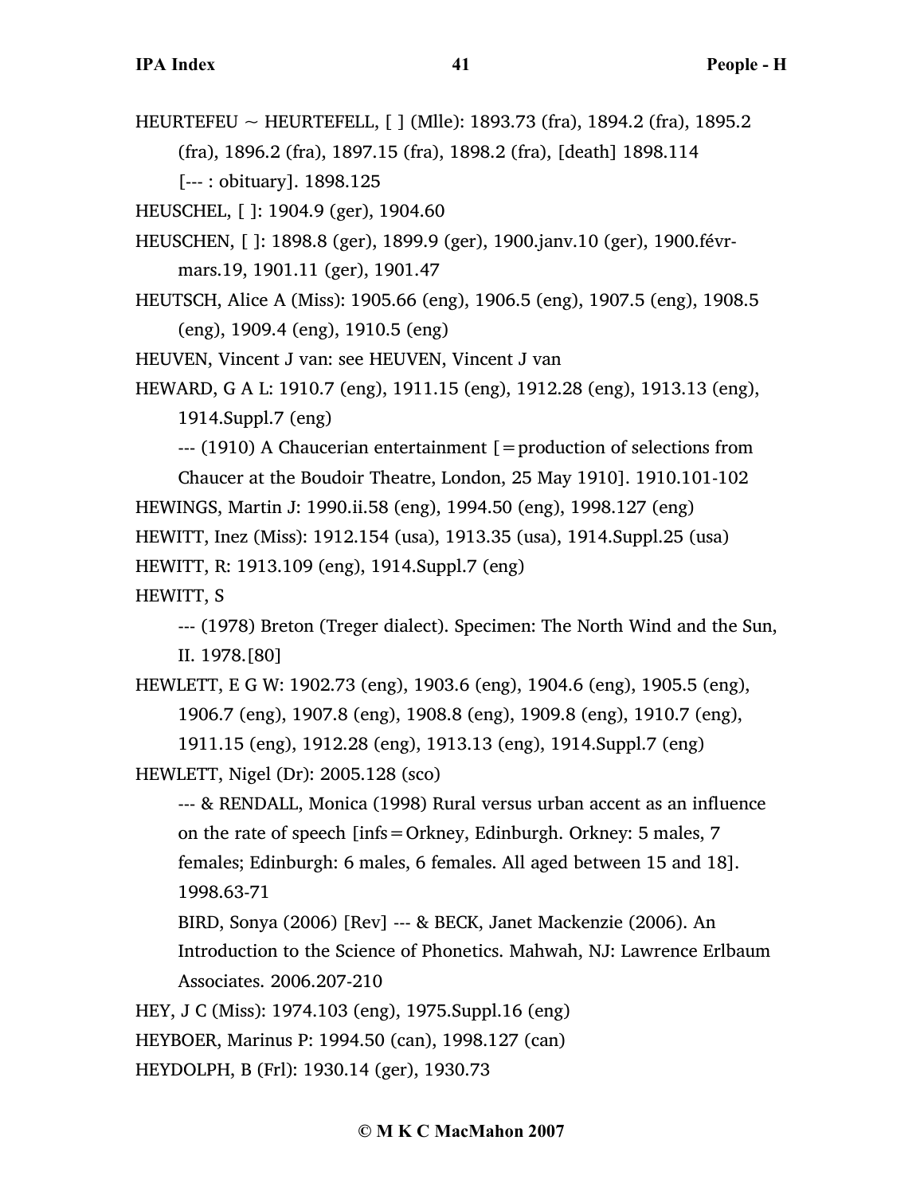HEURTEFEU ~ HEURTEFELL, [ ] (Mlle): 1893.73 (fra), 1894.2 (fra), 1895.2 (fra), 1896.2 (fra), 1897.15 (fra), 1898.2 (fra), [death] 1898.114

[--- : obituary]. 1898.125

HEUSCHEL, [ ]: 1904.9 (ger), 1904.60

HEUSCHEN, [ ]: 1898.8 (ger), 1899.9 (ger), 1900.janv.10 (ger), 1900.févr-mars.19, 1901.11 (ger), 1901.47

HEUTSCH, Alice A (Miss): 1905.66 (eng), 1906.5 (eng), 1907.5 (eng), 1908.5 (eng), 1909.4 (eng), 1910.5 (eng)

HEUVEN, Vincent J van: see HEUVEN, Vincent J van

HEWARD, G A L: 1910.7 (eng), 1911.15 (eng), 1912.28 (eng), 1913.13 (eng), 1914.Suppl.7 (eng)

--- (1910) A Chaucerian entertainment [=production of selections from Chaucer at the Boudoir Theatre, London, 25 May 1910]. 1910.101-102

HEWINGS, Martin J: 1990.ii.58 (eng), 1994.50 (eng), 1998.127 (eng)

HEWITT, Inez (Miss): 1912.154 (usa), 1913.35 (usa), 1914.Suppl.25 (usa)

HEWITT, R: 1913.109 (eng), 1914.Suppl.7 (eng)

HEWITT, S

--- (1978) Breton (Treger dialect). Specimen: The North Wind and the Sun, II. 1978.[80]

HEWLETT, E G W: 1902.73 (eng), 1903.6 (eng), 1904.6 (eng), 1905.5 (eng), 1906.7 (eng), 1907.8 (eng), 1908.8 (eng), 1909.8 (eng), 1910.7 (eng), 1911.15 (eng), 1912.28 (eng), 1913.13 (eng), 1914.Suppl.7 (eng)

HEWLETT, Nigel (Dr): 2005.128 (sco)

--- & RENDALL, Monica (1998) Rural versus urban accent as an influence on the rate of speech [infs=Orkney, Edinburgh. Orkney: 5 males, 7 females; Edinburgh: 6 males, 6 females. All aged between 15 and 18]. 1998.63-71

BIRD, Sonya (2006) [Rev] --- & BECK, Janet Mackenzie (2006). An Introduction to the Science of Phonetics. Mahwah, NJ: Lawrence Erlbaum Associates. 2006.207-210

HEY, J C (Miss): 1974.103 (eng), 1975.Suppl.16 (eng)

HEYBOER, Marinus P: 1994.50 (can), 1998.127 (can)

HEYDOLPH, B (Frl): 1930.14 (ger), 1930.73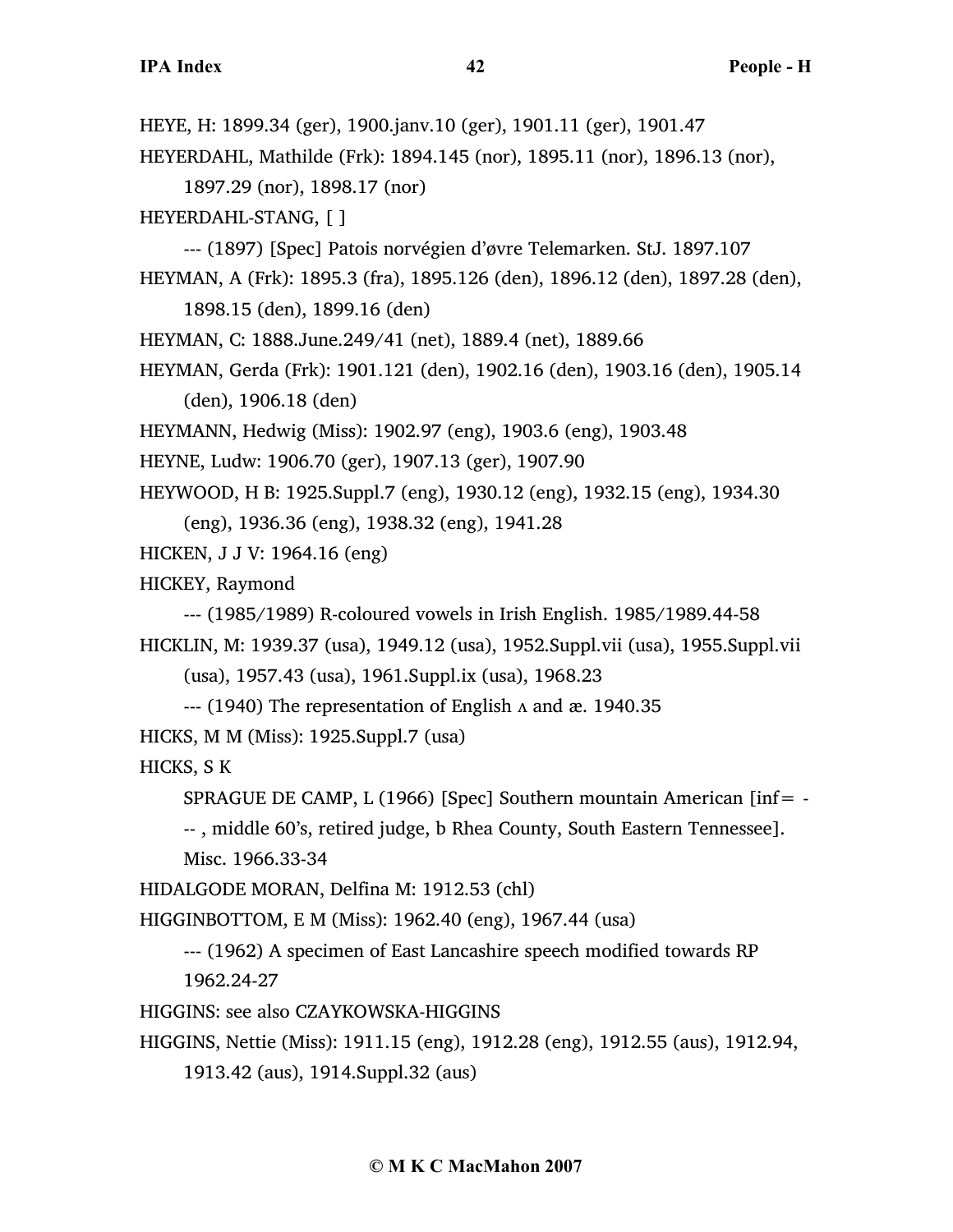HEYE, H: 1899.34 (ger), 1900.janv.10 (ger), 1901.11 (ger), 1901.47

HEYERDAHL, Mathilde (Frk): 1894.145 (nor), 1895.11 (nor), 1896.13 (nor), 1897.29 (nor), 1898.17 (nor)

HEYERDAHL-STANG, [ ]

--- (1897) [Spec] Patois norvégien d'øvre Telemarken. StJ. 1897.107

HEYMAN, A (Frk): 1895.3 (fra), 1895.126 (den), 1896.12 (den), 1897.28 (den), 1898.15 (den), 1899.16 (den)

HEYMAN, C: 1888.June.249/41 (net), 1889.4 (net), 1889.66

HEYMAN, Gerda (Frk): 1901.121 (den), 1902.16 (den), 1903.16 (den), 1905.14 (den), 1906.18 (den)

HEYMANN, Hedwig (Miss): 1902.97 (eng), 1903.6 (eng), 1903.48

HEYNE, Ludw: 1906.70 (ger), 1907.13 (ger), 1907.90

HEYWOOD, H B: 1925.Suppl.7 (eng), 1930.12 (eng), 1932.15 (eng), 1934.30 (eng), 1936.36 (eng), 1938.32 (eng), 1941.28

HICKEN, J J V: 1964.16 (eng)

HICKEY, Raymond

--- (1985/1989) R-coloured vowels in Irish English. 1985/1989.44-58

HICKLIN, M: 1939.37 (usa), 1949.12 (usa), 1952.Suppl.vii (usa), 1955.Suppl.vii (usa), 1957.43 (usa), 1961.Suppl.ix (usa), 1968.23

--- (1940) The representation of English ʌ and æ. 1940.35

HICKS, M M (Miss): 1925.Suppl.7 (usa)

HICKS, S K

SPRAGUE DE CAMP, L (1966) [Spec] Southern mountain American [inf= --- , middle 60's, retired judge, b Rhea County, South Eastern Tennessee]. Misc. 1966.33-34

HIDALGODE MORAN, Delfina M: 1912.53 (chl)

HIGGINBOTTOM, E M (Miss): 1962.40 (eng), 1967.44 (usa)

--- (1962) A specimen of East Lancashire speech modified towards RP 1962.24-27

HIGGINS: see also CZAYKOWSKA-HIGGINS

HIGGINS, Nettie (Miss): 1911.15 (eng), 1912.28 (eng), 1912.55 (aus), 1912.94, 1913.42 (aus), 1914.Suppl.32 (aus)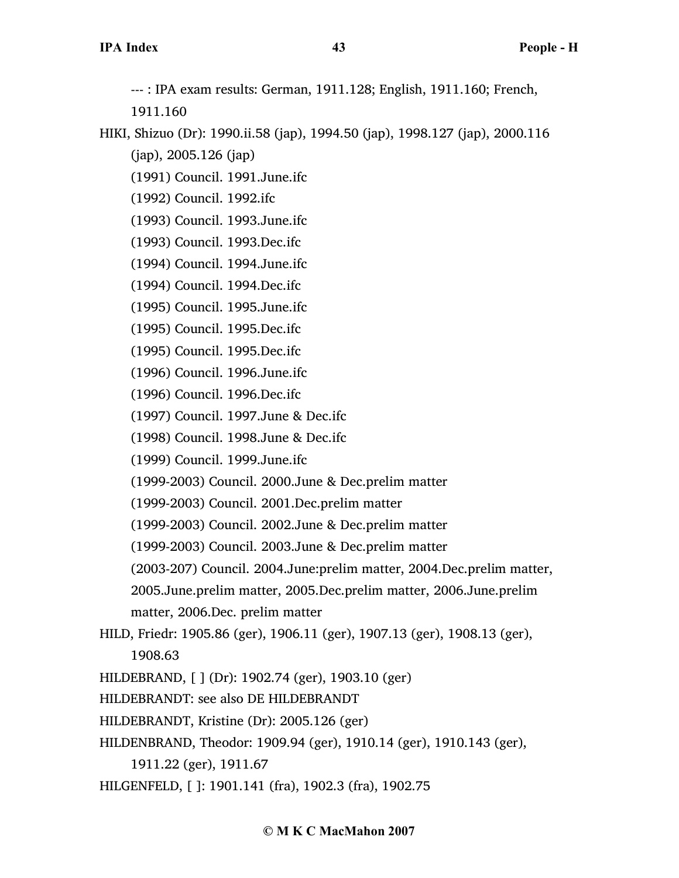--- : IPA exam results: German, 1911.128; English, 1911.160; French, 1911.160

HIKI, Shizuo (Dr): 1990.ii.58 (jap), 1994.50 (jap), 1998.127 (jap), 2000.116 (jap), 2005.126 (jap)

(1991) Council. 1991.June.ifc

(1992) Council. 1992.ifc

(1993) Council. 1993.June.ifc

(1993) Council. 1993.Dec.ifc

(1994) Council. 1994.June.ifc

(1994) Council. 1994.Dec.ifc

(1995) Council. 1995.June.ifc

(1995) Council. 1995.Dec.ifc

(1995) Council. 1995.Dec.ifc

(1996) Council. 1996.June.ifc

(1996) Council. 1996.Dec.ifc

(1997) Council. 1997.June & Dec.ifc

(1998) Council. 1998.June & Dec.ifc

(1999) Council. 1999.June.ifc

(1999-2003) Council. 2000.June & Dec.prelim matter

(1999-2003) Council. 2001.Dec.prelim matter

(1999-2003) Council. 2002.June & Dec.prelim matter

(1999-2003) Council. 2003.June & Dec.prelim matter

(2003-207) Council. 2004.June:prelim matter, 2004.Dec.prelim matter, 2005.June.prelim matter, 2005.Dec.prelim matter, 2006.June.prelim matter, 2006.Dec. prelim matter

HILD, Friedr: 1905.86 (ger), 1906.11 (ger), 1907.13 (ger), 1908.13 (ger), 1908.63

HILDEBRAND, [ ] (Dr): 1902.74 (ger), 1903.10 (ger)

HILDEBRANDT: see also DE HILDEBRANDT

HILDEBRANDT, Kristine (Dr): 2005.126 (ger)

HILDENBRAND, Theodor: 1909.94 (ger), 1910.14 (ger), 1910.143 (ger), 1911.22 (ger), 1911.67

HILGENFELD, [ ]: 1901.141 (fra), 1902.3 (fra), 1902.75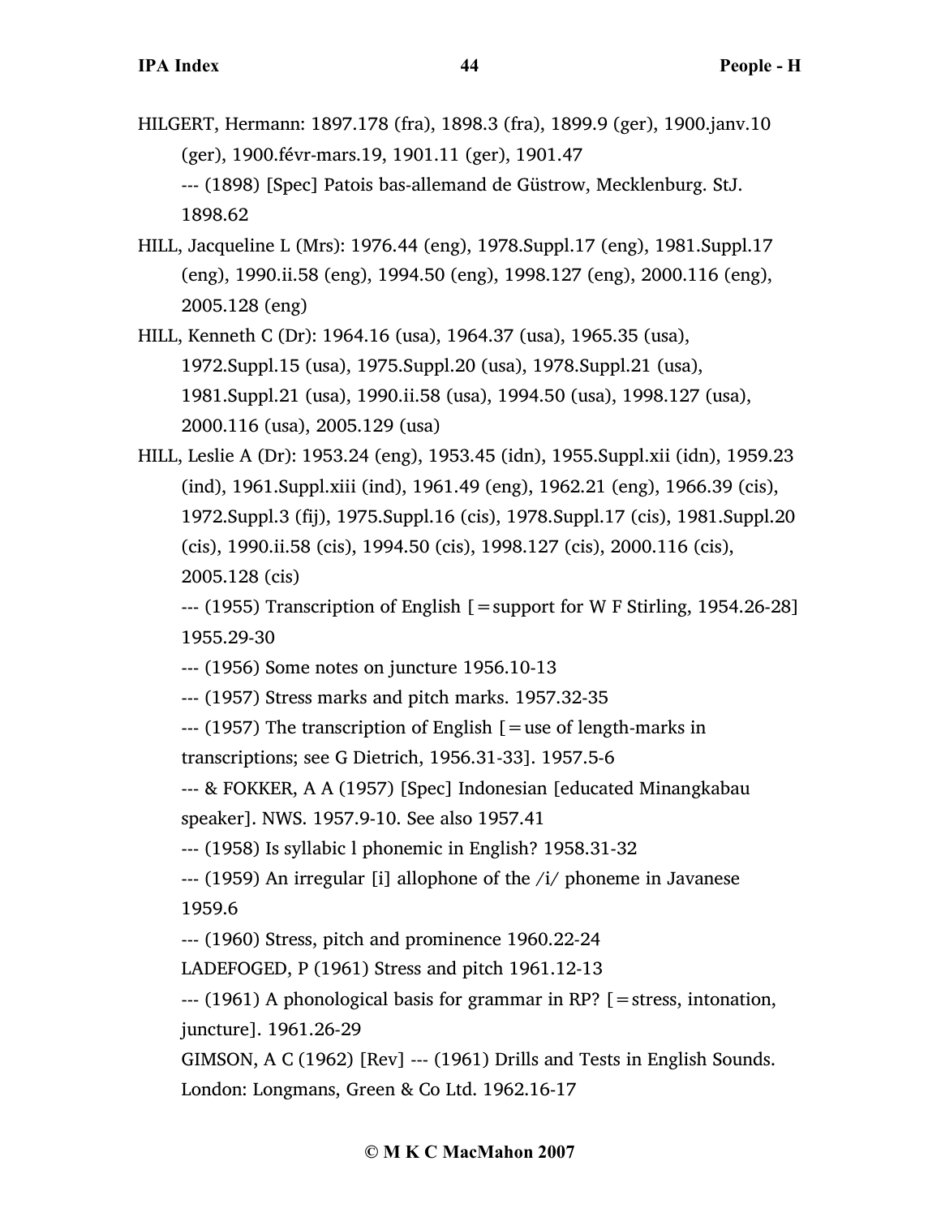HILGERT, Hermann: 1897.178 (fra), 1898.3 (fra), 1899.9 (ger), 1900.janv.10 (ger), 1900.févr-mars.19, 1901.11 (ger), 1901.47

--- (1898) [Spec] Patois bas-allemand de Güstrow, Mecklenburg. StJ. 1898.62

HILL, Jacqueline L (Mrs): 1976.44 (eng), 1978.Suppl.17 (eng), 1981.Suppl.17 (eng), 1990.ii.58 (eng), 1994.50 (eng), 1998.127 (eng), 2000.116 (eng), 2005.128 (eng)

HILL, Kenneth C (Dr): 1964.16 (usa), 1964.37 (usa), 1965.35 (usa), 1972.Suppl.15 (usa), 1975.Suppl.20 (usa), 1978.Suppl.21 (usa), 1981.Suppl.21 (usa), 1990.ii.58 (usa), 1994.50 (usa), 1998.127 (usa), 2000.116 (usa), 2005.129 (usa)

HILL, Leslie A (Dr): 1953.24 (eng), 1953.45 (idn), 1955.Suppl.xii (idn), 1959.23 (ind), 1961.Suppl.xiii (ind), 1961.49 (eng), 1962.21 (eng), 1966.39 (cis), 1972.Suppl.3 (fij), 1975.Suppl.16 (cis), 1978.Suppl.17 (cis), 1981.Suppl.20 (cis), 1990.ii.58 (cis), 1994.50 (cis), 1998.127 (cis), 2000.116 (cis), 2005.128 (cis)

--- (1955) Transcription of English [=support for W F Stirling, 1954.26-28] 1955.29-30

--- (1956) Some notes on juncture 1956.10-13

--- (1957) Stress marks and pitch marks. 1957.32-35

--- (1957) The transcription of English [=use of length-marks in transcriptions; see G Dietrich, 1956.31-33]. 1957.5-6

--- & FOKKER, A A (1957) [Spec] Indonesian [educated Minangkabau speaker]. NWS. 1957.9-10. See also 1957.41

--- (1958) Is syllabic l phonemic in English? 1958.31-32

--- (1959) An irregular [i] allophone of the /i/ phoneme in Javanese 1959.6

--- (1960) Stress, pitch and prominence 1960.22-24

LADEFOGED, P (1961) Stress and pitch 1961.12-13

--- (1961) A phonological basis for grammar in RP? [=stress, intonation, juncture]. 1961.26-29

GIMSON, A C (1962) [Rev] --- (1961) Drills and Tests in English Sounds. London: Longmans, Green & Co Ltd. 1962.16-17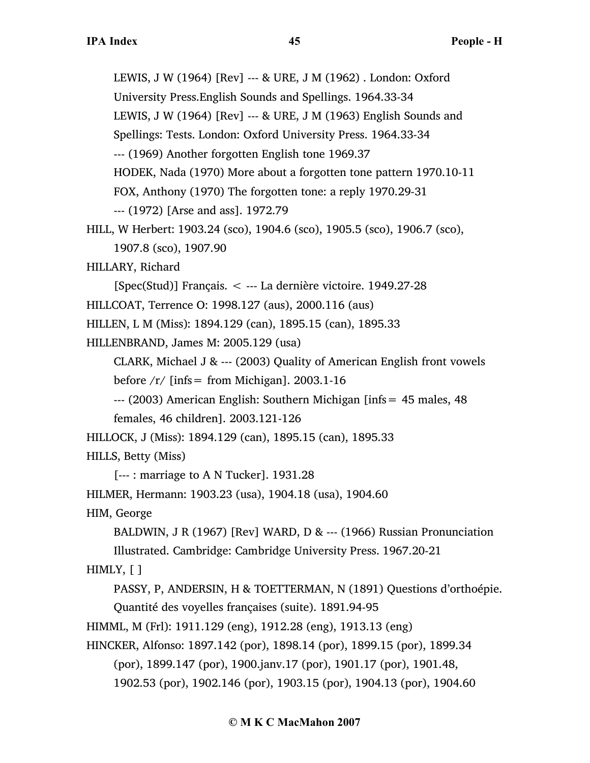LEWIS, J W (1964) [Rev] --- & URE, J M (1962) . London: Oxford University Press.English Sounds and Spellings. 1964.33-34

LEWIS, J W (1964) [Rev] --- & URE, J M (1963) English Sounds and Spellings: Tests. London: Oxford University Press. 1964.33-34

--- (1969) Another forgotten English tone 1969.37

HODEK, Nada (1970) More about a forgotten tone pattern 1970.10-11

FOX, Anthony (1970) The forgotten tone: a reply 1970.29-31

--- (1972) [Arse and ass]. 1972.79

HILL, W Herbert: 1903.24 (sco), 1904.6 (sco), 1905.5 (sco), 1906.7 (sco), 1907.8 (sco), 1907.90

HILLARY, Richard

[Spec(Stud)] Français. < --- La dernière victoire. 1949.27-28

HILLCOAT, Terrence O: 1998.127 (aus), 2000.116 (aus)

HILLEN, L M (Miss): 1894.129 (can), 1895.15 (can), 1895.33

HILLENBRAND, James M: 2005.129 (usa)

CLARK, Michael J & --- (2003) Quality of American English front vowels before /r/ [infs= from Michigan]. 2003.1-16

--- (2003) American English: Southern Michigan [infs= 45 males, 48 females, 46 children]. 2003.121-126

HILLOCK, J (Miss): 1894.129 (can), 1895.15 (can), 1895.33

HILLS, Betty (Miss)

[--- : marriage to A N Tucker]. 1931.28

HILMER, Hermann: 1903.23 (usa), 1904.18 (usa), 1904.60

HIM, George

BALDWIN, J R (1967) [Rev] WARD, D & --- (1966) Russian Pronunciation Illustrated. Cambridge: Cambridge University Press. 1967.20-21

HIMLY, [ ]

PASSY, P, ANDERSIN, H & TOETTERMAN, N (1891) Questions d'orthoépie. Quantité des voyelles françaises (suite). 1891.94-95

HIMML, M (Frl): 1911.129 (eng), 1912.28 (eng), 1913.13 (eng)

HINCKER, Alfonso: 1897.142 (por), 1898.14 (por), 1899.15 (por), 1899.34 (por), 1899.147 (por), 1900.janv.17 (por), 1901.17 (por), 1901.48, 1902.53 (por), 1902.146 (por), 1903.15 (por), 1904.13 (por), 1904.60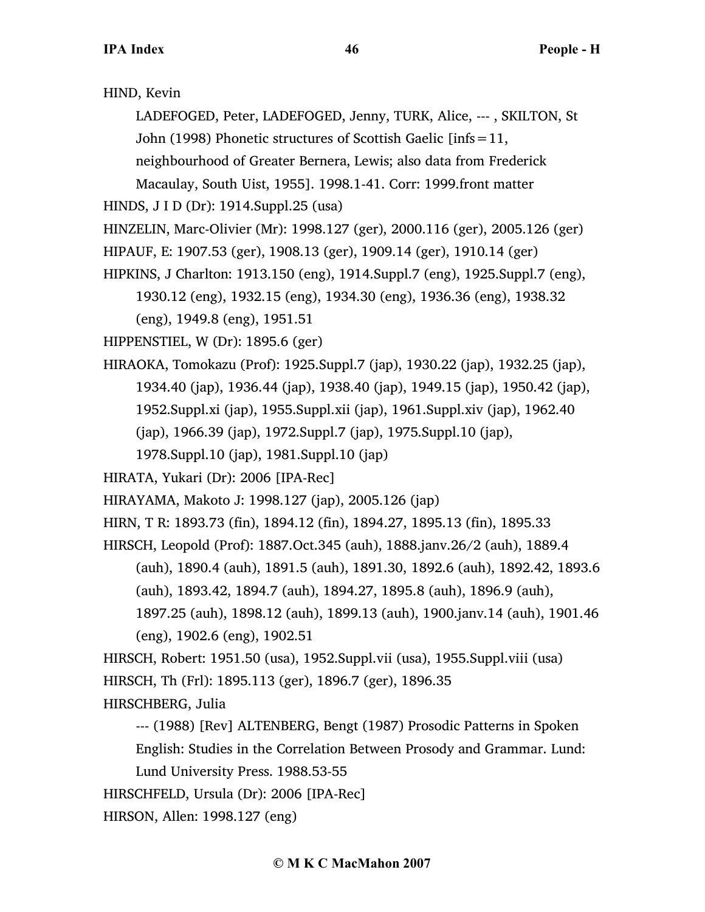HIND, Kevin

LADEFOGED, Peter, LADEFOGED, Jenny, TURK, Alice, --- , SKILTON, St John (1998) Phonetic structures of Scottish Gaelic [infs = 11, neighbourhood of Greater Bernera, Lewis; also data from Frederick Macaulay, South Uist, 1955]. 1998.1-41. Corr: 1999.front matter

HINDS, J I D (Dr): 1914.Suppl.25 (usa)

HINZELIN, Marc-Olivier (Mr): 1998.127 (ger), 2000.116 (ger), 2005.126 (ger)

HIPAUF, E: 1907.53 (ger), 1908.13 (ger), 1909.14 (ger), 1910.14 (ger)

HIPKINS, J Charlton: 1913.150 (eng), 1914.Suppl.7 (eng), 1925.Suppl.7 (eng), 1930.12 (eng), 1932.15 (eng), 1934.30 (eng), 1936.36 (eng), 1938.32 (eng), 1949.8 (eng), 1951.51

HIPPENSTIEL, W (Dr): 1895.6 (ger)

HIRAOKA, Tomokazu (Prof): 1925.Suppl.7 (jap), 1930.22 (jap), 1932.25 (jap), 1934.40 (jap), 1936.44 (jap), 1938.40 (jap), 1949.15 (jap), 1950.42 (jap), 1952.Suppl.xi (jap), 1955.Suppl.xii (jap), 1961.Suppl.xiv (jap), 1962.40 (jap), 1966.39 (jap), 1972.Suppl.7 (jap), 1975.Suppl.10 (jap), 1978.Suppl.10 (jap), 1981.Suppl.10 (jap)

HIRATA, Yukari (Dr): 2006 [IPA-Rec]

HIRAYAMA, Makoto J: 1998.127 (jap), 2005.126 (jap)

HIRN, T R: 1893.73 (fin), 1894.12 (fin), 1894.27, 1895.13 (fin), 1895.33

HIRSCH, Leopold (Prof): 1887.Oct.345 (auh), 1888.janv.26/2 (auh), 1889.4 (auh), 1890.4 (auh), 1891.5 (auh), 1891.30, 1892.6 (auh), 1892.42, 1893.6 (auh), 1893.42, 1894.7 (auh), 1894.27, 1895.8 (auh), 1896.9 (auh), 1897.25 (auh), 1898.12 (auh), 1899.13 (auh), 1900.janv.14 (auh), 1901.46 (eng), 1902.6 (eng), 1902.51

HIRSCH, Robert: 1951.50 (usa), 1952.Suppl.vii (usa), 1955.Suppl.viii (usa)

HIRSCH, Th (Frl): 1895.113 (ger), 1896.7 (ger), 1896.35

HIRSCHBERG, Julia

--- (1988) [Rev] ALTENBERG, Bengt (1987) Prosodic Patterns in Spoken English: Studies in the Correlation Between Prosody and Grammar. Lund: Lund University Press. 1988.53-55

HIRSCHFELD, Ursula (Dr): 2006 [IPA-Rec]

HIRSON, Allen: 1998.127 (eng)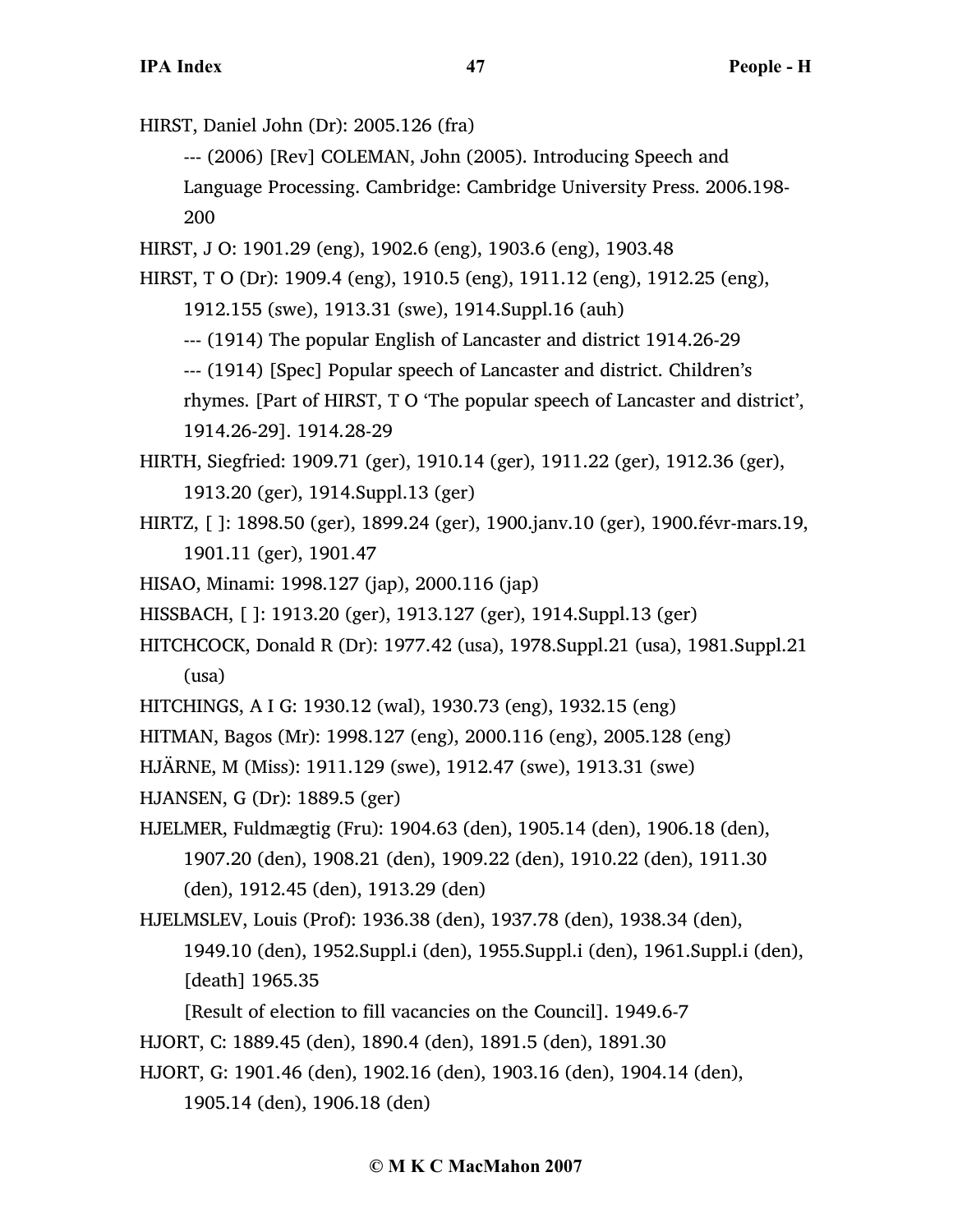HIRST, Daniel John (Dr): 2005.126 (fra)

--- (2006) [Rev] COLEMAN, John (2005). Introducing Speech and Language Processing. Cambridge: Cambridge University Press. 2006.198-200

HIRST, J O: 1901.29 (eng), 1902.6 (eng), 1903.6 (eng), 1903.48

HIRST, T O (Dr): 1909.4 (eng), 1910.5 (eng), 1911.12 (eng), 1912.25 (eng), 1912.155 (swe), 1913.31 (swe), 1914.Suppl.16 (auh)

--- (1914) The popular English of Lancaster and district 1914.26-29

--- (1914) [Spec] Popular speech of Lancaster and district. Children's rhymes. [Part of HIRST, T O 'The popular speech of Lancaster and district', 1914.26-29]. 1914.28-29

HIRTH, Siegfried: 1909.71 (ger), 1910.14 (ger), 1911.22 (ger), 1912.36 (ger), 1913.20 (ger), 1914.Suppl.13 (ger)

HIRTZ, [ ]: 1898.50 (ger), 1899.24 (ger), 1900.janv.10 (ger), 1900.févr-mars.19, 1901.11 (ger), 1901.47

HISAO, Minami: 1998.127 (jap), 2000.116 (jap)

HISSBACH, [ ]: 1913.20 (ger), 1913.127 (ger), 1914.Suppl.13 (ger)

HITCHCOCK, Donald R (Dr): 1977.42 (usa), 1978.Suppl.21 (usa), 1981.Suppl.21 (usa)

HITCHINGS, A I G: 1930.12 (wal), 1930.73 (eng), 1932.15 (eng)

HITMAN, Bagos (Mr): 1998.127 (eng), 2000.116 (eng), 2005.128 (eng)

HJÄRNE, M (Miss): 1911.129 (swe), 1912.47 (swe), 1913.31 (swe)

HJANSEN, G (Dr): 1889.5 (ger)

HJELMER, Fuldmægtig (Fru): 1904.63 (den), 1905.14 (den), 1906.18 (den), 1907.20 (den), 1908.21 (den), 1909.22 (den), 1910.22 (den), 1911.30 (den), 1912.45 (den), 1913.29 (den)

HJELMSLEV, Louis (Prof): 1936.38 (den), 1937.78 (den), 1938.34 (den), 1949.10 (den), 1952.Suppl.i (den), 1955.Suppl.i (den), 1961.Suppl.i (den), [death] 1965.35

[Result of election to fill vacancies on the Council]. 1949.6-7

HJORT, C: 1889.45 (den), 1890.4 (den), 1891.5 (den), 1891.30

HJORT, G: 1901.46 (den), 1902.16 (den), 1903.16 (den), 1904.14 (den), 1905.14 (den), 1906.18 (den)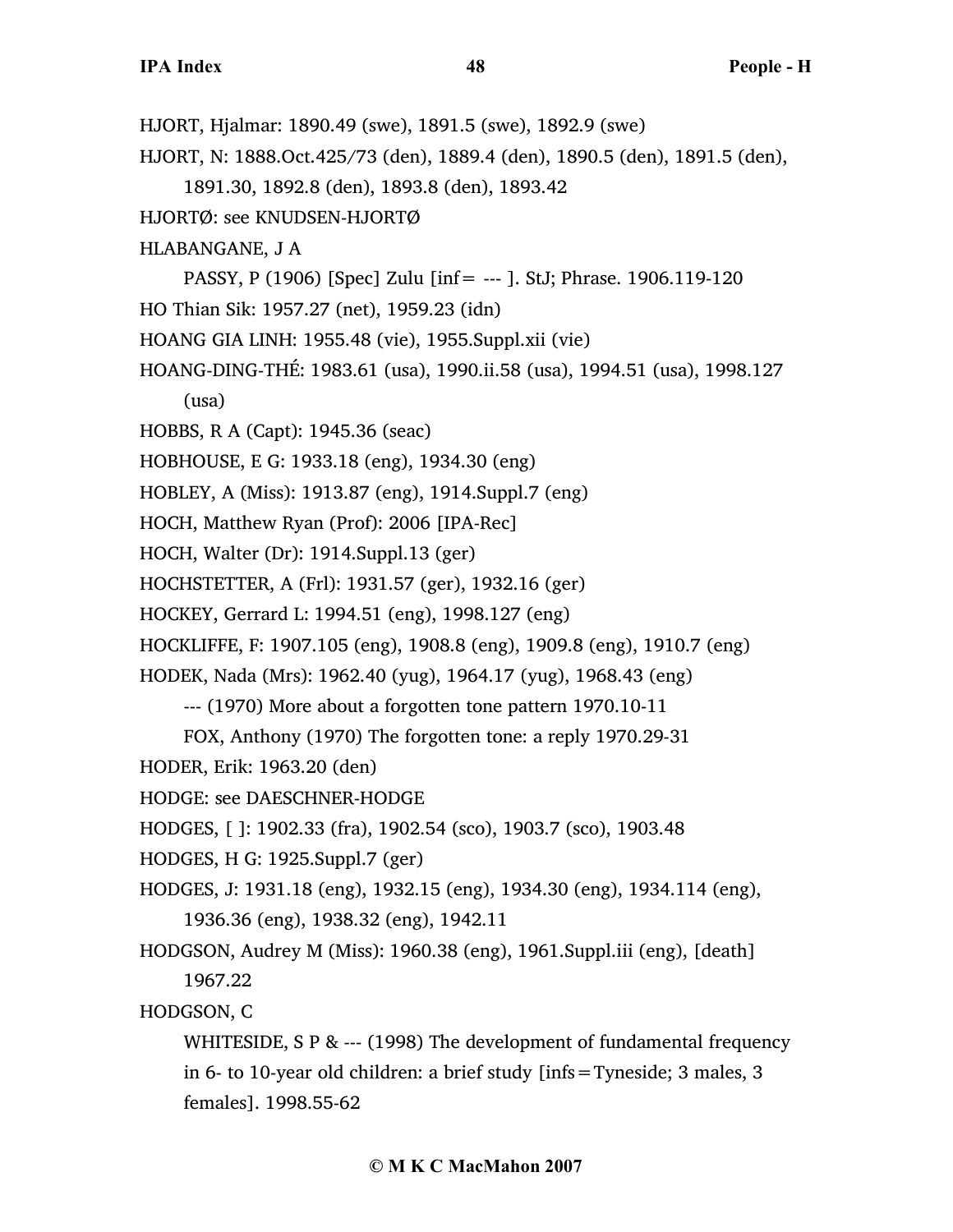HJORT, Hjalmar: 1890.49 (swe), 1891.5 (swe), 1892.9 (swe)

HJORT, N: 1888.Oct.425/73 (den), 1889.4 (den), 1890.5 (den), 1891.5 (den), 1891.30, 1892.8 (den), 1893.8 (den), 1893.42

HJORTØ: see KNUDSEN-HJORTØ

HLABANGANE, J A

PASSY, P (1906) [Spec] Zulu [inf= --- ]. StJ; Phrase. 1906.119-120

HO Thian Sik: 1957.27 (net), 1959.23 (idn)

HOANG GIA LINH: 1955.48 (vie), 1955.Suppl.xii (vie)

HOANG-DING-THÉ: 1983.61 (usa), 1990.ii.58 (usa), 1994.51 (usa), 1998.127 (usa)

HOBBS, R A (Capt): 1945.36 (seac)

HOBHOUSE, E G: 1933.18 (eng), 1934.30 (eng)

HOBLEY, A (Miss): 1913.87 (eng), 1914.Suppl.7 (eng)

HOCH, Matthew Ryan (Prof): 2006 [IPA-Rec]

HOCH, Walter (Dr): 1914.Suppl.13 (ger)

HOCHSTETTER, A (Frl): 1931.57 (ger), 1932.16 (ger)

HOCKEY, Gerrard L: 1994.51 (eng), 1998.127 (eng)

HOCKLIFFE, F: 1907.105 (eng), 1908.8 (eng), 1909.8 (eng), 1910.7 (eng)

HODEK, Nada (Mrs): 1962.40 (yug), 1964.17 (yug), 1968.43 (eng)

--- (1970) More about a forgotten tone pattern 1970.10-11

FOX, Anthony (1970) The forgotten tone: a reply 1970.29-31

HODER, Erik: 1963.20 (den)

HODGE: see DAESCHNER-HODGE

HODGES, [ ]: 1902.33 (fra), 1902.54 (sco), 1903.7 (sco), 1903.48

HODGES, H G: 1925.Suppl.7 (ger)

HODGES, J: 1931.18 (eng), 1932.15 (eng), 1934.30 (eng), 1934.114 (eng), 1936.36 (eng), 1938.32 (eng), 1942.11

HODGSON, Audrey M (Miss): 1960.38 (eng), 1961.Suppl.iii (eng), [death] 1967.22

HODGSON, C

WHITESIDE, S P & --- (1998) The development of fundamental frequency in 6- to 10-year old children: a brief study [infs=Tyneside; 3 males, 3 females]. 1998.55-62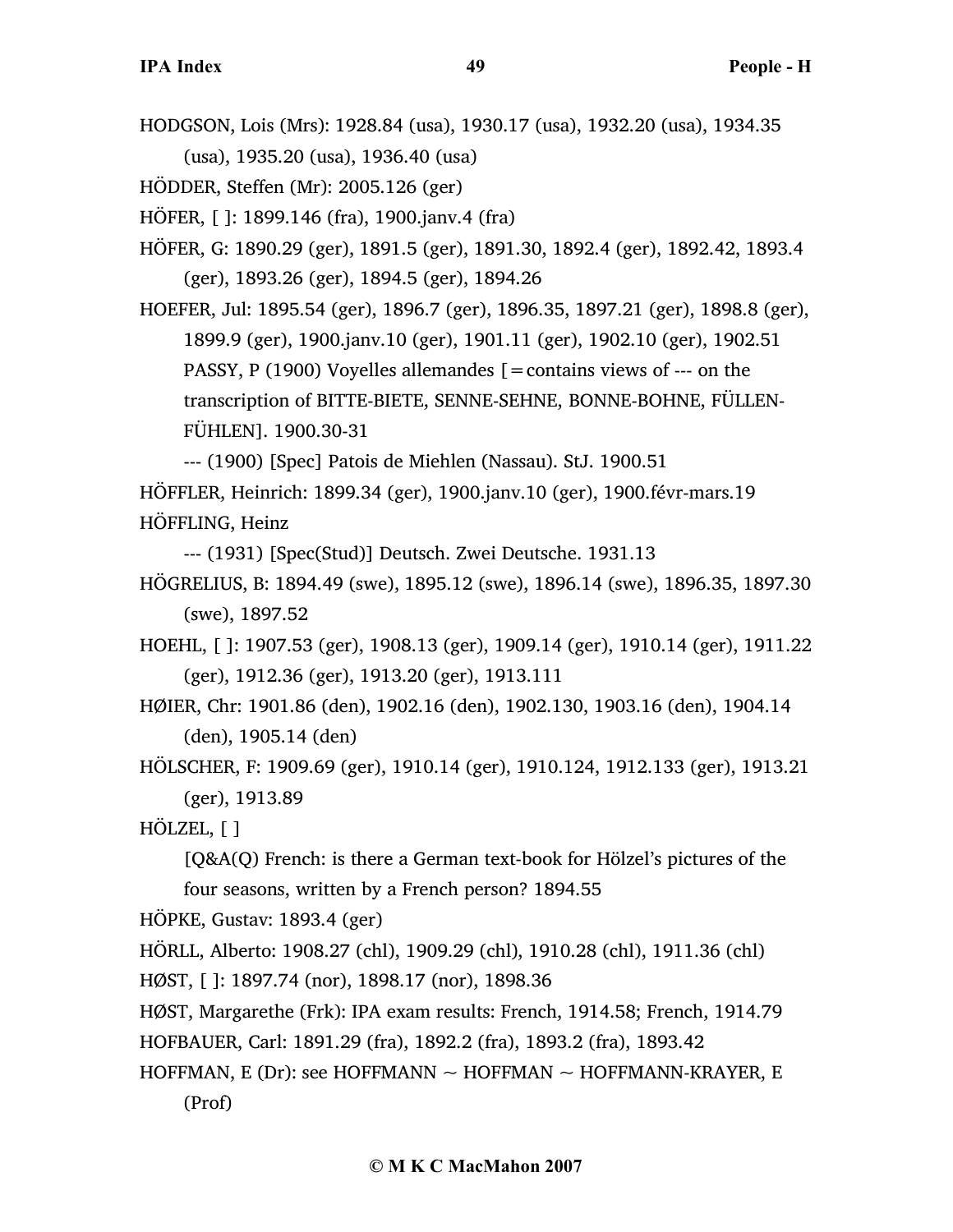HODGSON, Lois (Mrs): 1928.84 (usa), 1930.17 (usa), 1932.20 (usa), 1934.35 (usa), 1935.20 (usa), 1936.40 (usa)

HÖDDER, Steffen (Mr): 2005.126 (ger)

HÖFER, [ ]: 1899.146 (fra), 1900.janv.4 (fra)

HÖFER, G: 1890.29 (ger), 1891.5 (ger), 1891.30, 1892.4 (ger), 1892.42, 1893.4 (ger), 1893.26 (ger), 1894.5 (ger), 1894.26

HOEFER, Jul: 1895.54 (ger), 1896.7 (ger), 1896.35, 1897.21 (ger), 1898.8 (ger), 1899.9 (ger), 1900.janv.10 (ger), 1901.11 (ger), 1902.10 (ger), 1902.51
PASSY, P (1900) Voyelles allemandes [=contains views of --- on the transcription of BITTE-BIETE, SENNE-SEHNE, BONNE-BOHNE, FÜLLEN-FÜHLEN]. 1900.30-31
--- (1900) [Spec] Patois de Miehlen (Nassau). StJ. 1900.51

HÖFFLER, Heinrich: 1899.34 (ger), 1900.janv.10 (ger), 1900.févr-mars.19

HÖFFLING, Heinz
--- (1931) [Spec(Stud)] Deutsch. Zwei Deutsche. 1931.13

HÖGRELIUS, B: 1894.49 (swe), 1895.12 (swe), 1896.14 (swe), 1896.35, 1897.30 (swe), 1897.52

HOEHL, [ ]: 1907.53 (ger), 1908.13 (ger), 1909.14 (ger), 1910.14 (ger), 1911.22 (ger), 1912.36 (ger), 1913.20 (ger), 1913.111

HØIER, Chr: 1901.86 (den), 1902.16 (den), 1902.130, 1903.16 (den), 1904.14 (den), 1905.14 (den)

HÖLSCHER, F: 1909.69 (ger), 1910.14 (ger), 1910.124, 1912.133 (ger), 1913.21 (ger), 1913.89

HÖLZEL, [ ]
[Q&A(Q) French: is there a German text-book for Hölzel's pictures of the four seasons, written by a French person? 1894.55

HÖPKE, Gustav: 1893.4 (ger)

HÖRLL, Alberto: 1908.27 (chl), 1909.29 (chl), 1910.28 (chl), 1911.36 (chl)

HØST, [ ]: 1897.74 (nor), 1898.17 (nor), 1898.36

HØST, Margarethe (Frk): IPA exam results: French, 1914.58; French, 1914.79

HOFBAUER, Carl: 1891.29 (fra), 1892.2 (fra), 1893.2 (fra), 1893.42

HOFFMAN, E (Dr): see HOFFMANN ~ HOFFMAN ~ HOFFMANN-KRAYER, E (Prof)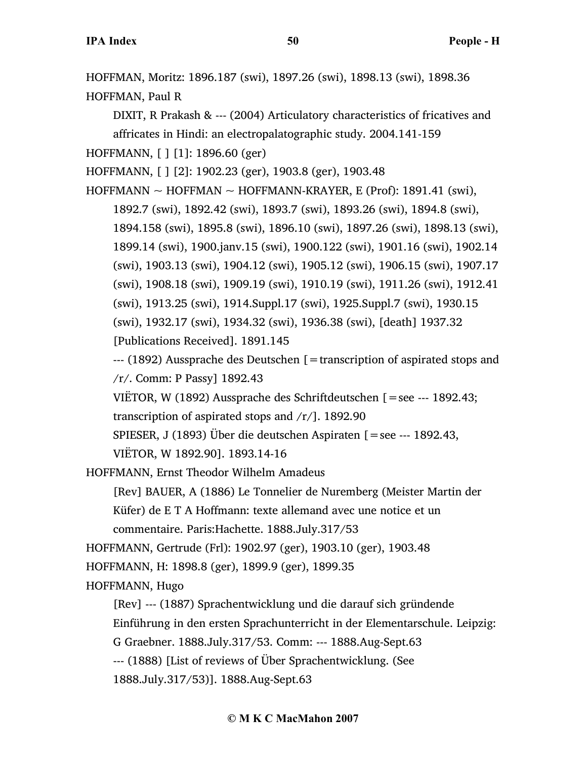HOFFMAN, Moritz: 1896.187 (swi), 1897.26 (swi), 1898.13 (swi), 1898.36

HOFFMAN, Paul R

DIXIT, R Prakash & --- (2004) Articulatory characteristics of fricatives and affricates in Hindi: an electropalatographic study. 2004.141-159

HOFFMANN, [ ] [1]: 1896.60 (ger)

HOFFMANN, [ ] [2]: 1902.23 (ger), 1903.8 (ger), 1903.48

HOFFMANN ~ HOFFMAN ~ HOFFMANN-KRAYER, E (Prof): 1891.41 (swi), 1892.7 (swi), 1892.42 (swi), 1893.7 (swi), 1893.26 (swi), 1894.8 (swi), 1894.158 (swi), 1895.8 (swi), 1896.10 (swi), 1897.26 (swi), 1898.13 (swi), 1899.14 (swi), 1900.janv.15 (swi), 1900.122 (swi), 1901.16 (swi), 1902.14 (swi), 1903.13 (swi), 1904.12 (swi), 1905.12 (swi), 1906.15 (swi), 1907.17 (swi), 1908.18 (swi), 1909.19 (swi), 1910.19 (swi), 1911.26 (swi), 1912.41 (swi), 1913.25 (swi), 1914.Suppl.17 (swi), 1925.Suppl.7 (swi), 1930.15 (swi), 1932.17 (swi), 1934.32 (swi), 1936.38 (swi), [death] 1937.32

[Publications Received]. 1891.145

--- (1892) Aussprache des Deutschen [=transcription of aspirated stops and /r/. Comm: P Passy] 1892.43

VIËTOR, W (1892) Aussprache des Schriftdeutschen [=see --- 1892.43; transcription of aspirated stops and /r/]. 1892.90

SPIESER, J (1893) Über die deutschen Aspiraten [=see --- 1892.43, VIËTOR, W 1892.90]. 1893.14-16

HOFFMANN, Ernst Theodor Wilhelm Amadeus

[Rev] BAUER, A (1886) Le Tonnelier de Nuremberg (Meister Martin der Küfer) de E T A Hoffmann: texte allemand avec une notice et un commentaire. Paris:Hachette. 1888.July.317/53

HOFFMANN, Gertrude (Frl): 1902.97 (ger), 1903.10 (ger), 1903.48

HOFFMANN, H: 1898.8 (ger), 1899.9 (ger), 1899.35

HOFFMANN, Hugo

[Rev] --- (1887) Sprachentwicklung und die darauf sich gründende Einführung in den ersten Sprachunterricht in der Elementarschule. Leipzig: G Graebner. 1888.July.317/53. Comm: --- 1888.Aug-Sept.63

--- (1888) [List of reviews of Über Sprachentwicklung. (See 1888.July.317/53)]. 1888.Aug-Sept.63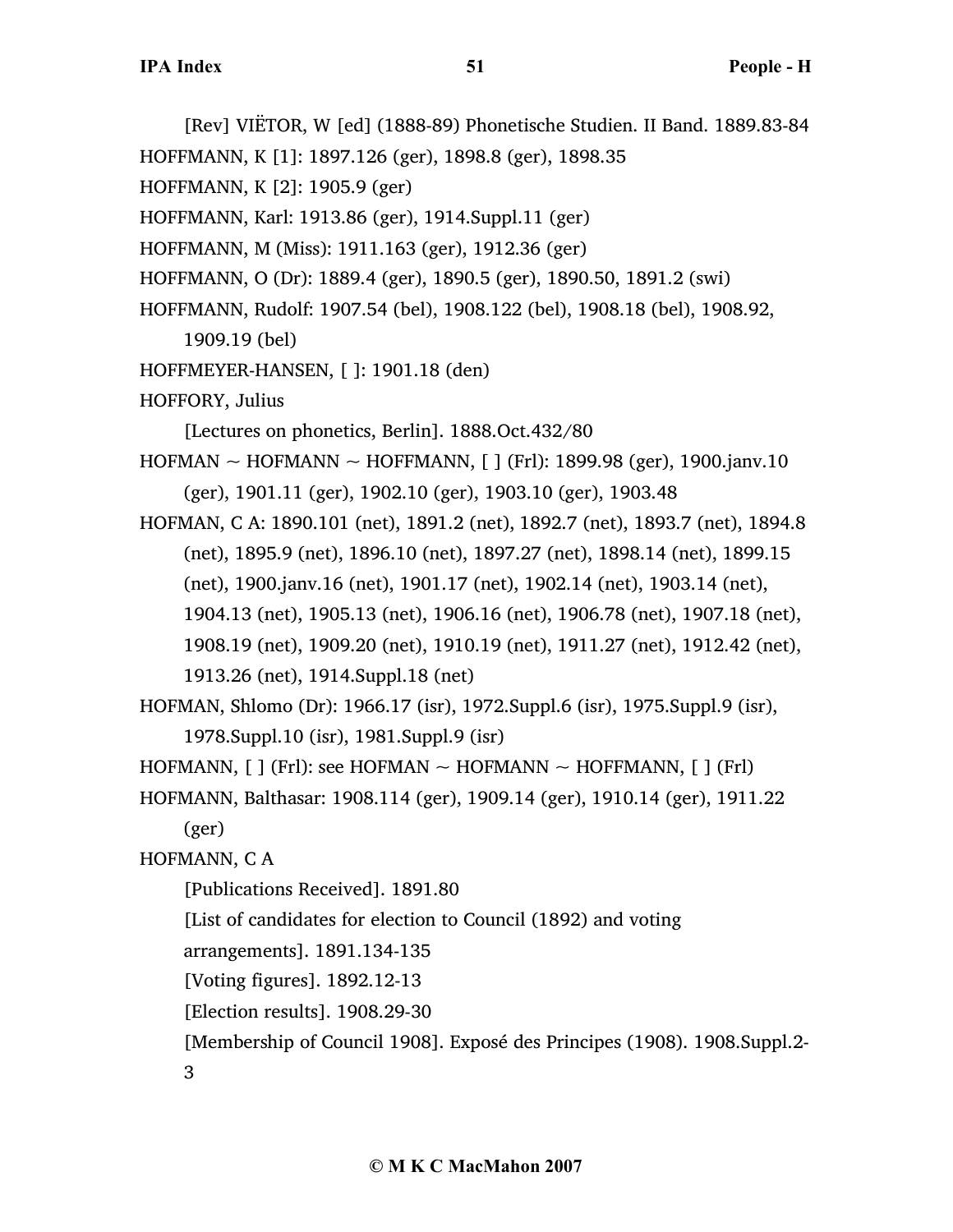[Rev] VIËTOR, W [ed] (1888-89) Phonetische Studien. II Band. 1889.83-84

HOFFMANN, K [1]: 1897.126 (ger), 1898.8 (ger), 1898.35

HOFFMANN, K [2]: 1905.9 (ger)

HOFFMANN, Karl: 1913.86 (ger), 1914.Suppl.11 (ger)

HOFFMANN, M (Miss): 1911.163 (ger), 1912.36 (ger)

HOFFMANN, O (Dr): 1889.4 (ger), 1890.5 (ger), 1890.50, 1891.2 (swi)

HOFFMANN, Rudolf: 1907.54 (bel), 1908.122 (bel), 1908.18 (bel), 1908.92, 1909.19 (bel)

HOFFMEYER-HANSEN, [ ]: 1901.18 (den)

HOFFORY, Julius

[Lectures on phonetics, Berlin]. 1888.Oct.432/80

HOFMAN ~ HOFMANN ~ HOFFMANN, [ ] (Frl): 1899.98 (ger), 1900.janv.10 (ger), 1901.11 (ger), 1902.10 (ger), 1903.10 (ger), 1903.48

HOFMAN, C A: 1890.101 (net), 1891.2 (net), 1892.7 (net), 1893.7 (net), 1894.8 (net), 1895.9 (net), 1896.10 (net), 1897.27 (net), 1898.14 (net), 1899.15 (net), 1900.janv.16 (net), 1901.17 (net), 1902.14 (net), 1903.14 (net), 1904.13 (net), 1905.13 (net), 1906.16 (net), 1906.78 (net), 1907.18 (net), 1908.19 (net), 1909.20 (net), 1910.19 (net), 1911.27 (net), 1912.42 (net), 1913.26 (net), 1914.Suppl.18 (net)

HOFMAN, Shlomo (Dr): 1966.17 (isr), 1972.Suppl.6 (isr), 1975.Suppl.9 (isr), 1978.Suppl.10 (isr), 1981.Suppl.9 (isr)

HOFMANN, [ ] (Frl): see HOFMAN ~ HOFMANN ~ HOFFMANN, [ ] (Frl)

HOFMANN, Balthasar: 1908.114 (ger), 1909.14 (ger), 1910.14 (ger), 1911.22 (ger)

HOFMANN, C A

[Publications Received]. 1891.80

[List of candidates for election to Council (1892) and voting arrangements]. 1891.134-135

[Voting figures]. 1892.12-13

[Election results]. 1908.29-30

[Membership of Council 1908]. Exposé des Principes (1908). 1908.Suppl.2-3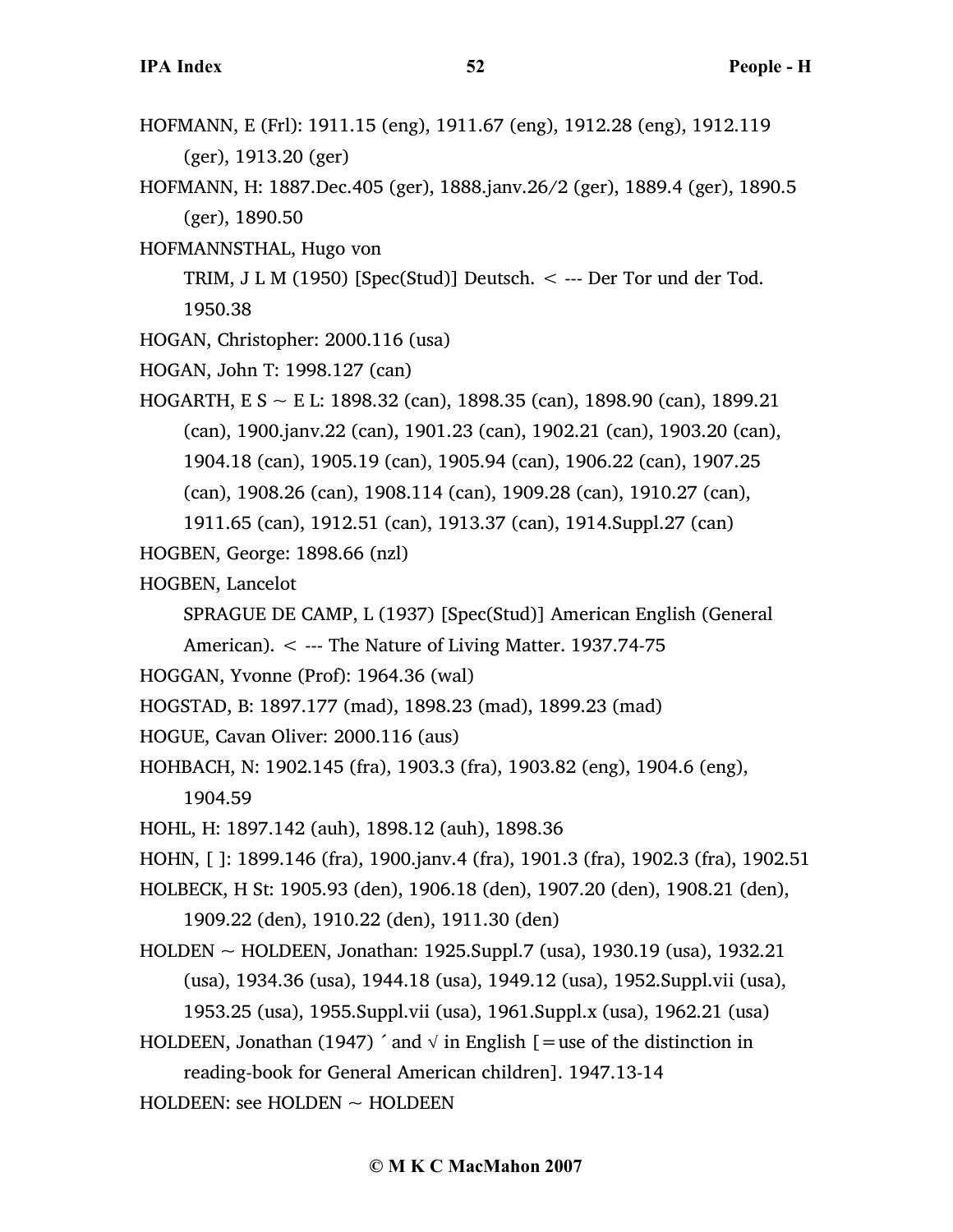HOFMANN, E (Frl): 1911.15 (eng), 1911.67 (eng), 1912.28 (eng), 1912.119 (ger), 1913.20 (ger)

HOFMANN, H: 1887.Dec.405 (ger), 1888.janv.26/2 (ger), 1889.4 (ger), 1890.5 (ger), 1890.50

HOFMANNSTHAL, Hugo von

TRIM, J L M (1950) [Spec(Stud)] Deutsch. < --- Der Tor und der Tod. 1950.38

HOGAN, Christopher: 2000.116 (usa)

HOGAN, John T: 1998.127 (can)

HOGARTH, E S ~ E L: 1898.32 (can), 1898.35 (can), 1898.90 (can), 1899.21 (can), 1900.janv.22 (can), 1901.23 (can), 1902.21 (can), 1903.20 (can), 1904.18 (can), 1905.19 (can), 1905.94 (can), 1906.22 (can), 1907.25 (can), 1908.26 (can), 1908.114 (can), 1909.28 (can), 1910.27 (can), 1911.65 (can), 1912.51 (can), 1913.37 (can), 1914.Suppl.27 (can)

HOGBEN, George: 1898.66 (nzl)

HOGBEN, Lancelot

SPRAGUE DE CAMP, L (1937) [Spec(Stud)] American English (General American). < --- The Nature of Living Matter. 1937.74-75

HOGGAN, Yvonne (Prof): 1964.36 (wal)

HOGSTAD, B: 1897.177 (mad), 1898.23 (mad), 1899.23 (mad)

HOGUE, Cavan Oliver: 2000.116 (aus)

HOHBACH, N: 1902.145 (fra), 1903.3 (fra), 1903.82 (eng), 1904.6 (eng), 1904.59

HOHL, H: 1897.142 (auh), 1898.12 (auh), 1898.36

HOHN, [ ]: 1899.146 (fra), 1900.janv.4 (fra), 1901.3 (fra), 1902.3 (fra), 1902.51

HOLBECK, H St: 1905.93 (den), 1906.18 (den), 1907.20 (den), 1908.21 (den), 1909.22 (den), 1910.22 (den), 1911.30 (den)

HOLDEN ~ HOLDEEN, Jonathan: 1925.Suppl.7 (usa), 1930.19 (usa), 1932.21 (usa), 1934.36 (usa), 1944.18 (usa), 1949.12 (usa), 1952.Suppl.vii (usa), 1953.25 (usa), 1955.Suppl.vii (usa), 1961.Suppl.x (usa), 1962.21 (usa)

HOLDEEN, Jonathan (1947) ´ and √ in English [=use of the distinction in reading-book for General American children]. 1947.13-14

HOLDEEN: see HOLDEN ~ HOLDEEN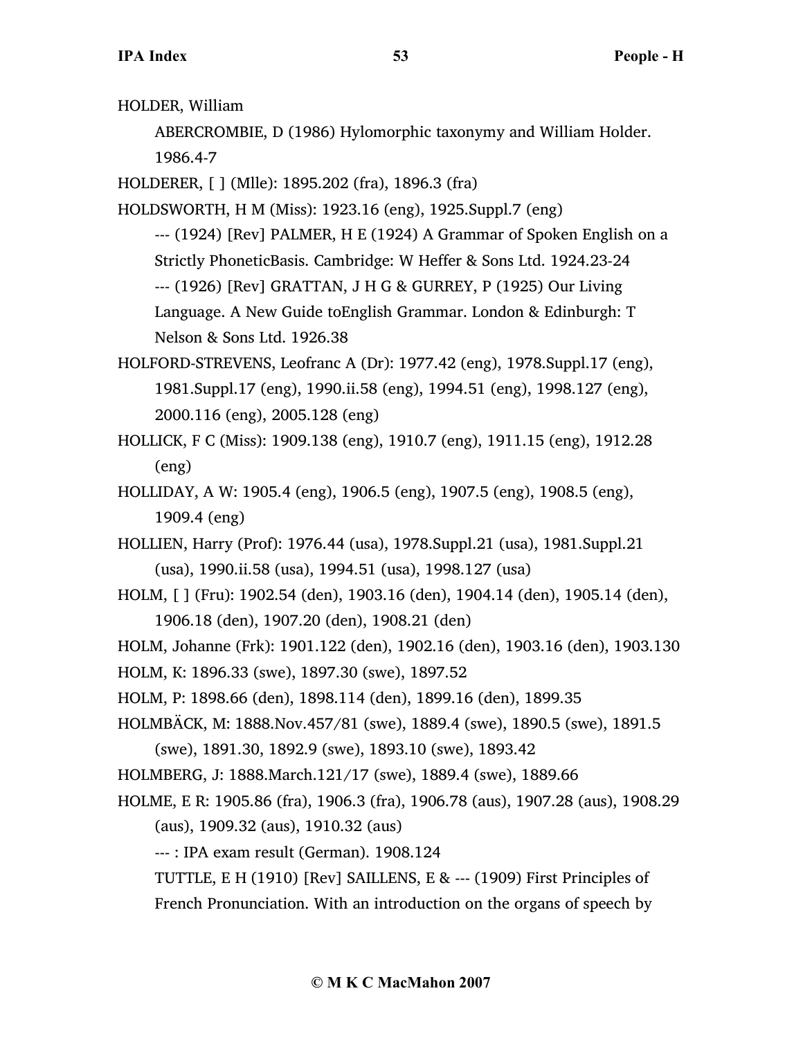HOLDER, William

ABERCROMBIE, D (1986) Hylomorphic taxonymy and William Holder. 1986.4-7

HOLDERER, [ ] (Mlle): 1895.202 (fra), 1896.3 (fra)

HOLDSWORTH, H M (Miss): 1923.16 (eng), 1925.Suppl.7 (eng)

--- (1924) [Rev] PALMER, H E (1924) A Grammar of Spoken English on a Strictly PhoneticBasis. Cambridge: W Heffer & Sons Ltd. 1924.23-24

--- (1926) [Rev] GRATTAN, J H G & GURREY, P (1925) Our Living Language. A New Guide toEnglish Grammar. London & Edinburgh: T Nelson & Sons Ltd. 1926.38

HOLFORD-STREVENS, Leofranc A (Dr): 1977.42 (eng), 1978.Suppl.17 (eng), 1981.Suppl.17 (eng), 1990.ii.58 (eng), 1994.51 (eng), 1998.127 (eng), 2000.116 (eng), 2005.128 (eng)

HOLLICK, F C (Miss): 1909.138 (eng), 1910.7 (eng), 1911.15 (eng), 1912.28 (eng)

HOLLIDAY, A W: 1905.4 (eng), 1906.5 (eng), 1907.5 (eng), 1908.5 (eng), 1909.4 (eng)

HOLLIEN, Harry (Prof): 1976.44 (usa), 1978.Suppl.21 (usa), 1981.Suppl.21 (usa), 1990.ii.58 (usa), 1994.51 (usa), 1998.127 (usa)

HOLM, [ ] (Fru): 1902.54 (den), 1903.16 (den), 1904.14 (den), 1905.14 (den), 1906.18 (den), 1907.20 (den), 1908.21 (den)

HOLM, Johanne (Frk): 1901.122 (den), 1902.16 (den), 1903.16 (den), 1903.130

HOLM, K: 1896.33 (swe), 1897.30 (swe), 1897.52

HOLM, P: 1898.66 (den), 1898.114 (den), 1899.16 (den), 1899.35

HOLMBÄCK, M: 1888.Nov.457/81 (swe), 1889.4 (swe), 1890.5 (swe), 1891.5 (swe), 1891.30, 1892.9 (swe), 1893.10 (swe), 1893.42

HOLMBERG, J: 1888.March.121/17 (swe), 1889.4 (swe), 1889.66

HOLME, E R: 1905.86 (fra), 1906.3 (fra), 1906.78 (aus), 1907.28 (aus), 1908.29 (aus), 1909.32 (aus), 1910.32 (aus)

--- : IPA exam result (German). 1908.124

TUTTLE, E H (1910) [Rev] SAILLENS, E & --- (1909) First Principles of French Pronunciation. With an introduction on the organs of speech by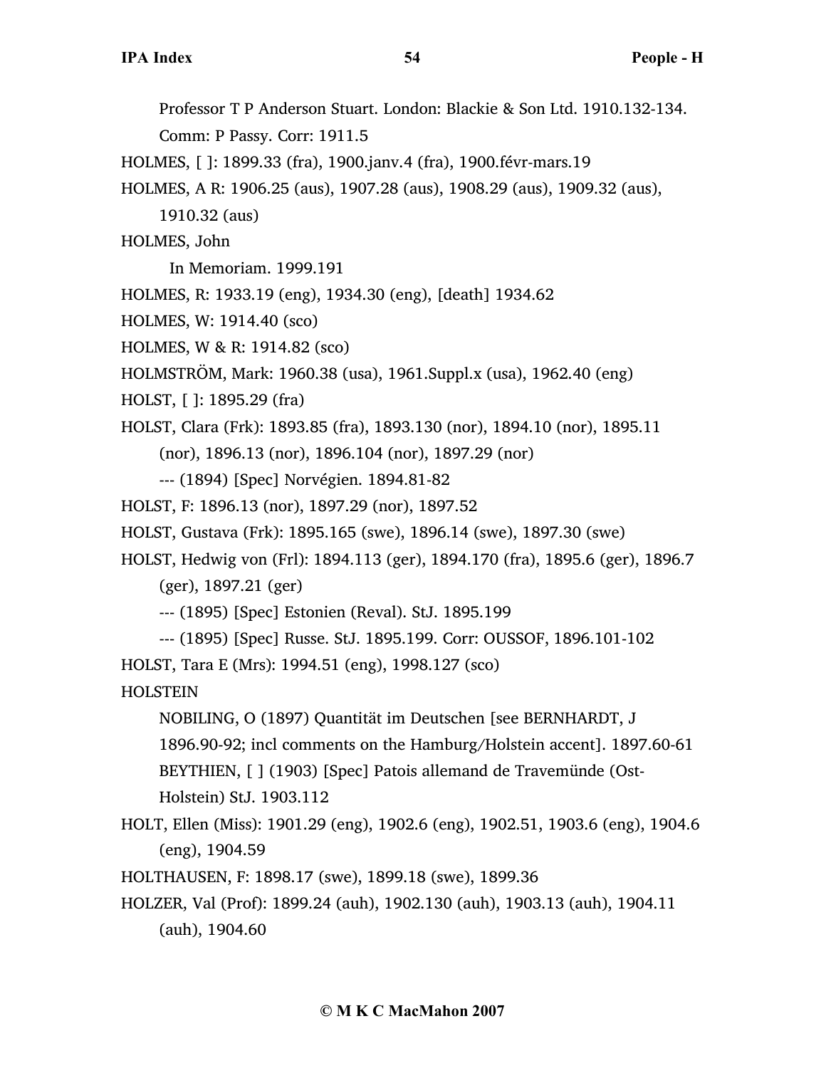Professor T P Anderson Stuart. London: Blackie & Son Ltd. 1910.132-134. Comm: P Passy. Corr: 1911.5

HOLMES, [ ]: 1899.33 (fra), 1900.janv.4 (fra), 1900.févr-mars.19

HOLMES, A R: 1906.25 (aus), 1907.28 (aus), 1908.29 (aus), 1909.32 (aus), 1910.32 (aus)

HOLMES, John

In Memoriam. 1999.191

HOLMES, R: 1933.19 (eng), 1934.30 (eng), [death] 1934.62

HOLMES, W: 1914.40 (sco)

HOLMES, W & R: 1914.82 (sco)

HOLMSTRÖM, Mark: 1960.38 (usa), 1961.Suppl.x (usa), 1962.40 (eng)

HOLST, [ ]: 1895.29 (fra)

HOLST, Clara (Frk): 1893.85 (fra), 1893.130 (nor), 1894.10 (nor), 1895.11 (nor), 1896.13 (nor), 1896.104 (nor), 1897.29 (nor)

--- (1894) [Spec] Norvégien. 1894.81-82

HOLST, F: 1896.13 (nor), 1897.29 (nor), 1897.52

HOLST, Gustava (Frk): 1895.165 (swe), 1896.14 (swe), 1897.30 (swe)

HOLST, Hedwig von (Frl): 1894.113 (ger), 1894.170 (fra), 1895.6 (ger), 1896.7 (ger), 1897.21 (ger)

--- (1895) [Spec] Estonien (Reval). StJ. 1895.199

--- (1895) [Spec] Russe. StJ. 1895.199. Corr: OUSSOF, 1896.101-102

HOLST, Tara E (Mrs): 1994.51 (eng), 1998.127 (sco)

HOLSTEIN

NOBILING, O (1897) Quantität im Deutschen [see BERNHARDT, J 1896.90-92; incl comments on the Hamburg/Holstein accent]. 1897.60-61

BEYTHIEN, [ ] (1903) [Spec] Patois allemand de Travemünde (Ost-Holstein) StJ. 1903.112

HOLT, Ellen (Miss): 1901.29 (eng), 1902.6 (eng), 1902.51, 1903.6 (eng), 1904.6 (eng), 1904.59

HOLTHAUSEN, F: 1898.17 (swe), 1899.18 (swe), 1899.36

HOLZER, Val (Prof): 1899.24 (auh), 1902.130 (auh), 1903.13 (auh), 1904.11 (auh), 1904.60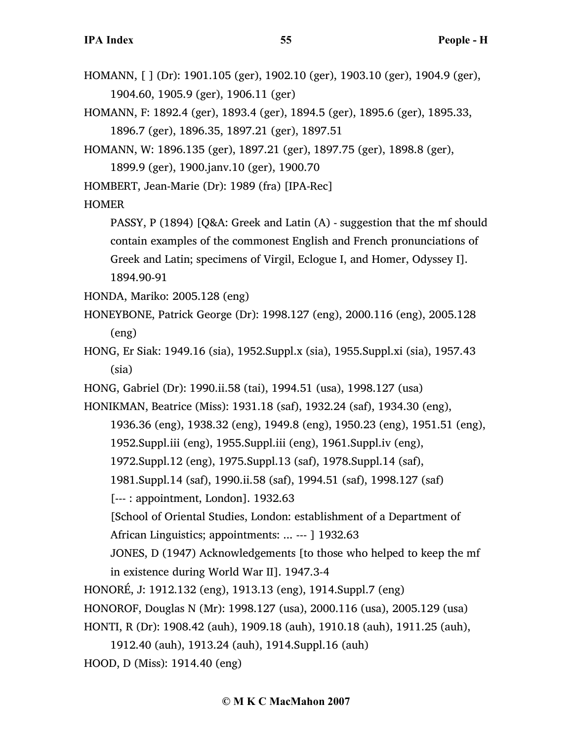HOMANN, [ ] (Dr): 1901.105 (ger), 1902.10 (ger), 1903.10 (ger), 1904.9 (ger), 1904.60, 1905.9 (ger), 1906.11 (ger)

HOMANN, F: 1892.4 (ger), 1893.4 (ger), 1894.5 (ger), 1895.6 (ger), 1895.33, 1896.7 (ger), 1896.35, 1897.21 (ger), 1897.51

HOMANN, W: 1896.135 (ger), 1897.21 (ger), 1897.75 (ger), 1898.8 (ger), 1899.9 (ger), 1900.janv.10 (ger), 1900.70

HOMBERT, Jean-Marie (Dr): 1989 (fra) [IPA-Rec]

HOMER

PASSY, P (1894) [Q&A: Greek and Latin (A) - suggestion that the mf should contain examples of the commonest English and French pronunciations of Greek and Latin; specimens of Virgil, Eclogue I, and Homer, Odyssey I]. 1894.90-91

HONDA, Mariko: 2005.128 (eng)

HONEYBONE, Patrick George (Dr): 1998.127 (eng), 2000.116 (eng), 2005.128 (eng)

HONG, Er Siak: 1949.16 (sia), 1952.Suppl.x (sia), 1955.Suppl.xi (sia), 1957.43 (sia)

HONG, Gabriel (Dr): 1990.ii.58 (tai), 1994.51 (usa), 1998.127 (usa)

HONIKMAN, Beatrice (Miss): 1931.18 (saf), 1932.24 (saf), 1934.30 (eng), 1936.36 (eng), 1938.32 (eng), 1949.8 (eng), 1950.23 (eng), 1951.51 (eng), 1952.Suppl.iii (eng), 1955.Suppl.iii (eng), 1961.Suppl.iv (eng), 1972.Suppl.12 (eng), 1975.Suppl.13 (saf), 1978.Suppl.14 (saf), 1981.Suppl.14 (saf), 1990.ii.58 (saf), 1994.51 (saf), 1998.127 (saf)

[--- : appointment, London]. 1932.63

[School of Oriental Studies, London: establishment of a Department of African Linguistics; appointments: ... --- ] 1932.63

JONES, D (1947) Acknowledgements [to those who helped to keep the mf in existence during World War II]. 1947.3-4

HONORÉ, J: 1912.132 (eng), 1913.13 (eng), 1914.Suppl.7 (eng)

HONOROF, Douglas N (Mr): 1998.127 (usa), 2000.116 (usa), 2005.129 (usa)

HONTI, R (Dr): 1908.42 (auh), 1909.18 (auh), 1910.18 (auh), 1911.25 (auh), 1912.40 (auh), 1913.24 (auh), 1914.Suppl.16 (auh)

HOOD, D (Miss): 1914.40 (eng)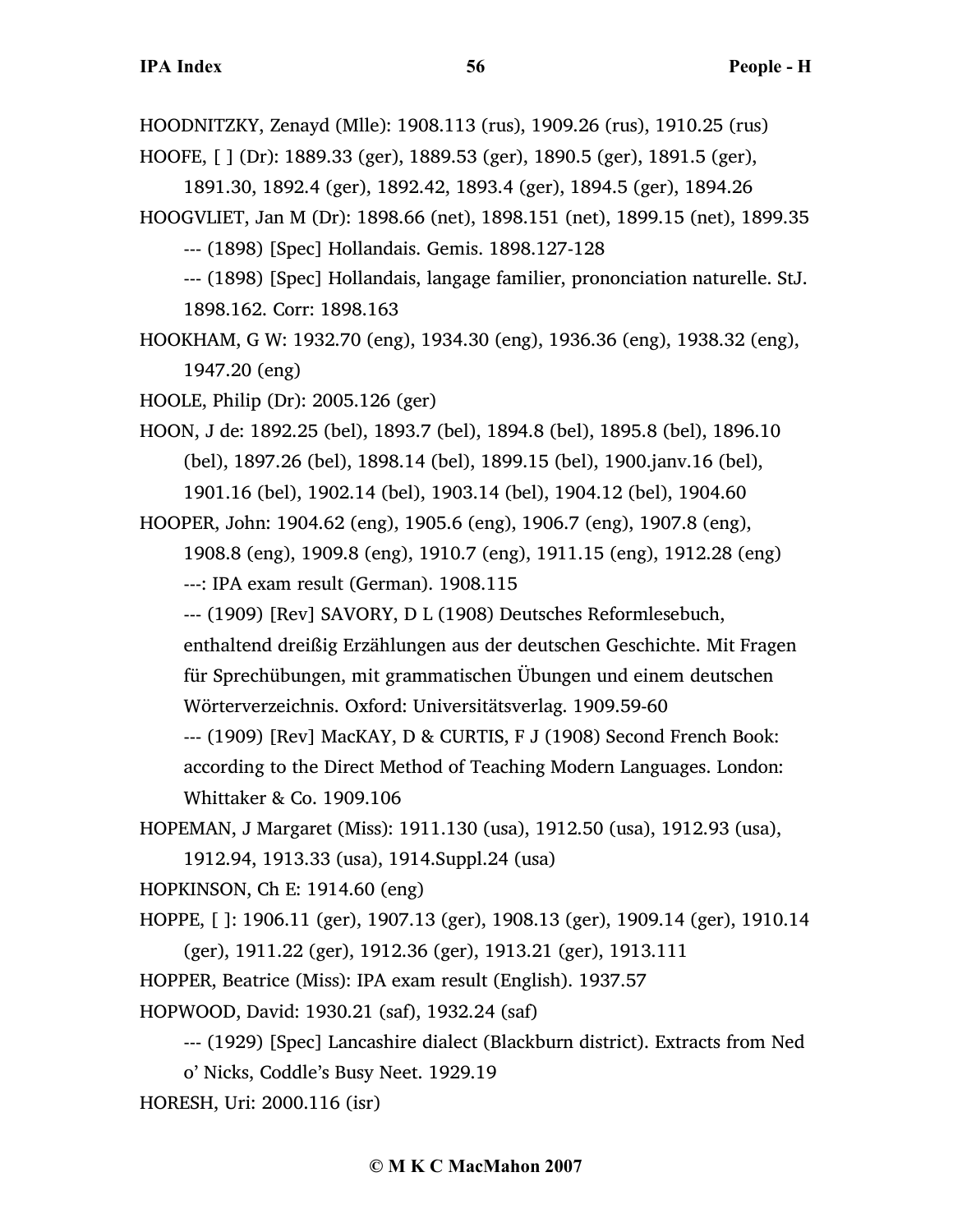HOODNITZKY, Zenayd (Mlle): 1908.113 (rus), 1909.26 (rus), 1910.25 (rus)

HOOFE, [ ] (Dr): 1889.33 (ger), 1889.53 (ger), 1890.5 (ger), 1891.5 (ger), 1891.30, 1892.4 (ger), 1892.42, 1893.4 (ger), 1894.5 (ger), 1894.26

HOOGVLIET, Jan M (Dr): 1898.66 (net), 1898.151 (net), 1899.15 (net), 1899.35

--- (1898) [Spec] Hollandais. Gemis. 1898.127-128

--- (1898) [Spec] Hollandais, langage familier, prononciation naturelle. StJ. 1898.162. Corr: 1898.163

HOOKHAM, G W: 1932.70 (eng), 1934.30 (eng), 1936.36 (eng), 1938.32 (eng), 1947.20 (eng)

HOOLE, Philip (Dr): 2005.126 (ger)

HOON, J de: 1892.25 (bel), 1893.7 (bel), 1894.8 (bel), 1895.8 (bel), 1896.10 (bel), 1897.26 (bel), 1898.14 (bel), 1899.15 (bel), 1900.janv.16 (bel), 1901.16 (bel), 1902.14 (bel), 1903.14 (bel), 1904.12 (bel), 1904.60

HOOPER, John: 1904.62 (eng), 1905.6 (eng), 1906.7 (eng), 1907.8 (eng), 1908.8 (eng), 1909.8 (eng), 1910.7 (eng), 1911.15 (eng), 1912.28 (eng)

---: IPA exam result (German). 1908.115

--- (1909) [Rev] SAVORY, D L (1908) Deutsches Reformlesebuch, enthaltend dreißig Erzählungen aus der deutschen Geschichte. Mit Fragen für Sprechübungen, mit grammatischen Übungen und einem deutschen Wörterverzeichnis. Oxford: Universitätsverlag. 1909.59-60

--- (1909) [Rev] MacKAY, D & CURTIS, F J (1908) Second French Book: according to the Direct Method of Teaching Modern Languages. London: Whittaker & Co. 1909.106

HOPEMAN, J Margaret (Miss): 1911.130 (usa), 1912.50 (usa), 1912.93 (usa), 1912.94, 1913.33 (usa), 1914.Suppl.24 (usa)

HOPKINSON, Ch E: 1914.60 (eng)

HOPPE, [ ]: 1906.11 (ger), 1907.13 (ger), 1908.13 (ger), 1909.14 (ger), 1910.14 (ger), 1911.22 (ger), 1912.36 (ger), 1913.21 (ger), 1913.111

HOPPER, Beatrice (Miss): IPA exam result (English). 1937.57

HOPWOOD, David: 1930.21 (saf), 1932.24 (saf)

--- (1929) [Spec] Lancashire dialect (Blackburn district). Extracts from Ned o' Nicks, Coddle's Busy Neet. 1929.19

HORESH, Uri: 2000.116 (isr)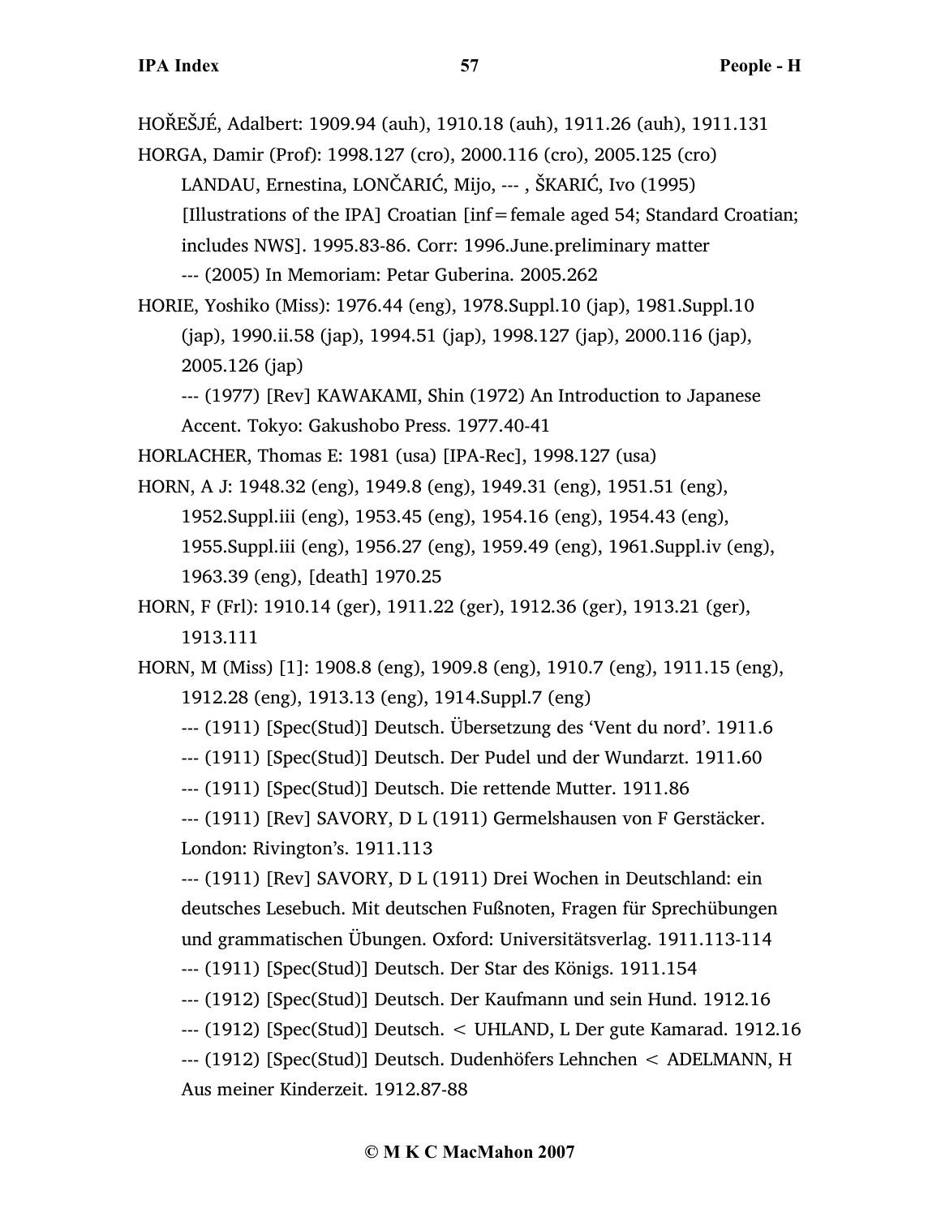HOŘEŠJÉ, Adalbert: 1909.94 (auh), 1910.18 (auh), 1911.26 (auh), 1911.131

HORGA, Damir (Prof): 1998.127 (cro), 2000.116 (cro), 2005.125 (cro)

LANDAU, Ernestina, LONČARIĆ, Mijo, --- , ŠKARIĆ, Ivo (1995) [Illustrations of the IPA] Croatian [inf=female aged 54; Standard Croatian; includes NWS]. 1995.83-86. Corr: 1996.June.preliminary matter

--- (2005) In Memoriam: Petar Guberina. 2005.262

HORIE, Yoshiko (Miss): 1976.44 (eng), 1978.Suppl.10 (jap), 1981.Suppl.10 (jap), 1990.ii.58 (jap), 1994.51 (jap), 1998.127 (jap), 2000.116 (jap), 2005.126 (jap)

--- (1977) [Rev] KAWAKAMI, Shin (1972) An Introduction to Japanese Accent. Tokyo: Gakushobo Press. 1977.40-41

HORLACHER, Thomas E: 1981 (usa) [IPA-Rec], 1998.127 (usa)

HORN, A J: 1948.32 (eng), 1949.8 (eng), 1949.31 (eng), 1951.51 (eng), 1952.Suppl.iii (eng), 1953.45 (eng), 1954.16 (eng), 1954.43 (eng), 1955.Suppl.iii (eng), 1956.27 (eng), 1959.49 (eng), 1961.Suppl.iv (eng), 1963.39 (eng), [death] 1970.25

HORN, F (Frl): 1910.14 (ger), 1911.22 (ger), 1912.36 (ger), 1913.21 (ger), 1913.111

HORN, M (Miss) [1]: 1908.8 (eng), 1909.8 (eng), 1910.7 (eng), 1911.15 (eng), 1912.28 (eng), 1913.13 (eng), 1914.Suppl.7 (eng)

--- (1911) [Spec(Stud)] Deutsch. Übersetzung des 'Vent du nord'. 1911.6

--- (1911) [Spec(Stud)] Deutsch. Der Pudel und der Wundarzt. 1911.60

--- (1911) [Spec(Stud)] Deutsch. Die rettende Mutter. 1911.86

--- (1911) [Rev] SAVORY, D L (1911) Germelshausen von F Gerstäcker. London: Rivington's. 1911.113

--- (1911) [Rev] SAVORY, D L (1911) Drei Wochen in Deutschland: ein deutsches Lesebuch. Mit deutschen Fußnoten, Fragen für Sprechübungen und grammatischen Übungen. Oxford: Universitätsverlag. 1911.113-114

--- (1911) [Spec(Stud)] Deutsch. Der Star des Königs. 1911.154

--- (1912) [Spec(Stud)] Deutsch. Der Kaufmann und sein Hund. 1912.16

--- (1912) [Spec(Stud)] Deutsch. < UHLAND, L Der gute Kamarad. 1912.16

--- (1912) [Spec(Stud)] Deutsch. Dudenhöfers Lehnchen < ADELMANN, H Aus meiner Kinderzeit. 1912.87-88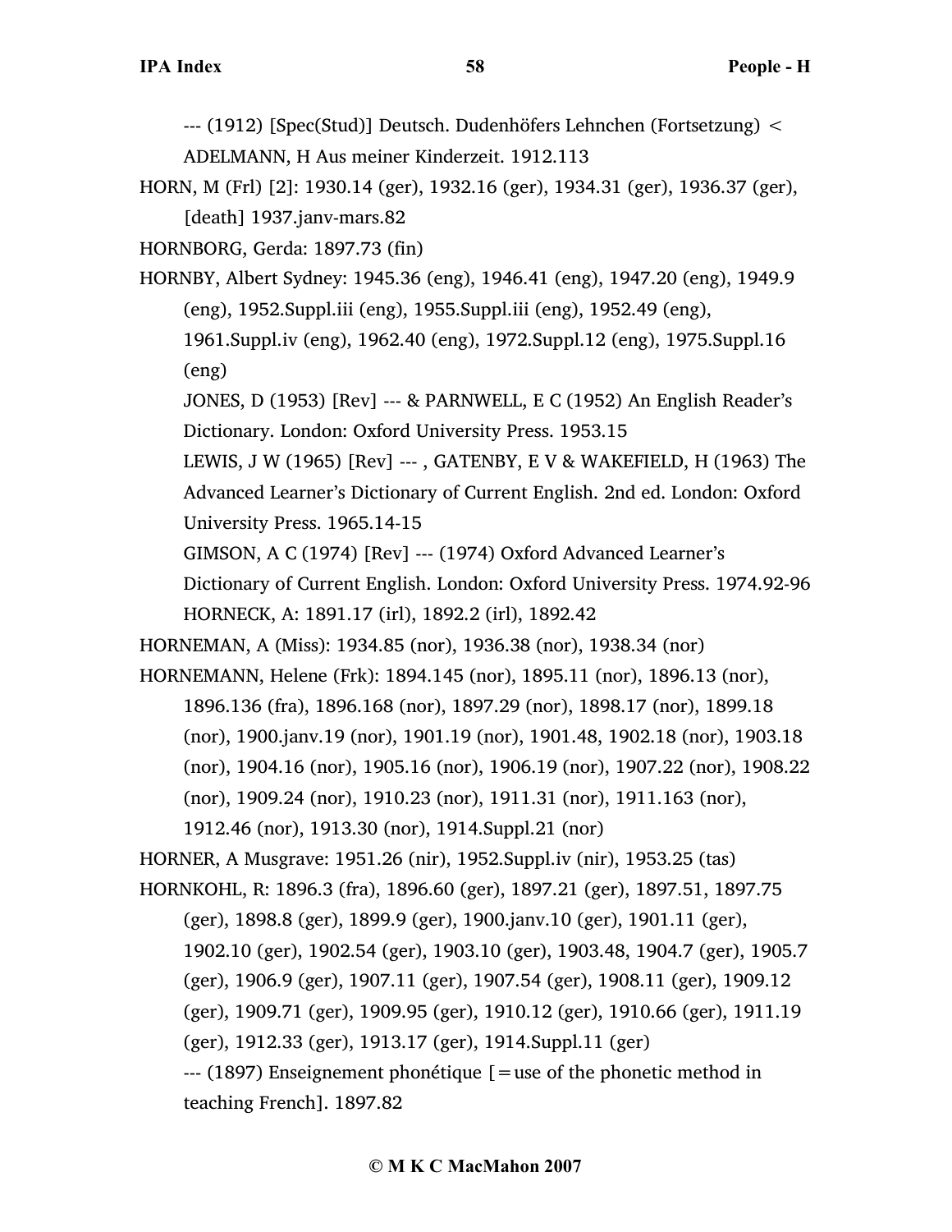--- (1912) [Spec(Stud)] Deutsch. Dudenhöfers Lehnchen (Fortsetzung) < ADELMANN, H Aus meiner Kinderzeit. 1912.113

HORN, M (Frl) [2]: 1930.14 (ger), 1932.16 (ger), 1934.31 (ger), 1936.37 (ger), [death] 1937.janv-mars.82

HORNBORG, Gerda: 1897.73 (fin)

HORNBY, Albert Sydney: 1945.36 (eng), 1946.41 (eng), 1947.20 (eng), 1949.9 (eng), 1952.Suppl.iii (eng), 1955.Suppl.iii (eng), 1952.49 (eng), 1961.Suppl.iv (eng), 1962.40 (eng), 1972.Suppl.12 (eng), 1975.Suppl.16 (eng)

JONES, D (1953) [Rev] --- & PARNWELL, E C (1952) An English Reader's Dictionary. London: Oxford University Press. 1953.15

LEWIS, J W (1965) [Rev] --- , GATENBY, E V & WAKEFIELD, H (1963) The Advanced Learner's Dictionary of Current English. 2nd ed. London: Oxford University Press. 1965.14-15

GIMSON, A C (1974) [Rev] --- (1974) Oxford Advanced Learner's Dictionary of Current English. London: Oxford University Press. 1974.92-96

HORNECK, A: 1891.17 (irl), 1892.2 (irl), 1892.42

HORNEMAN, A (Miss): 1934.85 (nor), 1936.38 (nor), 1938.34 (nor)

HORNEMANN, Helene (Frk): 1894.145 (nor), 1895.11 (nor), 1896.13 (nor), 1896.136 (fra), 1896.168 (nor), 1897.29 (nor), 1898.17 (nor), 1899.18 (nor), 1900.janv.19 (nor), 1901.19 (nor), 1901.48, 1902.18 (nor), 1903.18 (nor), 1904.16 (nor), 1905.16 (nor), 1906.19 (nor), 1907.22 (nor), 1908.22 (nor), 1909.24 (nor), 1910.23 (nor), 1911.31 (nor), 1911.163 (nor), 1912.46 (nor), 1913.30 (nor), 1914.Suppl.21 (nor)

HORNER, A Musgrave: 1951.26 (nir), 1952.Suppl.iv (nir), 1953.25 (tas)

HORNKOHL, R: 1896.3 (fra), 1896.60 (ger), 1897.21 (ger), 1897.51, 1897.75 (ger), 1898.8 (ger), 1899.9 (ger), 1900.janv.10 (ger), 1901.11 (ger), 1902.10 (ger), 1902.54 (ger), 1903.10 (ger), 1903.48, 1904.7 (ger), 1905.7 (ger), 1906.9 (ger), 1907.11 (ger), 1907.54 (ger), 1908.11 (ger), 1909.12 (ger), 1909.71 (ger), 1909.95 (ger), 1910.12 (ger), 1910.66 (ger), 1911.19 (ger), 1912.33 (ger), 1913.17 (ger), 1914.Suppl.11 (ger)

--- (1897) Enseignement phonétique [=use of the phonetic method in teaching French]. 1897.82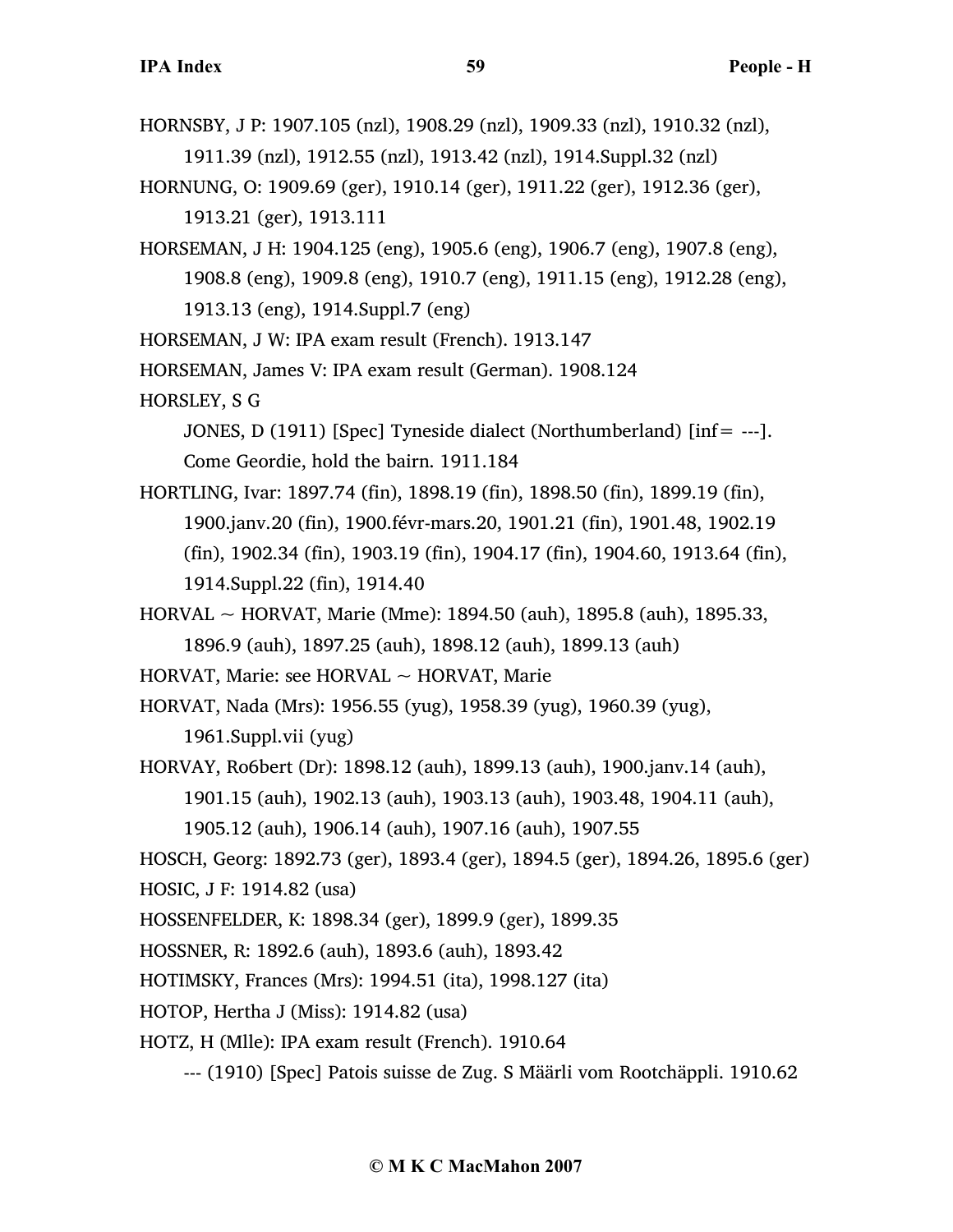HORNSBY, J P: 1907.105 (nzl), 1908.29 (nzl), 1909.33 (nzl), 1910.32 (nzl), 1911.39 (nzl), 1912.55 (nzl), 1913.42 (nzl), 1914.Suppl.32 (nzl)

HORNUNG, O: 1909.69 (ger), 1910.14 (ger), 1911.22 (ger), 1912.36 (ger), 1913.21 (ger), 1913.111

HORSEMAN, J H: 1904.125 (eng), 1905.6 (eng), 1906.7 (eng), 1907.8 (eng), 1908.8 (eng), 1909.8 (eng), 1910.7 (eng), 1911.15 (eng), 1912.28 (eng), 1913.13 (eng), 1914.Suppl.7 (eng)

HORSEMAN, J W: IPA exam result (French). 1913.147

HORSEMAN, James V: IPA exam result (German). 1908.124

HORSLEY, S G

JONES, D (1911) [Spec] Tyneside dialect (Northumberland) [inf= ---]. Come Geordie, hold the bairn. 1911.184

HORTLING, Ivar: 1897.74 (fin), 1898.19 (fin), 1898.50 (fin), 1899.19 (fin), 1900.janv.20 (fin), 1900.févr-mars.20, 1901.21 (fin), 1901.48, 1902.19 (fin), 1902.34 (fin), 1903.19 (fin), 1904.17 (fin), 1904.60, 1913.64 (fin), 1914.Suppl.22 (fin), 1914.40

HORVAL ~ HORVAT, Marie (Mme): 1894.50 (auh), 1895.8 (auh), 1895.33, 1896.9 (auh), 1897.25 (auh), 1898.12 (auh), 1899.13 (auh)

HORVAT, Marie: see HORVAL ~ HORVAT, Marie

HORVAT, Nada (Mrs): 1956.55 (yug), 1958.39 (yug), 1960.39 (yug), 1961.Suppl.vii (yug)

HORVAY, Ro6bert (Dr): 1898.12 (auh), 1899.13 (auh), 1900.janv.14 (auh), 1901.15 (auh), 1902.13 (auh), 1903.13 (auh), 1903.48, 1904.11 (auh), 1905.12 (auh), 1906.14 (auh), 1907.16 (auh), 1907.55

HOSCH, Georg: 1892.73 (ger), 1893.4 (ger), 1894.5 (ger), 1894.26, 1895.6 (ger)

HOSIC, J F: 1914.82 (usa)

HOSSENFELDER, K: 1898.34 (ger), 1899.9 (ger), 1899.35

HOSSNER, R: 1892.6 (auh), 1893.6 (auh), 1893.42

HOTIMSKY, Frances (Mrs): 1994.51 (ita), 1998.127 (ita)

HOTOP, Hertha J (Miss): 1914.82 (usa)

HOTZ, H (Mlle): IPA exam result (French). 1910.64

--- (1910) [Spec] Patois suisse de Zug. S Määrli vom Rootchäppli. 1910.62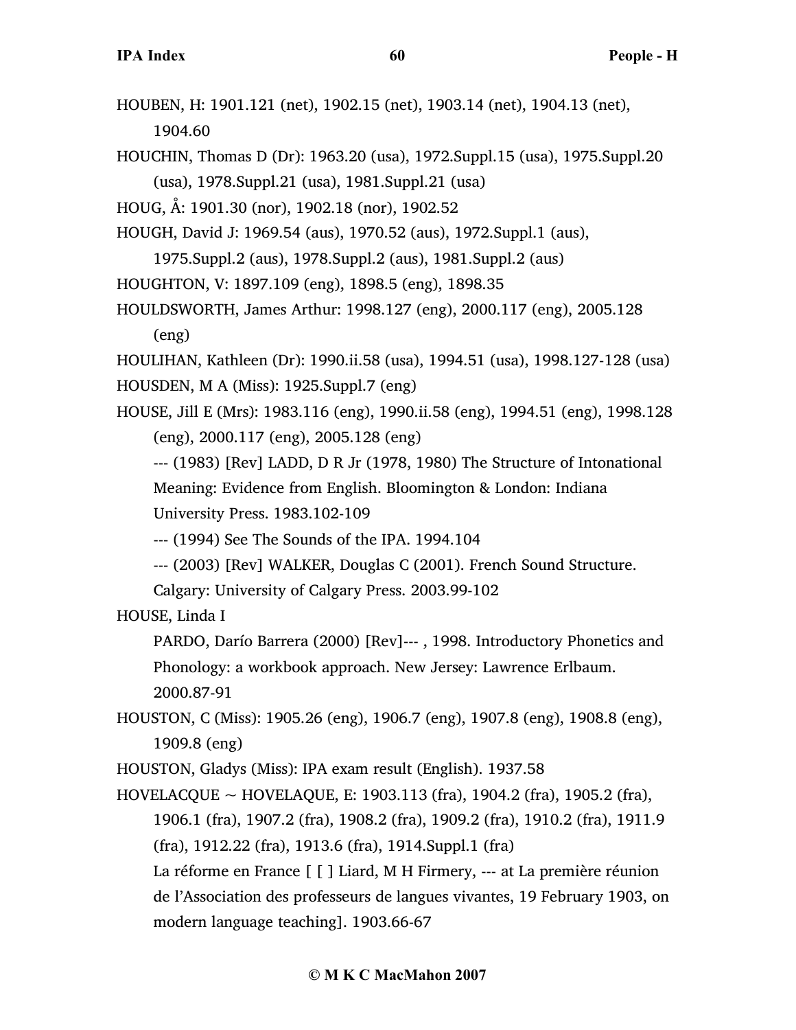HOUBEN, H: 1901.121 (net), 1902.15 (net), 1903.14 (net), 1904.13 (net), 1904.60

HOUCHIN, Thomas D (Dr): 1963.20 (usa), 1972.Suppl.15 (usa), 1975.Suppl.20 (usa), 1978.Suppl.21 (usa), 1981.Suppl.21 (usa)

HOUG, Å: 1901.30 (nor), 1902.18 (nor), 1902.52

HOUGH, David J: 1969.54 (aus), 1970.52 (aus), 1972.Suppl.1 (aus), 1975.Suppl.2 (aus), 1978.Suppl.2 (aus), 1981.Suppl.2 (aus)

HOUGHTON, V: 1897.109 (eng), 1898.5 (eng), 1898.35

HOULDSWORTH, James Arthur: 1998.127 (eng), 2000.117 (eng), 2005.128 (eng)

HOULIHAN, Kathleen (Dr): 1990.ii.58 (usa), 1994.51 (usa), 1998.127-128 (usa)

HOUSDEN, M A (Miss): 1925.Suppl.7 (eng)

HOUSE, Jill E (Mrs): 1983.116 (eng), 1990.ii.58 (eng), 1994.51 (eng), 1998.128 (eng), 2000.117 (eng), 2005.128 (eng)

--- (1983) [Rev] LADD, D R Jr (1978, 1980) The Structure of Intonational Meaning: Evidence from English. Bloomington & London: Indiana University Press. 1983.102-109

--- (1994) See The Sounds of the IPA. 1994.104

--- (2003) [Rev] WALKER, Douglas C (2001). French Sound Structure. Calgary: University of Calgary Press. 2003.99-102

HOUSE, Linda I

PARDO, Darío Barrera (2000) [Rev]--- , 1998. Introductory Phonetics and Phonology: a workbook approach. New Jersey: Lawrence Erlbaum. 2000.87-91

HOUSTON, C (Miss): 1905.26 (eng), 1906.7 (eng), 1907.8 (eng), 1908.8 (eng), 1909.8 (eng)

HOUSTON, Gladys (Miss): IPA exam result (English). 1937.58

HOVELACQUE ~ HOVELAQUE, E: 1903.113 (fra), 1904.2 (fra), 1905.2 (fra), 1906.1 (fra), 1907.2 (fra), 1908.2 (fra), 1909.2 (fra), 1910.2 (fra), 1911.9 (fra), 1912.22 (fra), 1913.6 (fra), 1914.Suppl.1 (fra)

La réforme en France [ [ ] Liard, M H Firmery, --- at La première réunion de l'Association des professeurs de langues vivantes, 19 February 1903, on modern language teaching]. 1903.66-67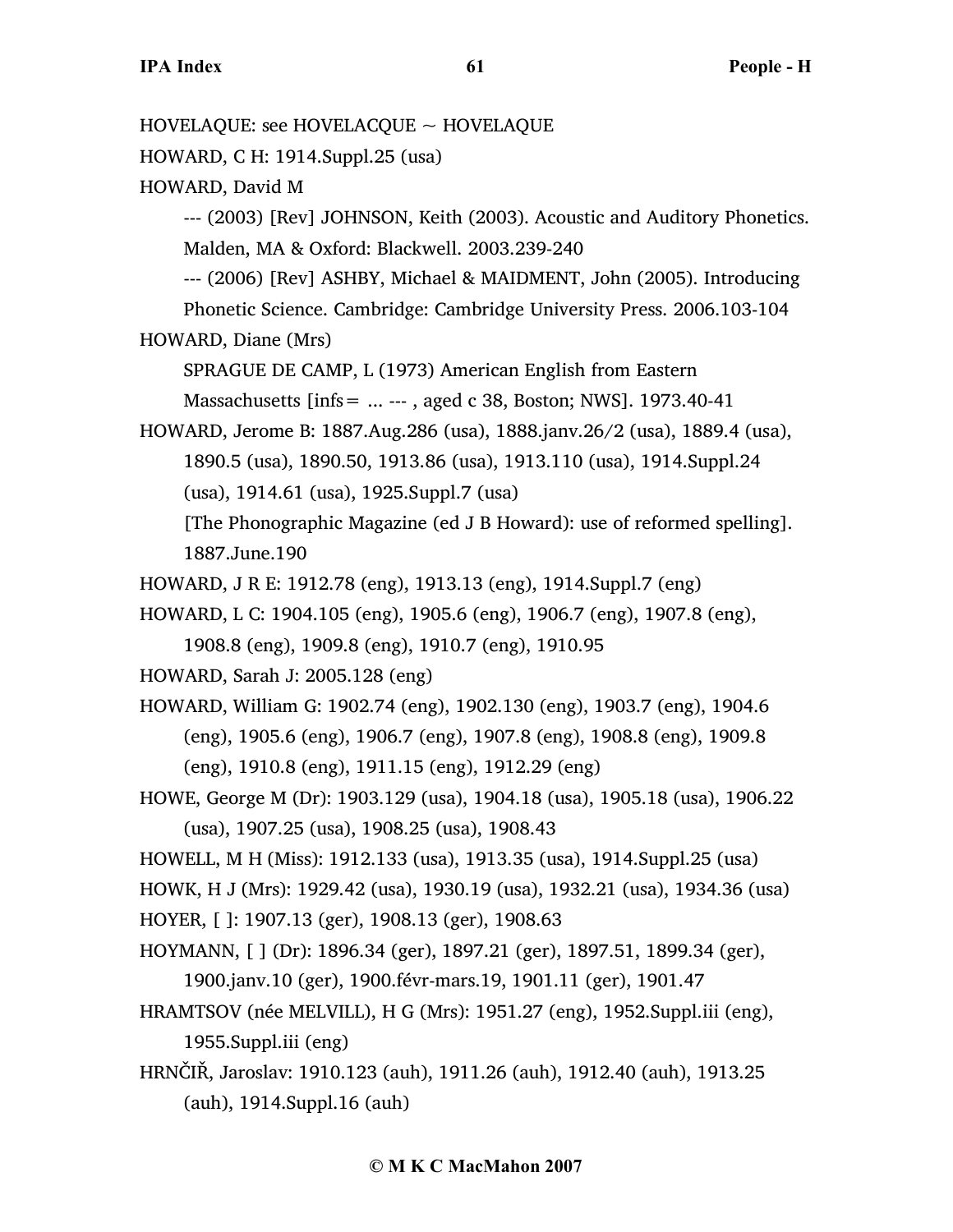HOVELAQUE: see HOVELACQUE ~ HOVELAQUE

HOWARD, C H: 1914.Suppl.25 (usa)

HOWARD, David M

--- (2003) [Rev] JOHNSON, Keith (2003). Acoustic and Auditory Phonetics. Malden, MA & Oxford: Blackwell. 2003.239-240

--- (2006) [Rev] ASHBY, Michael & MAIDMENT, John (2005). Introducing Phonetic Science. Cambridge: Cambridge University Press. 2006.103-104

HOWARD, Diane (Mrs)

SPRAGUE DE CAMP, L (1973) American English from Eastern Massachusetts [infs= ... --- , aged c 38, Boston; NWS]. 1973.40-41

HOWARD, Jerome B: 1887.Aug.286 (usa), 1888.janv.26/2 (usa), 1889.4 (usa), 1890.5 (usa), 1890.50, 1913.86 (usa), 1913.110 (usa), 1914.Suppl.24 (usa), 1914.61 (usa), 1925.Suppl.7 (usa)

[The Phonographic Magazine (ed J B Howard): use of reformed spelling]. 1887.June.190

HOWARD, J R E: 1912.78 (eng), 1913.13 (eng), 1914.Suppl.7 (eng)

HOWARD, L C: 1904.105 (eng), 1905.6 (eng), 1906.7 (eng), 1907.8 (eng), 1908.8 (eng), 1909.8 (eng), 1910.7 (eng), 1910.95

HOWARD, Sarah J: 2005.128 (eng)

HOWARD, William G: 1902.74 (eng), 1902.130 (eng), 1903.7 (eng), 1904.6 (eng), 1905.6 (eng), 1906.7 (eng), 1907.8 (eng), 1908.8 (eng), 1909.8 (eng), 1910.8 (eng), 1911.15 (eng), 1912.29 (eng)

HOWE, George M (Dr): 1903.129 (usa), 1904.18 (usa), 1905.18 (usa), 1906.22 (usa), 1907.25 (usa), 1908.25 (usa), 1908.43

HOWELL, M H (Miss): 1912.133 (usa), 1913.35 (usa), 1914.Suppl.25 (usa)

HOWK, H J (Mrs): 1929.42 (usa), 1930.19 (usa), 1932.21 (usa), 1934.36 (usa)

HOYER, [ ]: 1907.13 (ger), 1908.13 (ger), 1908.63

HOYMANN, [ ] (Dr): 1896.34 (ger), 1897.21 (ger), 1897.51, 1899.34 (ger), 1900.janv.10 (ger), 1900.févr-mars.19, 1901.11 (ger), 1901.47

HRAMTSOV (née MELVILL), H G (Mrs): 1951.27 (eng), 1952.Suppl.iii (eng), 1955.Suppl.iii (eng)

HRNČIŘ, Jaroslav: 1910.123 (auh), 1911.26 (auh), 1912.40 (auh), 1913.25 (auh), 1914.Suppl.16 (auh)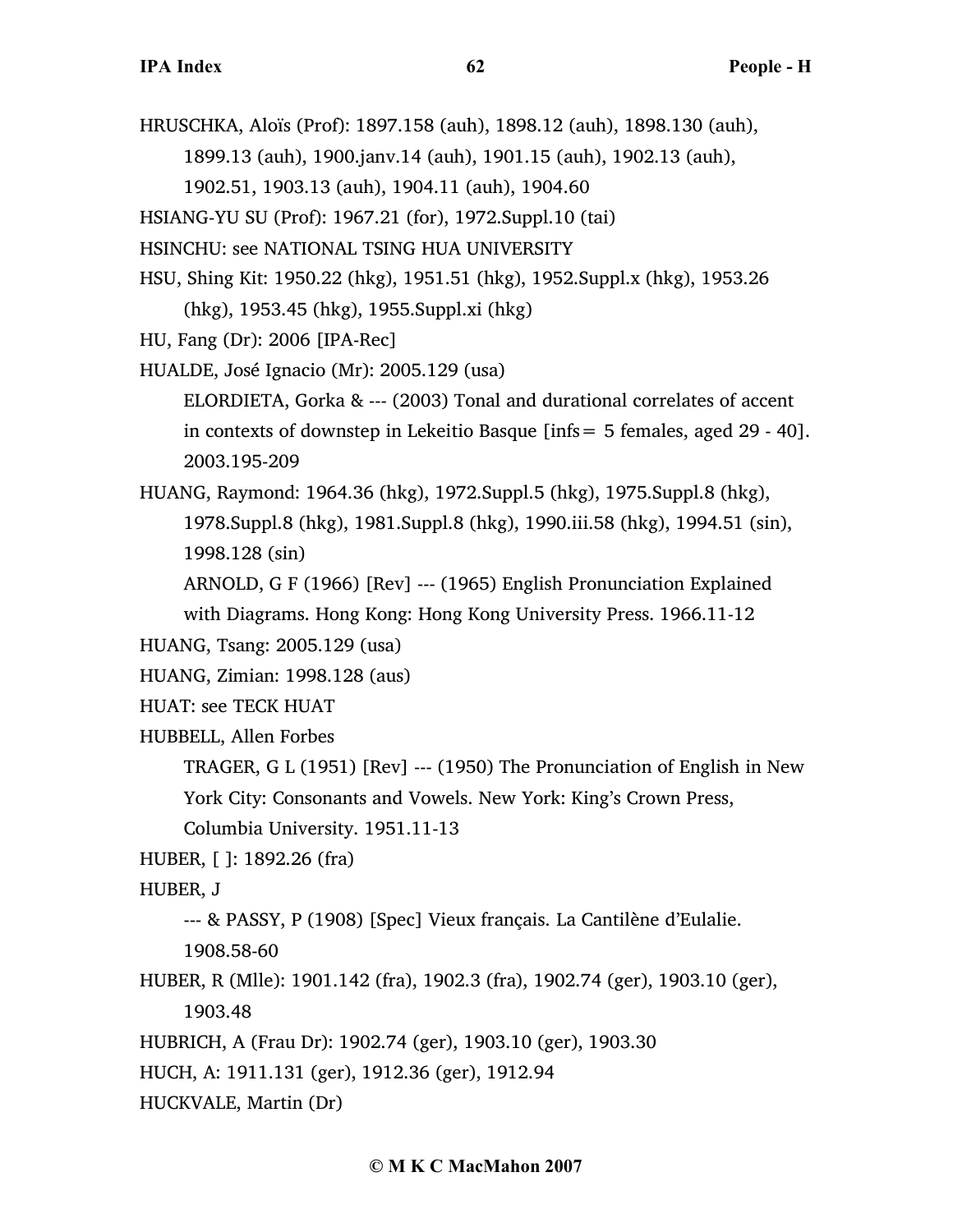HRUSCHKA, Aloïs (Prof): 1897.158 (auh), 1898.12 (auh), 1898.130 (auh), 1899.13 (auh), 1900.janv.14 (auh), 1901.15 (auh), 1902.13 (auh), 1902.51, 1903.13 (auh), 1904.11 (auh), 1904.60

HSIANG-YU SU (Prof): 1967.21 (for), 1972.Suppl.10 (tai)

HSINCHU: see NATIONAL TSING HUA UNIVERSITY

HSU, Shing Kit: 1950.22 (hkg), 1951.51 (hkg), 1952.Suppl.x (hkg), 1953.26 (hkg), 1953.45 (hkg), 1955.Suppl.xi (hkg)

HU, Fang (Dr): 2006 [IPA-Rec]

HUALDE, José Ignacio (Mr): 2005.129 (usa)

> ELORDIETA, Gorka & --- (2003) Tonal and durational correlates of accent in contexts of downstep in Lekeitio Basque [infs = 5 females, aged 29 - 40]. 2003.195-209

HUANG, Raymond: 1964.36 (hkg), 1972.Suppl.5 (hkg), 1975.Suppl.8 (hkg), 1978.Suppl.8 (hkg), 1981.Suppl.8 (hkg), 1990.iii.58 (hkg), 1994.51 (sin), 1998.128 (sin)

> ARNOLD, G F (1966) [Rev] --- (1965) English Pronunciation Explained with Diagrams. Hong Kong: Hong Kong University Press. 1966.11-12

HUANG, Tsang: 2005.129 (usa)

HUANG, Zimian: 1998.128 (aus)

HUAT: see TECK HUAT

HUBBELL, Allen Forbes

> TRAGER, G L (1951) [Rev] --- (1950) The Pronunciation of English in New York City: Consonants and Vowels. New York: King's Crown Press, Columbia University. 1951.11-13

HUBER, [ ]: 1892.26 (fra)

HUBER, J

> --- & PASSY, P (1908) [Spec] Vieux français. La Cantilène d'Eulalie. 1908.58-60

HUBER, R (Mlle): 1901.142 (fra), 1902.3 (fra), 1902.74 (ger), 1903.10 (ger), 1903.48

HUBRICH, A (Frau Dr): 1902.74 (ger), 1903.10 (ger), 1903.30

HUCH, A: 1911.131 (ger), 1912.36 (ger), 1912.94

HUCKVALE, Martin (Dr)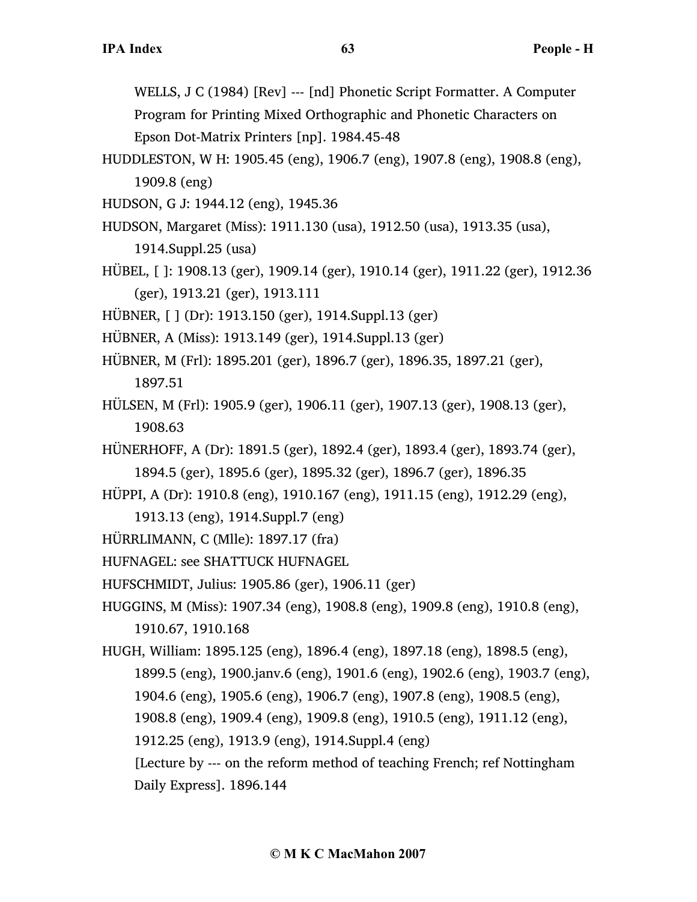WELLS, J C (1984) [Rev] --- [nd] Phonetic Script Formatter. A Computer Program for Printing Mixed Orthographic and Phonetic Characters on Epson Dot-Matrix Printers [np]. 1984.45-48

HUDDLESTON, W H: 1905.45 (eng), 1906.7 (eng), 1907.8 (eng), 1908.8 (eng), 1909.8 (eng)

HUDSON, G J: 1944.12 (eng), 1945.36

HUDSON, Margaret (Miss): 1911.130 (usa), 1912.50 (usa), 1913.35 (usa), 1914.Suppl.25 (usa)

HÜBEL, [ ]: 1908.13 (ger), 1909.14 (ger), 1910.14 (ger), 1911.22 (ger), 1912.36 (ger), 1913.21 (ger), 1913.111

HÜBNER, [ ] (Dr): 1913.150 (ger), 1914.Suppl.13 (ger)

HÜBNER, A (Miss): 1913.149 (ger), 1914.Suppl.13 (ger)

HÜBNER, M (Frl): 1895.201 (ger), 1896.7 (ger), 1896.35, 1897.21 (ger), 1897.51

HÜLSEN, M (Frl): 1905.9 (ger), 1906.11 (ger), 1907.13 (ger), 1908.13 (ger), 1908.63

HÜNERHOFF, A (Dr): 1891.5 (ger), 1892.4 (ger), 1893.4 (ger), 1893.74 (ger), 1894.5 (ger), 1895.6 (ger), 1895.32 (ger), 1896.7 (ger), 1896.35

HÜPPI, A (Dr): 1910.8 (eng), 1910.167 (eng), 1911.15 (eng), 1912.29 (eng), 1913.13 (eng), 1914.Suppl.7 (eng)

HÜRRLIMANN, C (Mlle): 1897.17 (fra)

HUFNAGEL: see SHATTUCK HUFNAGEL

HUFSCHMIDT, Julius: 1905.86 (ger), 1906.11 (ger)

HUGGINS, M (Miss): 1907.34 (eng), 1908.8 (eng), 1909.8 (eng), 1910.8 (eng), 1910.67, 1910.168

HUGH, William: 1895.125 (eng), 1896.4 (eng), 1897.18 (eng), 1898.5 (eng), 1899.5 (eng), 1900.janv.6 (eng), 1901.6 (eng), 1902.6 (eng), 1903.7 (eng), 1904.6 (eng), 1905.6 (eng), 1906.7 (eng), 1907.8 (eng), 1908.5 (eng), 1908.8 (eng), 1909.4 (eng), 1909.8 (eng), 1910.5 (eng), 1911.12 (eng), 1912.25 (eng), 1913.9 (eng), 1914.Suppl.4 (eng)
[Lecture by --- on the reform method of teaching French; ref Nottingham Daily Express]. 1896.144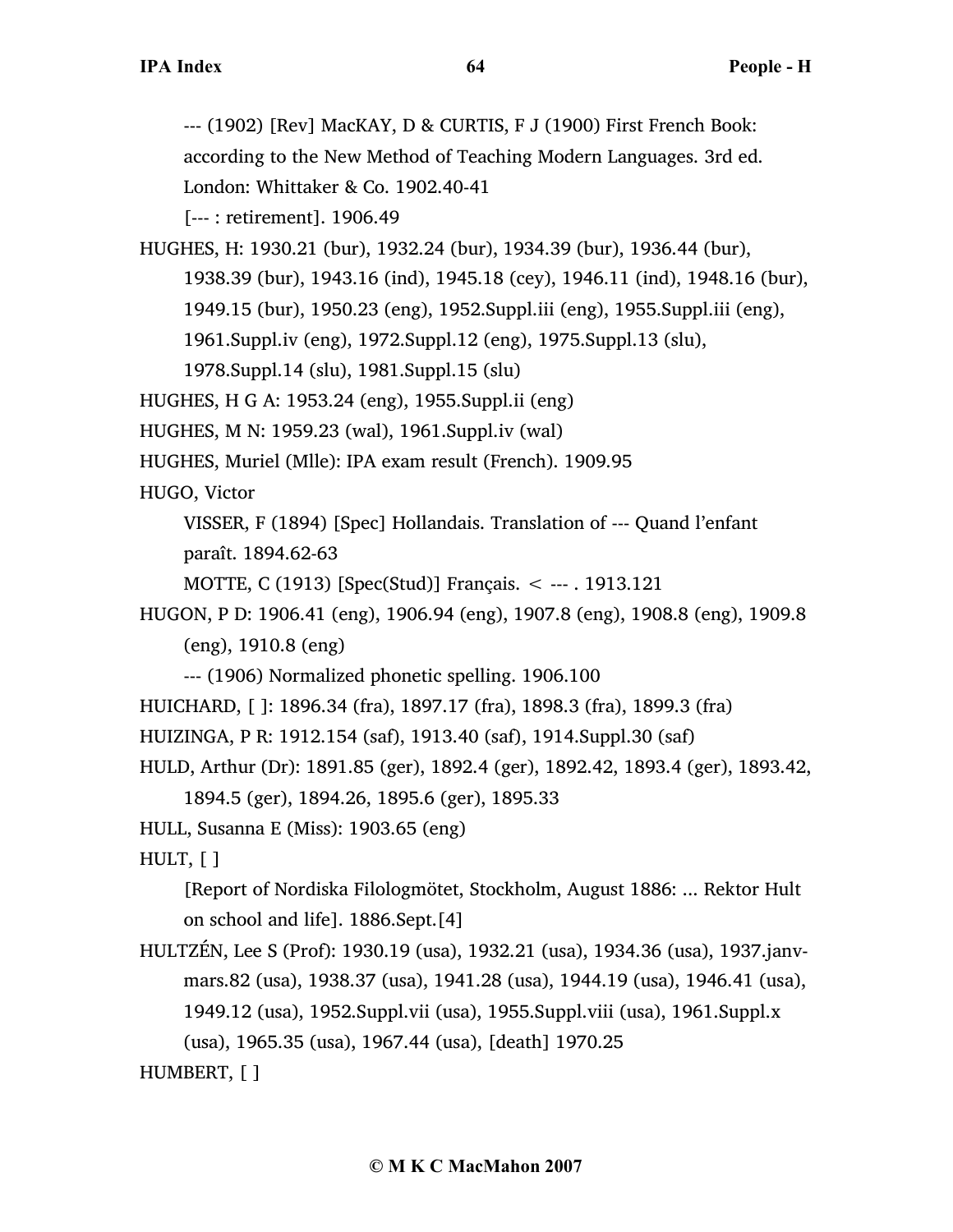--- (1902) [Rev] MacKAY, D & CURTIS, F J (1900) First French Book: according to the New Method of Teaching Modern Languages. 3rd ed. London: Whittaker & Co. 1902.40-41

[--- : retirement]. 1906.49

HUGHES, H: 1930.21 (bur), 1932.24 (bur), 1934.39 (bur), 1936.44 (bur), 1938.39 (bur), 1943.16 (ind), 1945.18 (cey), 1946.11 (ind), 1948.16 (bur), 1949.15 (bur), 1950.23 (eng), 1952.Suppl.iii (eng), 1955.Suppl.iii (eng), 1961.Suppl.iv (eng), 1972.Suppl.12 (eng), 1975.Suppl.13 (slu), 1978.Suppl.14 (slu), 1981.Suppl.15 (slu)

HUGHES, H G A: 1953.24 (eng), 1955.Suppl.ii (eng)

HUGHES, M N: 1959.23 (wal), 1961.Suppl.iv (wal)

HUGHES, Muriel (Mlle): IPA exam result (French). 1909.95

HUGO, Victor

VISSER, F (1894) [Spec] Hollandais. Translation of --- Quand l'enfant paraît. 1894.62-63

MOTTE, C (1913) [Spec(Stud)] Français. < --- . 1913.121

HUGON, P D: 1906.41 (eng), 1906.94 (eng), 1907.8 (eng), 1908.8 (eng), 1909.8 (eng), 1910.8 (eng)

--- (1906) Normalized phonetic spelling. 1906.100

HUICHARD, [ ]: 1896.34 (fra), 1897.17 (fra), 1898.3 (fra), 1899.3 (fra)

HUIZINGA, P R: 1912.154 (saf), 1913.40 (saf), 1914.Suppl.30 (saf)

HULD, Arthur (Dr): 1891.85 (ger), 1892.4 (ger), 1892.42, 1893.4 (ger), 1893.42, 1894.5 (ger), 1894.26, 1895.6 (ger), 1895.33

HULL, Susanna E (Miss): 1903.65 (eng)

HULT, [ ]

[Report of Nordiska Filologmötet, Stockholm, August 1886: ... Rektor Hult on school and life]. 1886.Sept.[4]

HULTZÉN, Lee S (Prof): 1930.19 (usa), 1932.21 (usa), 1934.36 (usa), 1937.janv-mars.82 (usa), 1938.37 (usa), 1941.28 (usa), 1944.19 (usa), 1946.41 (usa), 1949.12 (usa), 1952.Suppl.vii (usa), 1955.Suppl.viii (usa), 1961.Suppl.x (usa), 1965.35 (usa), 1967.44 (usa), [death] 1970.25

HUMBERT, [ ]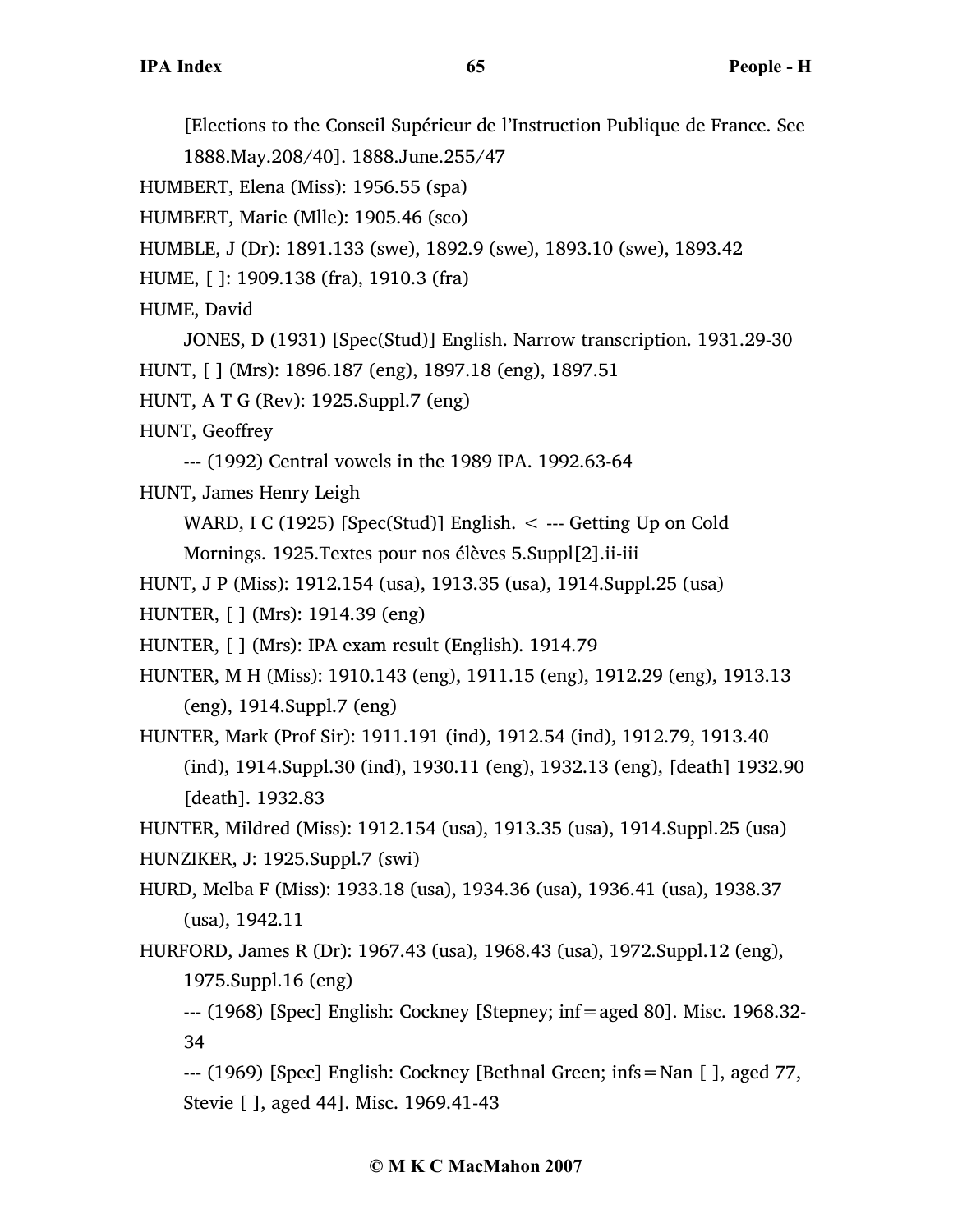[Elections to the Conseil Supérieur de l'Instruction Publique de France. See 1888.May.208/40]. 1888.June.255/47

HUMBERT, Elena (Miss): 1956.55 (spa)

HUMBERT, Marie (Mlle): 1905.46 (sco)

HUMBLE, J (Dr): 1891.133 (swe), 1892.9 (swe), 1893.10 (swe), 1893.42

HUME, [ ]: 1909.138 (fra), 1910.3 (fra)

HUME, David

JONES, D (1931) [Spec(Stud)] English. Narrow transcription. 1931.29-30

HUNT, [ ] (Mrs): 1896.187 (eng), 1897.18 (eng), 1897.51

HUNT, A T G (Rev): 1925.Suppl.7 (eng)

HUNT, Geoffrey

--- (1992) Central vowels in the 1989 IPA. 1992.63-64

HUNT, James Henry Leigh

WARD, I C (1925) [Spec(Stud)] English. < --- Getting Up on Cold Mornings. 1925.Textes pour nos élèves 5.Suppl[2].ii-iii

HUNT, J P (Miss): 1912.154 (usa), 1913.35 (usa), 1914.Suppl.25 (usa)

HUNTER, [ ] (Mrs): 1914.39 (eng)

HUNTER, [ ] (Mrs): IPA exam result (English). 1914.79

HUNTER, M H (Miss): 1910.143 (eng), 1911.15 (eng), 1912.29 (eng), 1913.13 (eng), 1914.Suppl.7 (eng)

HUNTER, Mark (Prof Sir): 1911.191 (ind), 1912.54 (ind), 1912.79, 1913.40 (ind), 1914.Suppl.30 (ind), 1930.11 (eng), 1932.13 (eng), [death] 1932.90 [death]. 1932.83

HUNTER, Mildred (Miss): 1912.154 (usa), 1913.35 (usa), 1914.Suppl.25 (usa)

HUNZIKER, J: 1925.Suppl.7 (swi)

HURD, Melba F (Miss): 1933.18 (usa), 1934.36 (usa), 1936.41 (usa), 1938.37 (usa), 1942.11

HURFORD, James R (Dr): 1967.43 (usa), 1968.43 (usa), 1972.Suppl.12 (eng), 1975.Suppl.16 (eng)

--- (1968) [Spec] English: Cockney [Stepney; inf=aged 80]. Misc. 1968.32-34

--- (1969) [Spec] English: Cockney [Bethnal Green; infs=Nan [ ], aged 77, Stevie [ ], aged 44]. Misc. 1969.41-43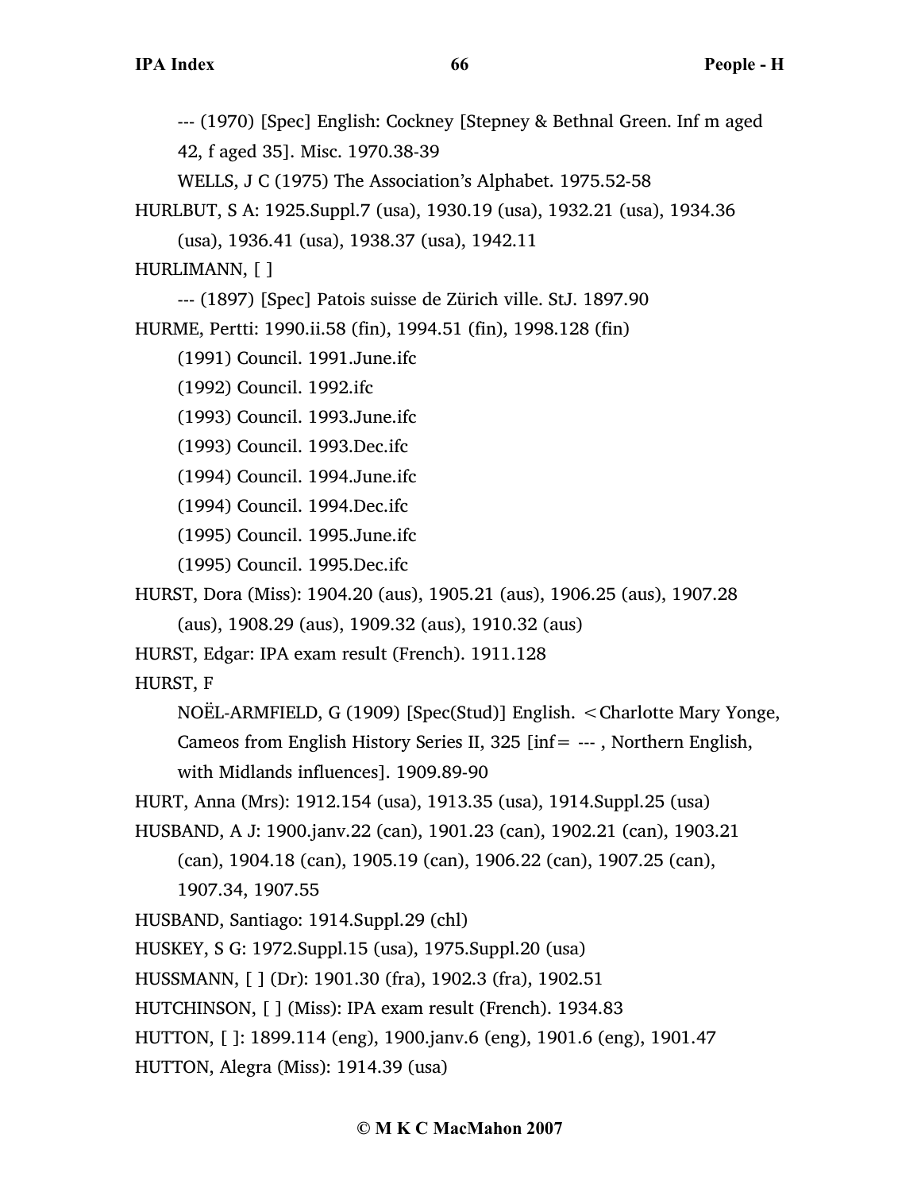--- (1970) [Spec] English: Cockney [Stepney & Bethnal Green. Inf m aged 42, f aged 35]. Misc. 1970.38-39

WELLS, J C (1975) The Association's Alphabet. 1975.52-58

HURLBUT, S A: 1925.Suppl.7 (usa), 1930.19 (usa), 1932.21 (usa), 1934.36 (usa), 1936.41 (usa), 1938.37 (usa), 1942.11

HURLIMANN, [ ]

--- (1897) [Spec] Patois suisse de Zürich ville. StJ. 1897.90

HURME, Pertti: 1990.ii.58 (fin), 1994.51 (fin), 1998.128 (fin)

(1991) Council. 1991.June.ifc

(1992) Council. 1992.ifc

(1993) Council. 1993.June.ifc

(1993) Council. 1993.Dec.ifc

(1994) Council. 1994.June.ifc

(1994) Council. 1994.Dec.ifc

(1995) Council. 1995.June.ifc

(1995) Council. 1995.Dec.ifc

HURST, Dora (Miss): 1904.20 (aus), 1905.21 (aus), 1906.25 (aus), 1907.28 (aus), 1908.29 (aus), 1909.32 (aus), 1910.32 (aus)

HURST, Edgar: IPA exam result (French). 1911.128

HURST, F

NOËL-ARMFIELD, G (1909) [Spec(Stud)] English. <Charlotte Mary Yonge, Cameos from English History Series II, 325 [inf= --- , Northern English, with Midlands influences]. 1909.89-90

HURT, Anna (Mrs): 1912.154 (usa), 1913.35 (usa), 1914.Suppl.25 (usa)

HUSBAND, A J: 1900.janv.22 (can), 1901.23 (can), 1902.21 (can), 1903.21 (can), 1904.18 (can), 1905.19 (can), 1906.22 (can), 1907.25 (can), 1907.34, 1907.55

HUSBAND, Santiago: 1914.Suppl.29 (chl)

HUSKEY, S G: 1972.Suppl.15 (usa), 1975.Suppl.20 (usa)

HUSSMANN, [ ] (Dr): 1901.30 (fra), 1902.3 (fra), 1902.51

HUTCHINSON, [ ] (Miss): IPA exam result (French). 1934.83

HUTTON, [ ]: 1899.114 (eng), 1900.janv.6 (eng), 1901.6 (eng), 1901.47

HUTTON, Alegra (Miss): 1914.39 (usa)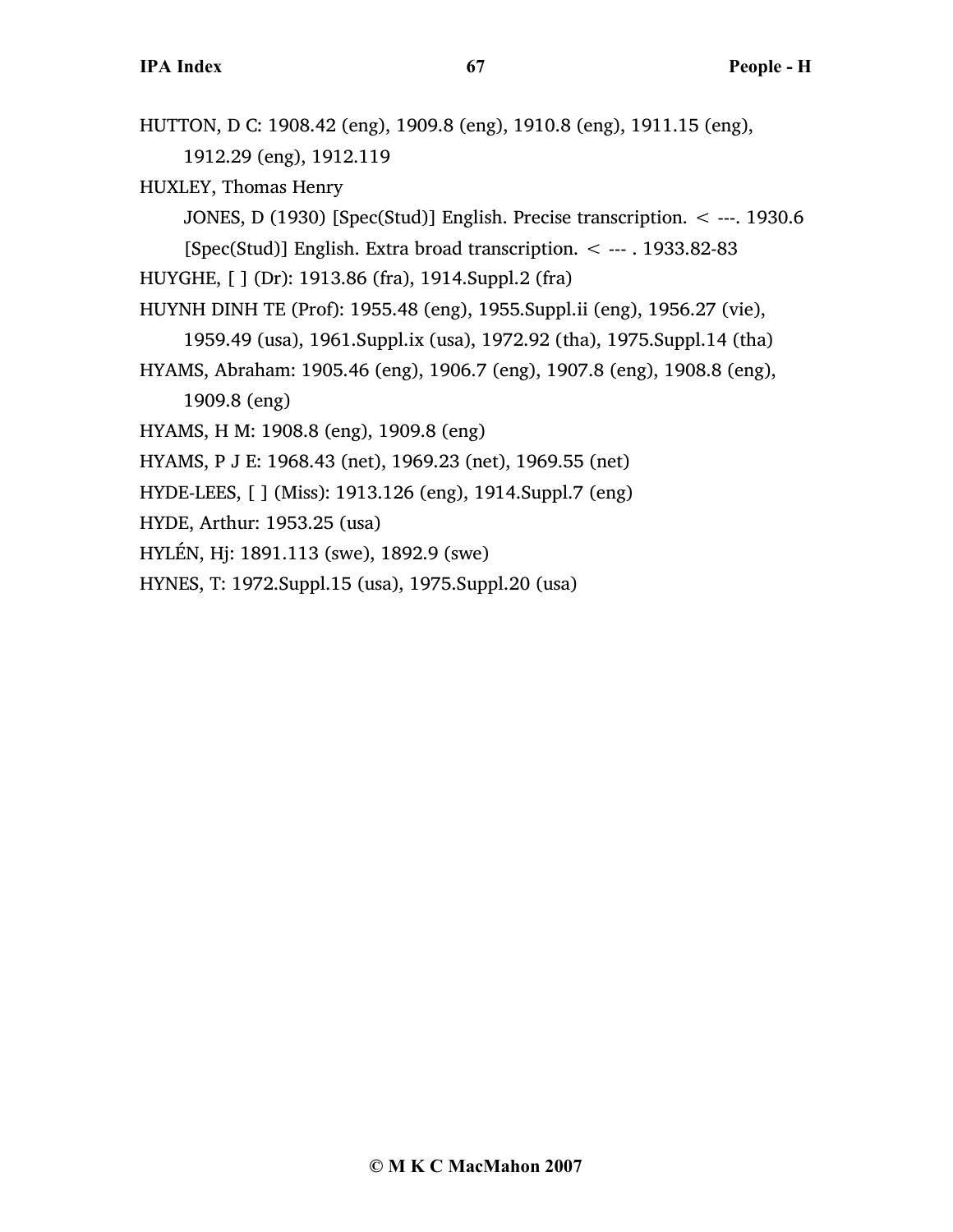HUTTON, D C: 1908.42 (eng), 1909.8 (eng), 1910.8 (eng), 1911.15 (eng), 1912.29 (eng), 1912.119

HUXLEY, Thomas Henry

JONES, D (1930) [Spec(Stud)] English. Precise transcription. < ---. 1930.6 [Spec(Stud)] English. Extra broad transcription. < --- . 1933.82-83

HUYGHE, [ ] (Dr): 1913.86 (fra), 1914.Suppl.2 (fra)

HUYNH DINH TE (Prof): 1955.48 (eng), 1955.Suppl.ii (eng), 1956.27 (vie), 1959.49 (usa), 1961.Suppl.ix (usa), 1972.92 (tha), 1975.Suppl.14 (tha)

HYAMS, Abraham: 1905.46 (eng), 1906.7 (eng), 1907.8 (eng), 1908.8 (eng), 1909.8 (eng)

HYAMS, H M: 1908.8 (eng), 1909.8 (eng)

HYAMS, P J E: 1968.43 (net), 1969.23 (net), 1969.55 (net)

HYDE-LEES, [ ] (Miss): 1913.126 (eng), 1914.Suppl.7 (eng)

HYDE, Arthur: 1953.25 (usa)

HYLÉN, Hj: 1891.113 (swe), 1892.9 (swe)

HYNES, T: 1972.Suppl.15 (usa), 1975.Suppl.20 (usa)